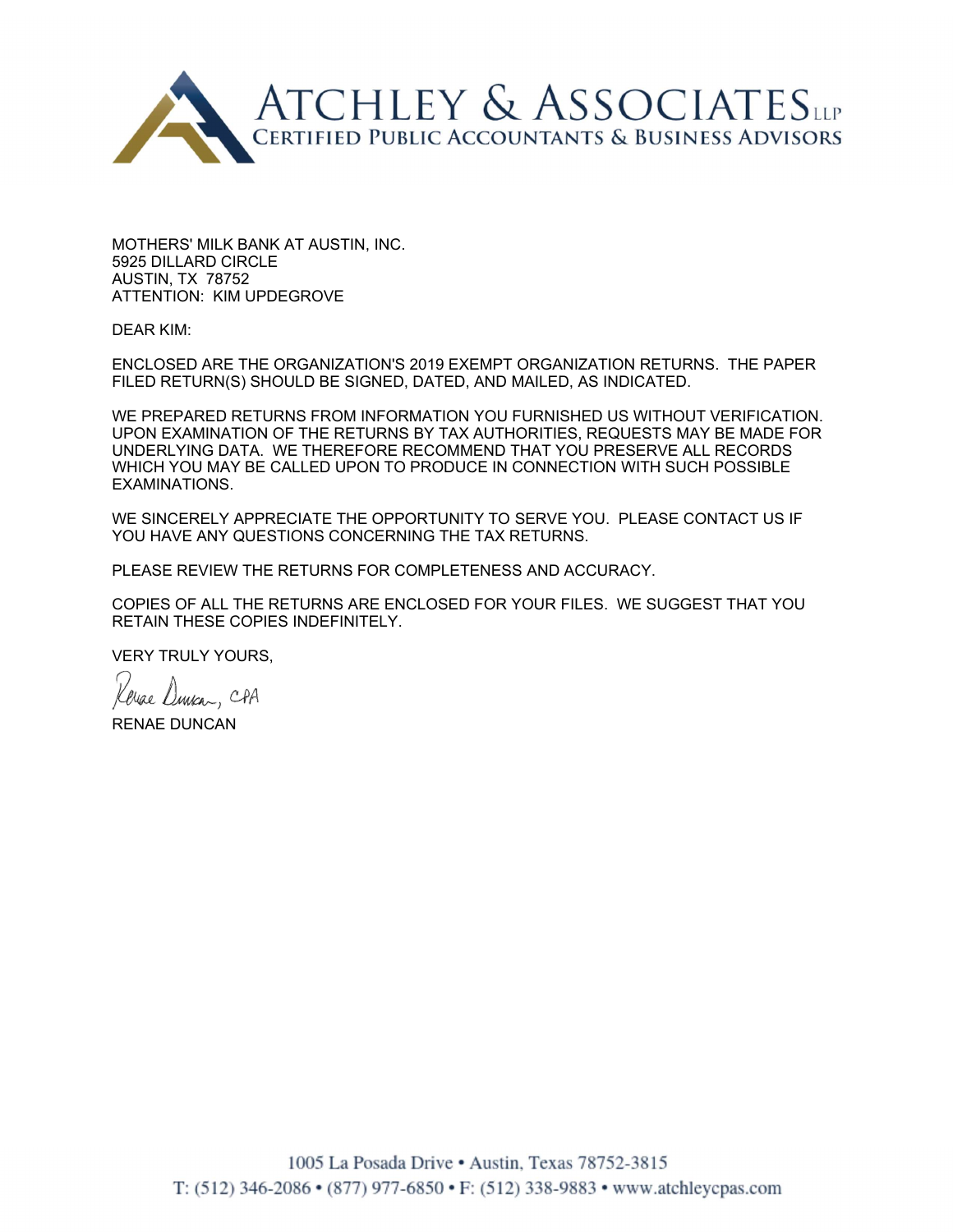# ATCHLEY & ASSOCIATES LLP
CERTIFIED PUBLIC ACCOUNTANTS & BUSINESS ADVISORS

MOTHERS' MILK BANK AT AUSTIN, INC.
5925 DILLARD CIRCLE
AUSTIN, TX 78752
ATTENTION: KIM UPDEGROVE

DEAR KIM:

ENCLOSED ARE THE ORGANIZATION'S 2019 EXEMPT ORGANIZATION RETURNS. THE PAPER FILED RETURN(S) SHOULD BE SIGNED, DATED, AND MAILED, AS INDICATED.

WE PREPARED RETURNS FROM INFORMATION YOU FURNISHED US WITHOUT VERIFICATION. UPON EXAMINATION OF THE RETURNS BY TAX AUTHORITIES, REQUESTS MAY BE MADE FOR UNDERLYING DATA. WE THEREFORE RECOMMEND THAT YOU PRESERVE ALL RECORDS WHICH YOU MAY BE CALLED UPON TO PRODUCE IN CONNECTION WITH SUCH POSSIBLE EXAMINATIONS.

WE SINCERELY APPRECIATE THE OPPORTUNITY TO SERVE YOU. PLEASE CONTACT US IF YOU HAVE ANY QUESTIONS CONCERNING THE TAX RETURNS.

PLEASE REVIEW THE RETURNS FOR COMPLETENESS AND ACCURACY.

COPIES OF ALL THE RETURNS ARE ENCLOSED FOR YOUR FILES. WE SUGGEST THAT YOU RETAIN THESE COPIES INDEFINITELY.

VERY TRULY YOURS,

Renae Duncan, CPA

RENAE DUNCAN

1005 La Posada Drive • Austin, Texas 78752-3815
T: (512) 346-2086 • (877) 977-6850 • F: (512) 338-9883 • www.atchleycpas.com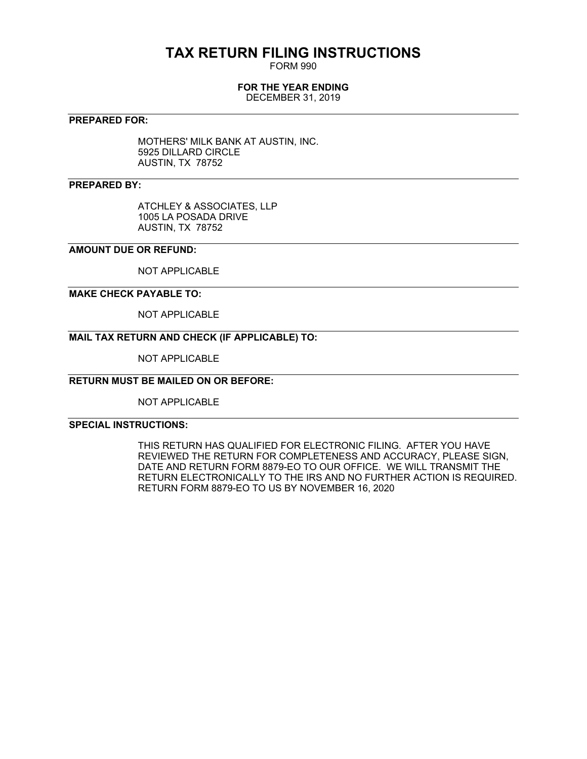# TAX RETURN FILING INSTRUCTIONS

FORM 990

**FOR THE YEAR ENDING**

DECEMBER 31, 2019

---

**PREPARED FOR:**

MOTHERS' MILK BANK AT AUSTIN, INC.
5925 DILLARD CIRCLE
AUSTIN, TX 78752

---

**PREPARED BY:**

ATCHLEY & ASSOCIATES, LLP
1005 LA POSADA DRIVE
AUSTIN, TX 78752

---

**AMOUNT DUE OR REFUND:**

NOT APPLICABLE

---

**MAKE CHECK PAYABLE TO:**

NOT APPLICABLE

---

**MAIL TAX RETURN AND CHECK (IF APPLICABLE) TO:**

NOT APPLICABLE

---

**RETURN MUST BE MAILED ON OR BEFORE:**

NOT APPLICABLE

---

**SPECIAL INSTRUCTIONS:**

THIS RETURN HAS QUALIFIED FOR ELECTRONIC FILING. AFTER YOU HAVE REVIEWED THE RETURN FOR COMPLETENESS AND ACCURACY, PLEASE SIGN, DATE AND RETURN FORM 8879-EO TO OUR OFFICE. WE WILL TRANSMIT THE RETURN ELECTRONICALLY TO THE IRS AND NO FURTHER ACTION IS REQUIRED. RETURN FORM 8879-EO TO US BY NOVEMBER 16, 2020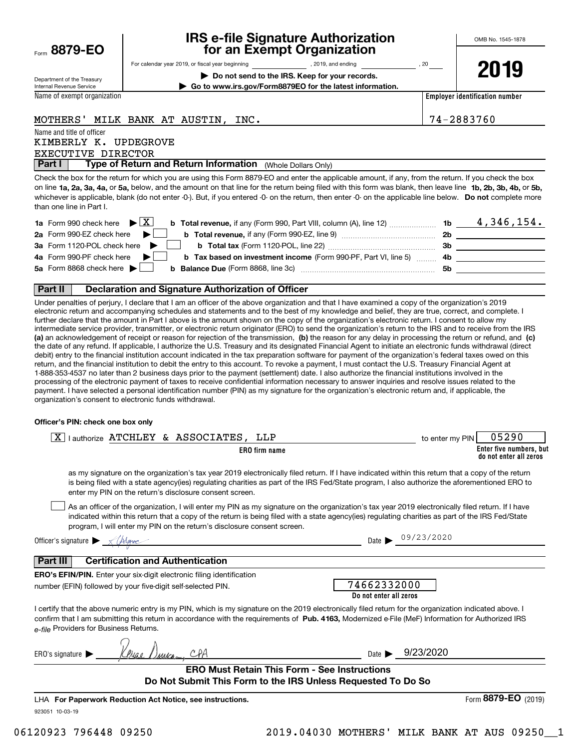Form **8879-EO**

# IRS e-file Signature Authorization for an Exempt Organization

OMB No. 1545-1878

For calendar year 2019, or fiscal year beginning \_\_\_\_\_\_\_\_, 2019, and ending \_\_\_\_\_\_\_\_, 20\_\_

**2019**

Department of the Treasury
Internal Revenue Service

▶ **Do not send to the IRS. Keep for your records.**

▶ **Go to www.irs.gov/Form8879EO for the latest information.**

| Name of exempt organization | Employer identification number |
|---|---|
| MOTHERS' MILK BANK AT AUSTIN, INC. | 74-2883760 |

Name and title of officer
KIMBERLY K. UPDEGROVE
EXECUTIVE DIRECTOR

## Part I — Type of Return and Return Information (Whole Dollars Only)

Check the box for the return for which you are using this Form 8879-EO and enter the applicable amount, if any, from the return. If you check the box on line **1a, 2a, 3a, 4a,** or **5a,** below, and the amount on that line for the return being filed with this form was blank, then leave line **1b, 2b, 3b, 4b,** or **5b,** whichever is applicable, blank (do not enter -0-). But, if you entered -0- on the return, then enter -0- on the applicable line below. **Do not** complete more than one line in Part I.

| | | | |
|---|---|---|---|
| **1a** Form 990 check here ▶ [X] | **b Total revenue,** if any (Form 990, Part VIII, column (A), line 12) | **1b** | 4,346,154. |
| **2a** Form 990-EZ check here ▶ [ ] | **b Total revenue,** if any (Form 990-EZ, line 9) | **2b** | |
| **3a** Form 1120-POL check here ▶ [ ] | **b Total tax** (Form 1120-POL, line 22) | **3b** | |
| **4a** Form 990-PF check here ▶ [ ] | **b Tax based on investment income** (Form 990-PF, Part VI, line 5) | **4b** | |
| **5a** Form 8868 check here ▶ [ ] | **b Balance Due** (Form 8868, line 3c) | **5b** | |

## Part II — Declaration and Signature Authorization of Officer

Under penalties of perjury, I declare that I am an officer of the above organization and that I have examined a copy of the organization's 2019 electronic return and accompanying schedules and statements and to the best of my knowledge and belief, they are true, correct, and complete. I further declare that the amount in Part I above is the amount shown on the copy of the organization's electronic return. I consent to allow my intermediate service provider, transmitter, or electronic return originator (ERO) to send the organization's return to the IRS and to receive from the IRS **(a)** an acknowledgement of receipt or reason for rejection of the transmission, **(b)** the reason for any delay in processing the return or refund, and **(c)** the date of any refund. If applicable, I authorize the U.S. Treasury and its designated Financial Agent to initiate an electronic funds withdrawal (direct debit) entry to the financial institution account indicated in the tax preparation software for payment of the organization's federal taxes owed on this return, and the financial institution to debit the entry to this account. To revoke a payment, I must contact the U.S. Treasury Financial Agent at 1-888-353-4537 no later than 2 business days prior to the payment (settlement) date. I also authorize the financial institutions involved in the processing of the electronic payment of taxes to receive confidential information necessary to answer inquiries and resolve issues related to the payment. I have selected a personal identification number (PIN) as my signature for the organization's electronic return and, if applicable, the organization's consent to electronic funds withdrawal.

**Officer's PIN: check one box only**

[X] I authorize ATCHLEY & ASSOCIATES, LLP (**ERO firm name**) to enter my PIN 05290 (**Enter five numbers, but do not enter all zeros**)

as my signature on the organization's tax year 2019 electronically filed return. If I have indicated within this return that a copy of the return is being filed with a state agency(ies) regulating charities as part of the IRS Fed/State program, I also authorize the aforementioned ERO to enter my PIN on the return's disclosure consent screen.

[ ] As an officer of the organization, I will enter my PIN as my signature on the organization's tax year 2019 electronically filed return. If I have indicated within this return that a copy of the return is being filed with a state agency(ies) regulating charities as part of the IRS Fed/State program, I will enter my PIN on the return's disclosure consent screen.

Officer's signature ▶ *[signature]* Date ▶ 09/23/2020

## Part III — Certification and Authentication

**ERO's EFIN/PIN.** Enter your six-digit electronic filing identification number (EFIN) followed by your five-digit self-selected PIN. 74662332000 (**Do not enter all zeros**)

I certify that the above numeric entry is my PIN, which is my signature on the 2019 electronically filed return for the organization indicated above. I confirm that I am submitting this return in accordance with the requirements of **Pub. 4163,** Modernized e-File (MeF) Information for Authorized IRS *e-file* Providers for Business Returns.

ERO's signature ▶ *Renae Duncan, CPA* Date ▶ 9/23/2020

**ERO Must Retain This Form - See Instructions**
**Do Not Submit This Form to the IRS Unless Requested To Do So**

LHA **For Paperwork Reduction Act Notice, see instructions.** Form **8879-EO** (2019)

923051 10-03-19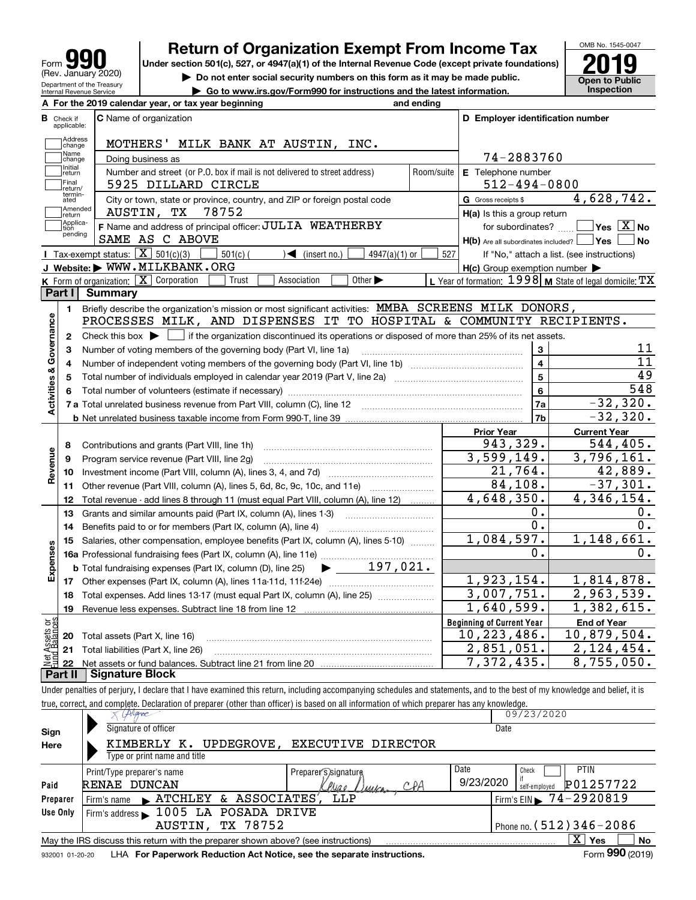Form **990** (Rev. January 2020)
Department of the Treasury
Internal Revenue Service

# Return of Organization Exempt From Income Tax

**Under section 501(c), 527, or 4947(a)(1) of the Internal Revenue Code (except private foundations)**

▶ Do not enter social security numbers on this form as it may be made public.

▶ Go to www.irs.gov/Form990 for instructions and the latest information.

OMB No. 1545-0047

**2019**

**Open to Public Inspection**

**A** For the 2019 calendar year, or tax year beginning and ending

**B** Check if applicable: Address change, Name change, Initial return, Final return/terminated, Amended return, Application pending

**C** Name of organization: MOTHERS' MILK BANK AT AUSTIN, INC.

Doing business as

Number and street (or P.O. box if mail is not delivered to street address): 5925 DILLARD CIRCLE | Room/suite

City or town, state or province, country, and ZIP or foreign postal code: AUSTIN, TX 78752

**D** Employer identification number: 74-2883760

**E** Telephone number: 512-494-0800

**G** Gross receipts $ 4,628,742.

**F** Name and address of principal officer: JULIA WEATHERBY, SAME AS C ABOVE

**H(a)** Is this a group return for subordinates? ☐ Yes ☒ No

**H(b)** Are all subordinates included? ☐ Yes ☐ No — If "No," attach a list. (see instructions)

**H(c)** Group exemption number ▶

**I** Tax-exempt status: ☒ 501(c)(3) ☐ 501(c) ( ) ◀ (insert no.) ☐ 4947(a)(1) or ☐ 527

**J** Website: ▶ WWW.MILKBANK.ORG

**K** Form of organization: ☒ Corporation ☐ Trust ☐ Association ☐ Other ▶

**L** Year of formation: 1998 **M** State of legal domicile: TX

## Part I Summary

**Activities & Governance**

1. Briefly describe the organization's mission or most significant activities: MMBA SCREENS MILK DONORS, PROCESSES MILK, AND DISPENSES IT TO HOSPITAL & COMMUNITY RECIPIENTS.
2. Check this box ▶ ☐ if the organization discontinued its operations or disposed of more than 25% of its net assets.

| | | | |
|---|---|---|---|
| 3 | Number of voting members of the governing body (Part VI, line 1a) | 3 | 11 |
| 4 | Number of independent voting members of the governing body (Part VI, line 1b) | 4 | 11 |
| 5 | Total number of individuals employed in calendar year 2019 (Part V, line 2a) | 5 | 49 |
| 6 | Total number of volunteers (estimate if necessary) | 6 | 548 |
| 7a | Total unrelated business revenue from Part VIII, column (C), line 12 | 7a | -32,320. |
| b | Net unrelated business taxable income from Form 990-T, line 39 | 7b | -32,320. |

| | | Prior Year | Current Year |
|---|---|---|---|
| **Revenue** | | | |
| 8 | Contributions and grants (Part VIII, line 1h) | 943,329. | 544,405. |
| 9 | Program service revenue (Part VIII, line 2g) | 3,599,149. | 3,796,161. |
| 10 | Investment income (Part VIII, column (A), lines 3, 4, and 7d) | 21,764. | 42,889. |
| 11 | Other revenue (Part VIII, column (A), lines 5, 6d, 8c, 9c, 10c, and 11e) | 84,108. | -37,301. |
| 12 | Total revenue - add lines 8 through 11 (must equal Part VIII, column (A), line 12) | 4,648,350. | 4,346,154. |
| **Expenses** | | | |
| 13 | Grants and similar amounts paid (Part IX, column (A), lines 1-3) | 0. | 0. |
| 14 | Benefits paid to or for members (Part IX, column (A), line 4) | 0. | 0. |
| 15 | Salaries, other compensation, employee benefits (Part IX, column (A), lines 5-10) | 1,084,597. | 1,148,661. |
| 16a | Professional fundraising fees (Part IX, column (A), line 11e) | 0. | 0. |
| b | Total fundraising expenses (Part IX, column (D), line 25) ▶ 197,021. | | |
| 17 | Other expenses (Part IX, column (A), lines 11a-11d, 11f-24e) | 1,923,154. | 1,814,878. |
| 18 | Total expenses. Add lines 13-17 (must equal Part IX, column (A), line 25) | 3,007,751. | 2,963,539. |
| 19 | Revenue less expenses. Subtract line 18 from line 12 | 1,640,599. | 1,382,615. |

| **Net Assets or Fund Balances** | | Beginning of Current Year | End of Year |
|---|---|---|---|
| 20 | Total assets (Part X, line 16) | 10,223,486. | 10,879,504. |
| 21 | Total liabilities (Part X, line 26) | 2,851,051. | 2,124,454. |
| 22 | Net assets or fund balances. Subtract line 21 from line 20 | 7,372,435. | 8,755,050. |

## Part II Signature Block

Under penalties of perjury, I declare that I have examined this return, including accompanying schedules and statements, and to the best of my knowledge and belief, it is true, correct, and complete. Declaration of preparer (other than officer) is based on all information of which preparer has any knowledge.

**Sign Here**

Signature of officer: [signature] | Date: 09/23/2020

KIMBERLY K. UPDEGROVE, EXECUTIVE DIRECTOR
Type or print name and title

**Paid Preparer Use Only**

| Print/Type preparer's name | Preparer's signature | Date | Check ☐ if self-employed | PTIN |
|---|---|---|---|---|
| RENAE DUNCAN | Renae Duncan, CPA | 9/23/2020 | | P01257722 |

Firm's name ▶ ATCHLEY & ASSOCIATES, LLP | Firm's EIN ▶ 74-2920819

Firm's address ▶ 1005 LA POSADA DRIVE, AUSTIN, TX 78752 | Phone no. (512)346-2086

May the IRS discuss this return with the preparer shown above? (see instructions) ☒ Yes ☐ No

932001 01-20-20 LHA For Paperwork Reduction Act Notice, see the separate instructions. Form **990** (2019)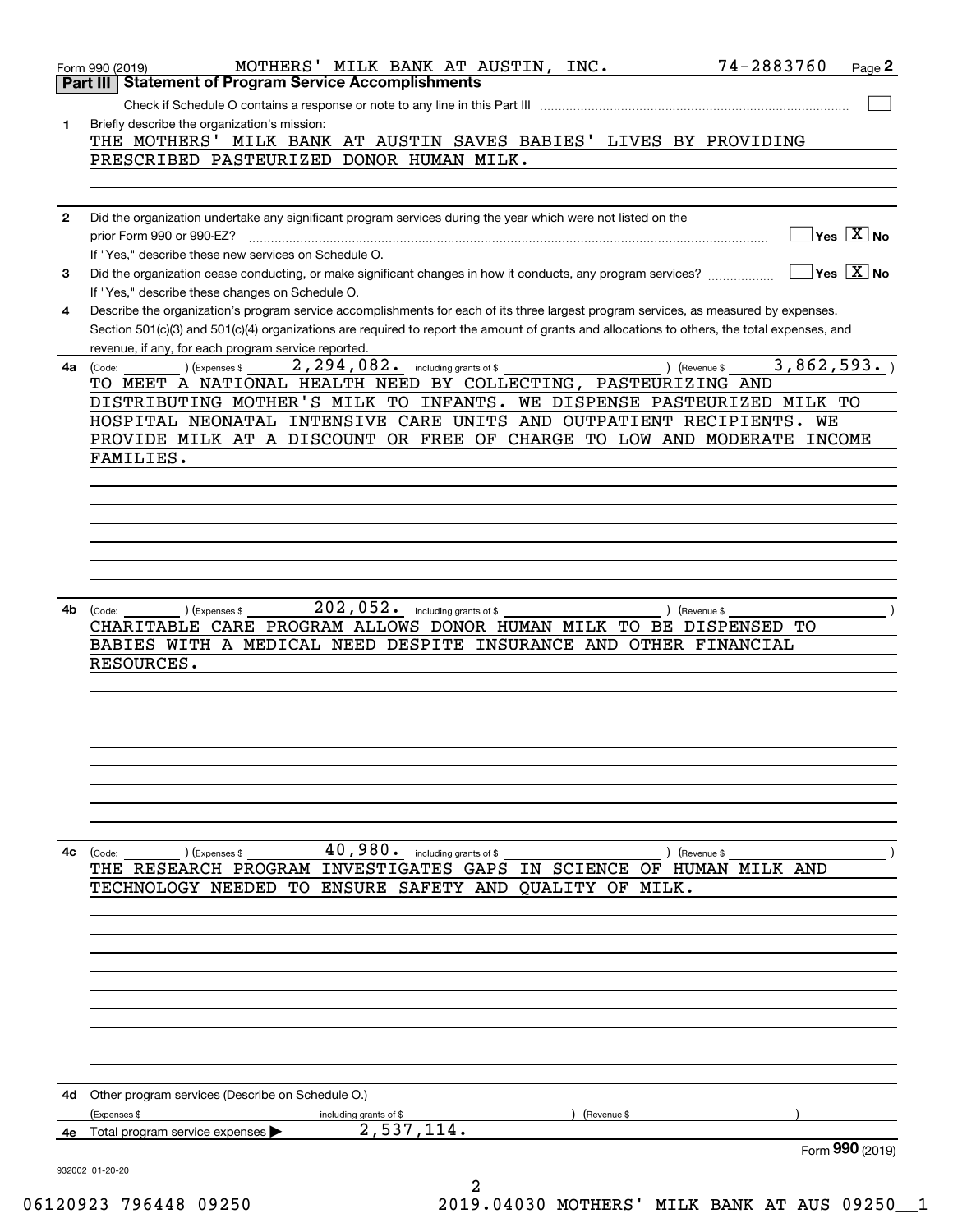Form 990 (2019) MOTHERS' MILK BANK AT AUSTIN, INC. 74-2883760 Page 2

## Part III Statement of Program Service Accomplishments

Check if Schedule O contains a response or note to any line in this Part III ☐

**1** Briefly describe the organization's mission:

THE MOTHERS' MILK BANK AT AUSTIN SAVES BABIES' LIVES BY PROVIDING PRESCRIBED PASTEURIZED DONOR HUMAN MILK.

**2** Did the organization undertake any significant program services during the year which were not listed on the prior Form 990 or 990-EZ? ☐ Yes ☒ No

If "Yes," describe these new services on Schedule O.

**3** Did the organization cease conducting, or make significant changes in how it conducts, any program services? ☐ Yes ☒ No

If "Yes," describe these changes on Schedule O.

**4** Describe the organization's program service accomplishments for each of its three largest program services, as measured by expenses. Section 501(c)(3) and 501(c)(4) organizations are required to report the amount of grants and allocations to others, the total expenses, and revenue, if any, for each program service reported.

**4a** (Code: ) (Expenses $ 2,294,082. including grants of $ ) (Revenue $ 3,862,593. )

TO MEET A NATIONAL HEALTH NEED BY COLLECTING, PASTEURIZING AND DISTRIBUTING MOTHER'S MILK TO INFANTS. WE DISPENSE PASTEURIZED MILK TO HOSPITAL NEONATAL INTENSIVE CARE UNITS AND OUTPATIENT RECIPIENTS. WE PROVIDE MILK AT A DISCOUNT OR FREE OF CHARGE TO LOW AND MODERATE INCOME FAMILIES.

**4b** (Code: ) (Expenses $ 202,052. including grants of $ ) (Revenue $ )

CHARITABLE CARE PROGRAM ALLOWS DONOR HUMAN MILK TO BE DISPENSED TO BABIES WITH A MEDICAL NEED DESPITE INSURANCE AND OTHER FINANCIAL RESOURCES.

**4c** (Code: ) (Expenses $ 40,980. including grants of $ ) (Revenue $ )

THE RESEARCH PROGRAM INVESTIGATES GAPS IN SCIENCE OF HUMAN MILK AND TECHNOLOGY NEEDED TO ENSURE SAFETY AND QUALITY OF MILK.

**4d** Other program services (Describe on Schedule O.)

(Expenses $ including grants of $ ) (Revenue $ )

**4e** Total program service expenses ▶ 2,537,114.

Form **990** (2019)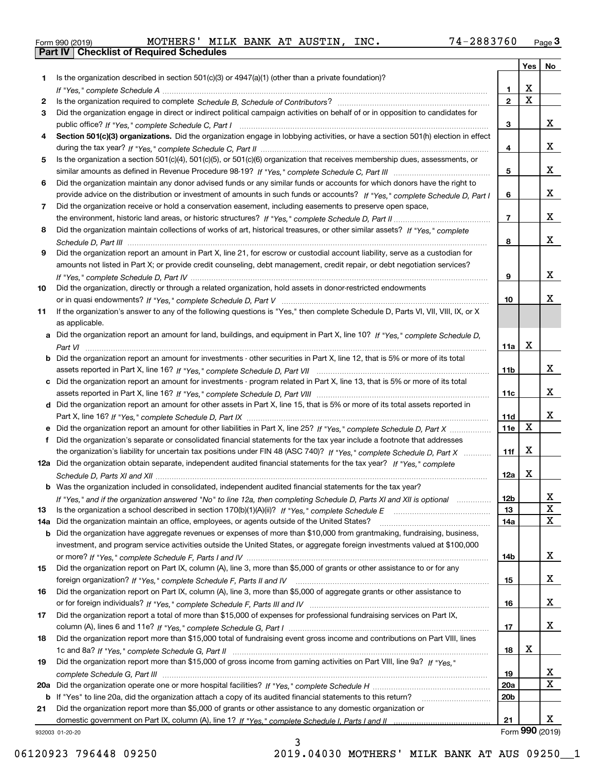Form 990 (2019) MOTHERS' MILK BANK AT AUSTIN, INC. 74-2883760 Page 3

## Part IV Checklist of Required Schedules

| | | | Yes | No |
|---|---|---|---|---|
| 1 | Is the organization described in section 501(c)(3) or 4947(a)(1) (other than a private foundation)? *If "Yes," complete Schedule A* | 1 | X | |
| 2 | Is the organization required to complete *Schedule B, Schedule of Contributors*? | 2 | X | |
| 3 | Did the organization engage in direct or indirect political campaign activities on behalf of or in opposition to candidates for public office? *If "Yes," complete Schedule C, Part I* | 3 | | X |
| 4 | **Section 501(c)(3) organizations.** Did the organization engage in lobbying activities, or have a section 501(h) election in effect during the tax year? *If "Yes," complete Schedule C, Part II* | 4 | | X |
| 5 | Is the organization a section 501(c)(4), 501(c)(5), or 501(c)(6) organization that receives membership dues, assessments, or similar amounts as defined in Revenue Procedure 98-19? *If "Yes," complete Schedule C, Part III* | 5 | | X |
| 6 | Did the organization maintain any donor advised funds or any similar funds or accounts for which donors have the right to provide advice on the distribution or investment of amounts in such funds or accounts? *If "Yes," complete Schedule D, Part I* | 6 | | X |
| 7 | Did the organization receive or hold a conservation easement, including easements to preserve open space, the environment, historic land areas, or historic structures? *If "Yes," complete Schedule D, Part II* | 7 | | X |
| 8 | Did the organization maintain collections of works of art, historical treasures, or other similar assets? *If "Yes," complete Schedule D, Part III* | 8 | | X |
| 9 | Did the organization report an amount in Part X, line 21, for escrow or custodial account liability, serve as a custodian for amounts not listed in Part X; or provide credit counseling, debt management, credit repair, or debt negotiation services? *If "Yes," complete Schedule D, Part IV* | 9 | | X |
| 10 | Did the organization, directly or through a related organization, hold assets in donor-restricted endowments or in quasi endowments? *If "Yes," complete Schedule D, Part V* | 10 | | X |
| 11 | If the organization's answer to any of the following questions is "Yes," then complete Schedule D, Parts VI, VII, VIII, IX, or X as applicable. | | | |
| a | Did the organization report an amount for land, buildings, and equipment in Part X, line 10? *If "Yes," complete Schedule D, Part VI* | 11a | X | |
| b | Did the organization report an amount for investments - other securities in Part X, line 12, that is 5% or more of its total assets reported in Part X, line 16? *If "Yes," complete Schedule D, Part VII* | 11b | | X |
| c | Did the organization report an amount for investments - program related in Part X, line 13, that is 5% or more of its total assets reported in Part X, line 16? *If "Yes," complete Schedule D, Part VIII* | 11c | | X |
| d | Did the organization report an amount for other assets in Part X, line 15, that is 5% or more of its total assets reported in Part X, line 16? *If "Yes," complete Schedule D, Part IX* | 11d | | X |
| e | Did the organization report an amount for other liabilities in Part X, line 25? *If "Yes," complete Schedule D, Part X* | 11e | X | |
| f | Did the organization's separate or consolidated financial statements for the tax year include a footnote that addresses the organization's liability for uncertain tax positions under FIN 48 (ASC 740)? *If "Yes," complete Schedule D, Part X* | 11f | X | |
| 12a | Did the organization obtain separate, independent audited financial statements for the tax year? *If "Yes," complete Schedule D, Parts XI and XII* | 12a | X | |
| b | Was the organization included in consolidated, independent audited financial statements for the tax year? *If "Yes," and if the organization answered "No" to line 12a, then completing Schedule D, Parts XI and XII is optional* | 12b | | X |
| 13 | Is the organization a school described in section 170(b)(1)(A)(ii)? *If "Yes," complete Schedule E* | 13 | | X |
| 14a | Did the organization maintain an office, employees, or agents outside of the United States? | 14a | | X |
| b | Did the organization have aggregate revenues or expenses of more than $10,000 from grantmaking, fundraising, business, investment, and program service activities outside the United States, or aggregate foreign investments valued at $100,000 or more? *If "Yes," complete Schedule F, Parts I and IV* | 14b | | X |
| 15 | Did the organization report on Part IX, column (A), line 3, more than $5,000 of grants or other assistance to or for any foreign organization? *If "Yes," complete Schedule F, Parts II and IV* | 15 | | X |
| 16 | Did the organization report on Part IX, column (A), line 3, more than $5,000 of aggregate grants or other assistance to or for foreign individuals? *If "Yes," complete Schedule F, Parts III and IV* | 16 | | X |
| 17 | Did the organization report a total of more than $15,000 of expenses for professional fundraising services on Part IX, column (A), lines 6 and 11e? *If "Yes," complete Schedule G, Part I* | 17 | | X |
| 18 | Did the organization report more than $15,000 total of fundraising event gross income and contributions on Part VIII, lines 1c and 8a? *If "Yes," complete Schedule G, Part II* | 18 | X | |
| 19 | Did the organization report more than $15,000 of gross income from gaming activities on Part VIII, line 9a? *If "Yes," complete Schedule G, Part III* | 19 | | X |
| 20a | Did the organization operate one or more hospital facilities? *If "Yes," complete Schedule H* | 20a | | X |
| b | If "Yes" to line 20a, did the organization attach a copy of its audited financial statements to this return? | 20b | | |
| 21 | Did the organization report more than $5,000 of grants or other assistance to any domestic organization or domestic government on Part IX, column (A), line 1? *If "Yes," complete Schedule I, Parts I and II* | 21 | | X |

932003 01-20-20

Form **990** (2019)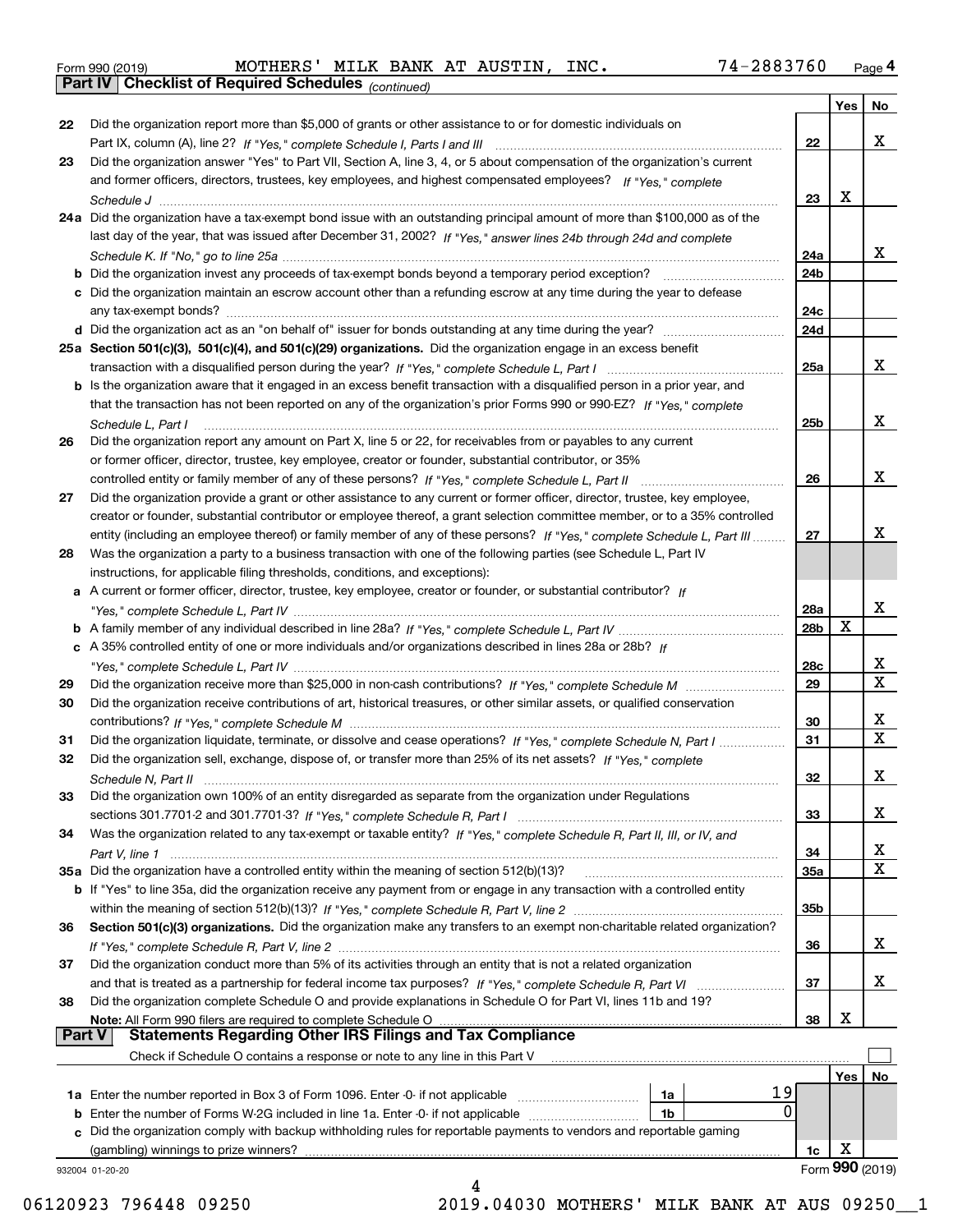Form 990 (2019) MOTHERS' MILK BANK AT AUSTIN, INC. 74-2883760 Page 4

**Part IV Checklist of Required Schedules** *(continued)*

| | | | Yes | No |
|---|---|---|---|---|
| 22 | Did the organization report more than $5,000 of grants or other assistance to or for domestic individuals on Part IX, column (A), line 2? *If "Yes," complete Schedule I, Parts I and III* | 22 | | X |
| 23 | Did the organization answer "Yes" to Part VII, Section A, line 3, 4, or 5 about compensation of the organization's current and former officers, directors, trustees, key employees, and highest compensated employees? *If "Yes," complete Schedule J* | 23 | X | |
| 24a | Did the organization have a tax-exempt bond issue with an outstanding principal amount of more than $100,000 as of the last day of the year, that was issued after December 31, 2002? *If "Yes," answer lines 24b through 24d and complete Schedule K. If "No," go to line 25a* | 24a | | X |
| b | Did the organization invest any proceeds of tax-exempt bonds beyond a temporary period exception? | 24b | | |
| c | Did the organization maintain an escrow account other than a refunding escrow at any time during the year to defease any tax-exempt bonds? | 24c | | |
| d | Did the organization act as an "on behalf of" issuer for bonds outstanding at any time during the year? | 24d | | |
| 25a | **Section 501(c)(3), 501(c)(4), and 501(c)(29) organizations.** Did the organization engage in an excess benefit transaction with a disqualified person during the year? *If "Yes," complete Schedule L, Part I* | 25a | | X |
| b | Is the organization aware that it engaged in an excess benefit transaction with a disqualified person in a prior year, and that the transaction has not been reported on any of the organization's prior Forms 990 or 990-EZ? *If "Yes," complete Schedule L, Part I* | 25b | | X |
| 26 | Did the organization report any amount on Part X, line 5 or 22, for receivables from or payables to any current or former officer, director, trustee, key employee, creator or founder, substantial contributor, or 35% controlled entity or family member of any of these persons? *If "Yes," complete Schedule L, Part II* | 26 | | X |
| 27 | Did the organization provide a grant or other assistance to any current or former officer, director, trustee, key employee, creator or founder, substantial contributor or employee thereof, a grant selection committee member, or to a 35% controlled entity (including an employee thereof) or family member of any of these persons? *If "Yes," complete Schedule L, Part III* | 27 | | X |
| 28 | Was the organization a party to a business transaction with one of the following parties (see Schedule L, Part IV instructions, for applicable filing thresholds, conditions, and exceptions): | | | |
| a | A current or former officer, director, trustee, key employee, creator or founder, or substantial contributor? *If "Yes," complete Schedule L, Part IV* | 28a | | X |
| b | A family member of any individual described in line 28a? *If "Yes," complete Schedule L, Part IV* | 28b | X | |
| c | A 35% controlled entity of one or more individuals and/or organizations described in lines 28a or 28b? *If "Yes," complete Schedule L, Part IV* | 28c | | X |
| 29 | Did the organization receive more than $25,000 in non-cash contributions? *If "Yes," complete Schedule M* | 29 | | X |
| 30 | Did the organization receive contributions of art, historical treasures, or other similar assets, or qualified conservation contributions? *If "Yes," complete Schedule M* | 30 | | X |
| 31 | Did the organization liquidate, terminate, or dissolve and cease operations? *If "Yes," complete Schedule N, Part I* | 31 | | X |
| 32 | Did the organization sell, exchange, dispose of, or transfer more than 25% of its net assets? *If "Yes," complete Schedule N, Part II* | 32 | | X |
| 33 | Did the organization own 100% of an entity disregarded as separate from the organization under Regulations sections 301.7701-2 and 301.7701-3? *If "Yes," complete Schedule R, Part I* | 33 | | X |
| 34 | Was the organization related to any tax-exempt or taxable entity? *If "Yes," complete Schedule R, Part II, III, or IV, and Part V, line 1* | 34 | | X |
| 35a | Did the organization have a controlled entity within the meaning of section 512(b)(13)? | 35a | | X |
| b | If "Yes" to line 35a, did the organization receive any payment from or engage in any transaction with a controlled entity within the meaning of section 512(b)(13)? *If "Yes," complete Schedule R, Part V, line 2* | 35b | | |
| 36 | **Section 501(c)(3) organizations.** Did the organization make any transfers to an exempt non-charitable related organization? *If "Yes," complete Schedule R, Part V, line 2* | 36 | | X |
| 37 | Did the organization conduct more than 5% of its activities through an entity that is not a related organization and that is treated as a partnership for federal income tax purposes? *If "Yes," complete Schedule R, Part VI* | 37 | | X |
| 38 | Did the organization complete Schedule O and provide explanations in Schedule O for Part VI, lines 11b and 19? **Note:** All Form 990 filers are required to complete Schedule O | 38 | X | |

**Part V Statements Regarding Other IRS Filings and Tax Compliance**

Check if Schedule O contains a response or note to any line in this Part V ☐

| | | | | | Yes | No |
|---|---|---|---|---|---|---|
| 1a | Enter the number reported in Box 3 of Form 1096. Enter -0- if not applicable | 1a | 19 | | | |
| b | Enter the number of Forms W-2G included in line 1a. Enter -0- if not applicable | 1b | 0 | | | |
| c | Did the organization comply with backup withholding rules for reportable payments to vendors and reportable gaming (gambling) winnings to prize winners? | | | 1c | X | |

932004 01-20-20 Form **990** (2019)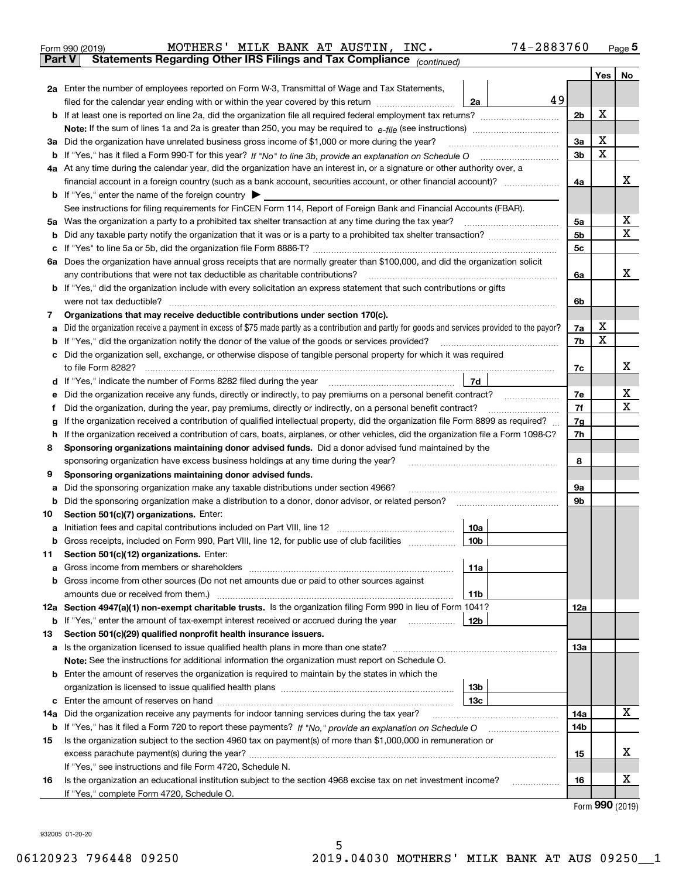Form 990 (2019) MOTHERS' MILK BANK AT AUSTIN, INC. 74-2883760 Page 5

**Part V Statements Regarding Other IRS Filings and Tax Compliance** *(continued)*

| | | | | | Yes | No |
|---|---|---|---|---|---|---|
| **2a** | Enter the number of employees reported on Form W-3, Transmittal of Wage and Tax Statements, filed for the calendar year ending with or within the year covered by this return | 2a | 49 | | | |
| **b** | If at least one is reported on line 2a, did the organization file all required federal employment tax returns? | | | 2b | X | |
| | **Note:** If the sum of lines 1a and 2a is greater than 250, you may be required to *e-file* (see instructions) | | | | | |
| **3a** | Did the organization have unrelated business gross income of $1,000 or more during the year? | | | 3a | X | |
| **b** | If "Yes," has it filed a Form 990-T for this year? *If "No" to line 3b, provide an explanation on Schedule O* | | | 3b | X | |
| **4a** | At any time during the calendar year, did the organization have an interest in, or a signature or other authority over, a financial account in a foreign country (such as a bank account, securities account, or other financial account)? | | | 4a | | X |
| **b** | If "Yes," enter the name of the foreign country ▶ | | | | | |
| | See instructions for filing requirements for FinCEN Form 114, Report of Foreign Bank and Financial Accounts (FBAR). | | | | | |
| **5a** | Was the organization a party to a prohibited tax shelter transaction at any time during the tax year? | | | 5a | | X |
| **b** | Did any taxable party notify the organization that it was or is a party to a prohibited tax shelter transaction? | | | 5b | | X |
| **c** | If "Yes" to line 5a or 5b, did the organization file Form 8886-T? | | | 5c | | |
| **6a** | Does the organization have annual gross receipts that are normally greater than $100,000, and did the organization solicit any contributions that were not tax deductible as charitable contributions? | | | 6a | | X |
| **b** | If "Yes," did the organization include with every solicitation an express statement that such contributions or gifts were not tax deductible? | | | 6b | | |
| **7** | **Organizations that may receive deductible contributions under section 170(c).** | | | | | |
| **a** | Did the organization receive a payment in excess of $75 made partly as a contribution and partly for goods and services provided to the payor? | | | 7a | X | |
| **b** | If "Yes," did the organization notify the donor of the value of the goods or services provided? | | | 7b | X | |
| **c** | Did the organization sell, exchange, or otherwise dispose of tangible personal property for which it was required to file Form 8282? | | | 7c | | X |
| **d** | If "Yes," indicate the number of Forms 8282 filed during the year | 7d | | | | |
| **e** | Did the organization receive any funds, directly or indirectly, to pay premiums on a personal benefit contract? | | | 7e | | X |
| **f** | Did the organization, during the year, pay premiums, directly or indirectly, on a personal benefit contract? | | | 7f | | X |
| **g** | If the organization received a contribution of qualified intellectual property, did the organization file Form 8899 as required? | | | 7g | | |
| **h** | If the organization received a contribution of cars, boats, airplanes, or other vehicles, did the organization file a Form 1098-C? | | | 7h | | |
| **8** | **Sponsoring organizations maintaining donor advised funds.** Did a donor advised fund maintained by the sponsoring organization have excess business holdings at any time during the year? | | | 8 | | |
| **9** | **Sponsoring organizations maintaining donor advised funds.** | | | | | |
| **a** | Did the sponsoring organization make any taxable distributions under section 4966? | | | 9a | | |
| **b** | Did the sponsoring organization make a distribution to a donor, donor advisor, or related person? | | | 9b | | |
| **10** | **Section 501(c)(7) organizations.** Enter: | | | | | |
| **a** | Initiation fees and capital contributions included on Part VIII, line 12 | 10a | | | | |
| **b** | Gross receipts, included on Form 990, Part VIII, line 12, for public use of club facilities | 10b | | | | |
| **11** | **Section 501(c)(12) organizations.** Enter: | | | | | |
| **a** | Gross income from members or shareholders | 11a | | | | |
| **b** | Gross income from other sources (Do not net amounts due or paid to other sources against amounts due or received from them.) | 11b | | | | |
| **12a** | **Section 4947(a)(1) non-exempt charitable trusts.** Is the organization filing Form 990 in lieu of Form 1041? | | | 12a | | |
| **b** | If "Yes," enter the amount of tax-exempt interest received or accrued during the year | 12b | | | | |
| **13** | **Section 501(c)(29) qualified nonprofit health insurance issuers.** | | | | | |
| **a** | Is the organization licensed to issue qualified health plans in more than one state? | | | 13a | | |
| | **Note:** See the instructions for additional information the organization must report on Schedule O. | | | | | |
| **b** | Enter the amount of reserves the organization is required to maintain by the states in which the organization is licensed to issue qualified health plans | 13b | | | | |
| **c** | Enter the amount of reserves on hand | 13c | | | | |
| **14a** | Did the organization receive any payments for indoor tanning services during the tax year? | | | 14a | | X |
| **b** | If "Yes," has it filed a Form 720 to report these payments? *If "No," provide an explanation on Schedule O* | | | 14b | | |
| **15** | Is the organization subject to the section 4960 tax on payment(s) of more than $1,000,000 in remuneration or excess parachute payment(s) during the year? | | | 15 | | X |
| | If "Yes," see instructions and file Form 4720, Schedule N. | | | | | |
| **16** | Is the organization an educational institution subject to the section 4968 excise tax on net investment income? | | | 16 | | X |
| | If "Yes," complete Form 4720, Schedule O. | | | | | |

Form **990** (2019)

932005 01-20-20

06120923 796448 09250 2019.04030 MOTHERS' MILK BANK AT AUS 09250__1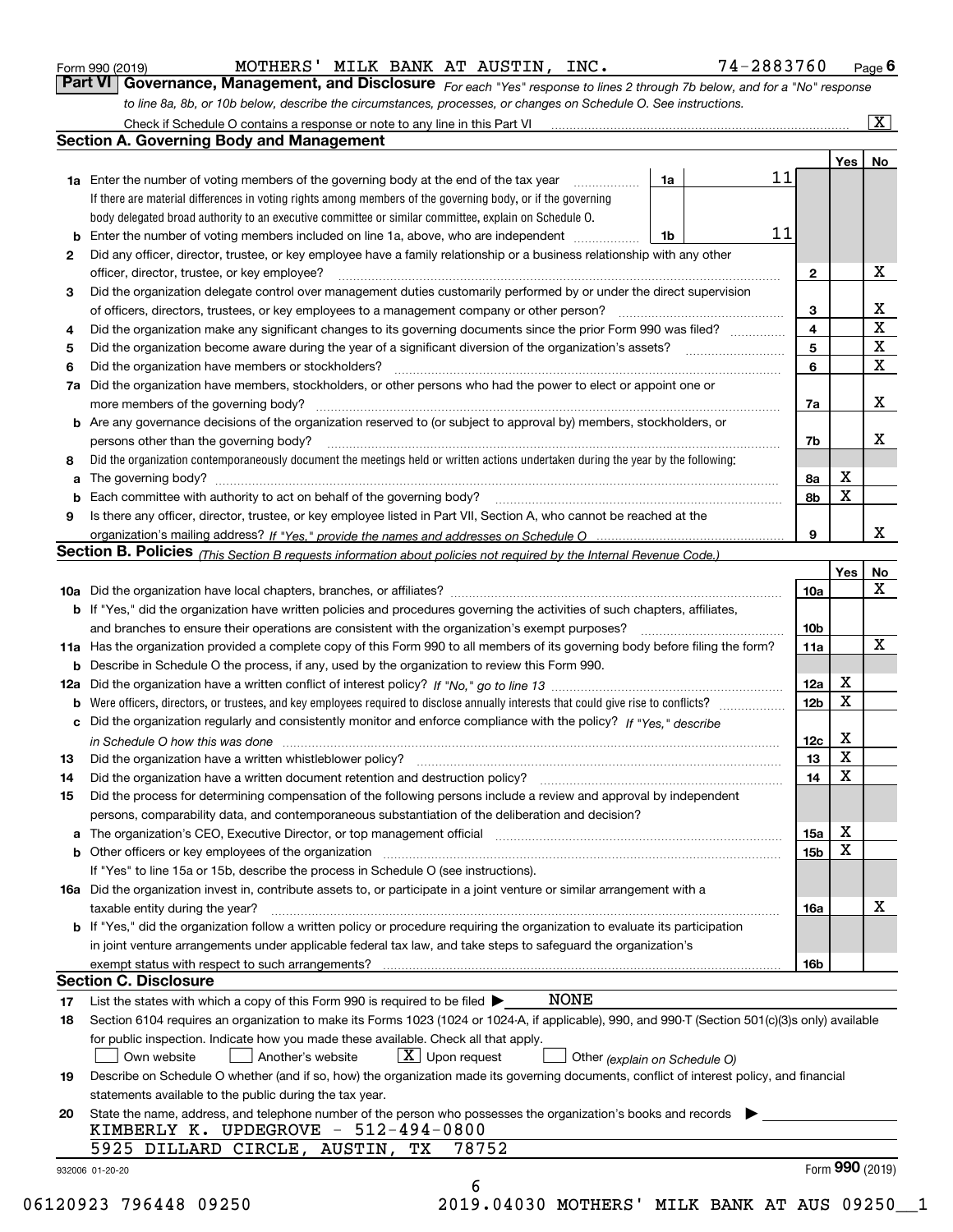Form 990 (2019) MOTHERS' MILK BANK AT AUSTIN, INC. 74-2883760 Page 6

## Part VI Governance, Management, and Disclosure

*For each "Yes" response to lines 2 through 7b below, and for a "No" response to line 8a, 8b, or 10b below, describe the circumstances, processes, or changes on Schedule O. See instructions.*

Check if Schedule O contains a response or note to any line in this Part VI ..... [X]

### Section A. Governing Body and Management

| | | | | Yes | No |
|---|---|---|---|---|---|
| **1a** | Enter the number of voting members of the governing body at the end of the tax year ..... **1a** | 11 | | | |
| | If there are material differences in voting rights among members of the governing body, or if the governing body delegated broad authority to an executive committee or similar committee, explain on Schedule O. | | | | |
| **b** | Enter the number of voting members included on line 1a, above, who are independent ..... **1b** | 11 | | | |
| **2** | Did any officer, director, trustee, or key employee have a family relationship or a business relationship with any other officer, director, trustee, or key employee? | | **2** | | X |
| **3** | Did the organization delegate control over management duties customarily performed by or under the direct supervision of officers, directors, trustees, or key employees to a management company or other person? | | **3** | | X |
| **4** | Did the organization make any significant changes to its governing documents since the prior Form 990 was filed? | | **4** | | X |
| **5** | Did the organization become aware during the year of a significant diversion of the organization's assets? | | **5** | | X |
| **6** | Did the organization have members or stockholders? | | **6** | | X |
| **7a** | Did the organization have members, stockholders, or other persons who had the power to elect or appoint one or more members of the governing body? | | **7a** | | X |
| **b** | Are any governance decisions of the organization reserved to (or subject to approval by) members, stockholders, or persons other than the governing body? | | **7b** | | X |
| **8** | Did the organization contemporaneously document the meetings held or written actions undertaken during the year by the following: | | | | |
| **a** | The governing body? | | **8a** | X | |
| **b** | Each committee with authority to act on behalf of the governing body? | | **8b** | X | |
| **9** | Is there any officer, director, trustee, or key employee listed in Part VII, Section A, who cannot be reached at the organization's mailing address? *If "Yes," provide the names and addresses on Schedule O* | | **9** | | X |

### Section B. Policies *(This Section B requests information about policies not required by the Internal Revenue Code.)*

| | | | Yes | No |
|---|---|---|---|---|
| **10a** | Did the organization have local chapters, branches, or affiliates? | **10a** | | X |
| **b** | If "Yes," did the organization have written policies and procedures governing the activities of such chapters, affiliates, and branches to ensure their operations are consistent with the organization's exempt purposes? | **10b** | | |
| **11a** | Has the organization provided a complete copy of this Form 990 to all members of its governing body before filing the form? | **11a** | | X |
| **b** | Describe in Schedule O the process, if any, used by the organization to review this Form 990. | | | |
| **12a** | Did the organization have a written conflict of interest policy? *If "No," go to line 13* | **12a** | X | |
| **b** | Were officers, directors, or trustees, and key employees required to disclose annually interests that could give rise to conflicts? | **12b** | X | |
| **c** | Did the organization regularly and consistently monitor and enforce compliance with the policy? *If "Yes," describe in Schedule O how this was done* | **12c** | X | |
| **13** | Did the organization have a written whistleblower policy? | **13** | X | |
| **14** | Did the organization have a written document retention and destruction policy? | **14** | X | |
| **15** | Did the process for determining compensation of the following persons include a review and approval by independent persons, comparability data, and contemporaneous substantiation of the deliberation and decision? | | | |
| **a** | The organization's CEO, Executive Director, or top management official | **15a** | X | |
| **b** | Other officers or key employees of the organization | **15b** | X | |
| | If "Yes" to line 15a or 15b, describe the process in Schedule O (see instructions). | | | |
| **16a** | Did the organization invest in, contribute assets to, or participate in a joint venture or similar arrangement with a taxable entity during the year? | **16a** | | X |
| **b** | If "Yes," did the organization follow a written policy or procedure requiring the organization to evaluate its participation in joint venture arrangements under applicable federal tax law, and take steps to safeguard the organization's exempt status with respect to such arrangements? | **16b** | | |

### Section C. Disclosure

**17** List the states with which a copy of this Form 990 is required to be filed ▶ NONE

**18** Section 6104 requires an organization to make its Forms 1023 (1024 or 1024-A, if applicable), 990, and 990-T (Section 501(c)(3)s only) available for public inspection. Indicate how you made these available. Check all that apply.

[ ] Own website [ ] Another's website [X] Upon request [ ] Other *(explain on Schedule O)*

**19** Describe on Schedule O whether (and if so, how) the organization made its governing documents, conflict of interest policy, and financial statements available to the public during the tax year.

**20** State the name, address, and telephone number of the person who possesses the organization's books and records ▶

KIMBERLY K. UPDEGROVE - 512-494-0800
5925 DILLARD CIRCLE, AUSTIN, TX 78752

932006 01-20-20 Form **990** (2019)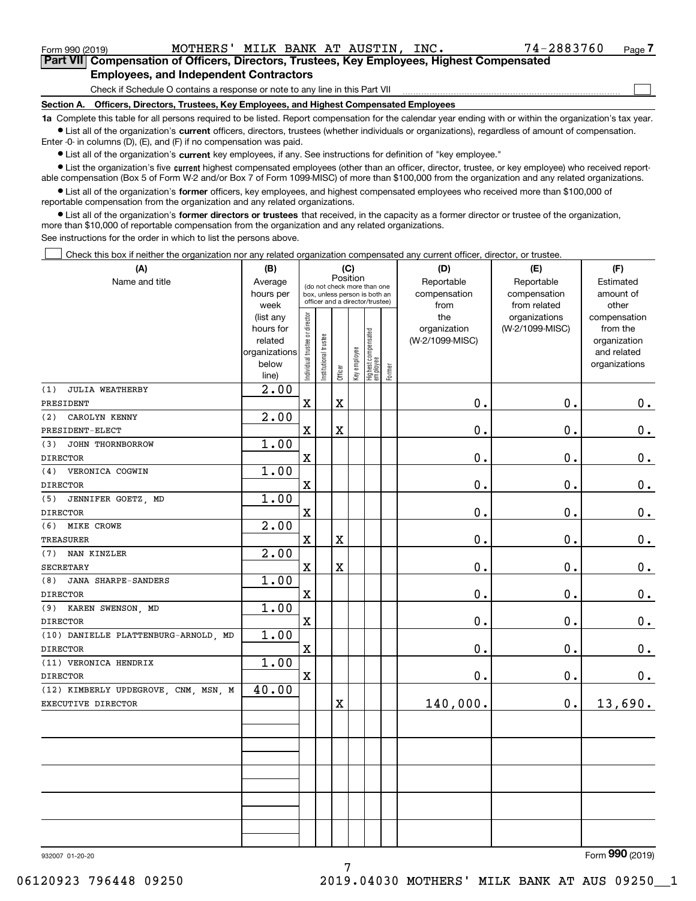Form 990 (2019) MOTHERS' MILK BANK AT AUSTIN, INC. 74-2883760 Page **7**

## Part VII Compensation of Officers, Directors, Trustees, Key Employees, Highest Compensated Employees, and Independent Contractors

Check if Schedule O contains a response or note to any line in this Part VII ☐

**Section A. Officers, Directors, Trustees, Key Employees, and Highest Compensated Employees**

**1a** Complete this table for all persons required to be listed. Report compensation for the calendar year ending with or within the organization's tax year.

- List all of the organization's **current** officers, directors, trustees (whether individuals or organizations), regardless of amount of compensation. Enter -0- in columns (D), (E), and (F) if no compensation was paid.
- List all of the organization's **current** key employees, if any. See instructions for definition of "key employee."
- List the organization's five **current** highest compensated employees (other than an officer, director, trustee, or key employee) who received reportable compensation (Box 5 of Form W-2 and/or Box 7 of Form 1099-MISC) of more than $100,000 from the organization and any related organizations.
- List all of the organization's **former** officers, key employees, and highest compensated employees who received more than $100,000 of reportable compensation from the organization and any related organizations.
- List all of the organization's **former directors or trustees** that received, in the capacity as a former director or trustee of the organization, more than $10,000 of reportable compensation from the organization and any related organizations.

See instructions for the order in which to list the persons above.

☐ Check this box if neither the organization nor any related organization compensated any current officer, director, or trustee.

| (A) Name and title | (B) Average hours per week (list any hours for related organizations below line) | (C) Position: Individual trustee or director | Institutional trustee | Officer | Key employee | Highest compensated employee | Former | (D) Reportable compensation from the organization (W-2/1099-MISC) | (E) Reportable compensation from related organizations (W-2/1099-MISC) | (F) Estimated amount of other compensation from the organization and related organizations |
|---|---|---|---|---|---|---|---|---|---|---|
| (1) JULIA WEATHERBY<br>PRESIDENT | 2.00 | X | | X | | | | 0. | 0. | 0. |
| (2) CAROLYN KENNY<br>PRESIDENT-ELECT | 2.00 | X | | X | | | | 0. | 0. | 0. |
| (3) JOHN THORNBORROW<br>DIRECTOR | 1.00 | X | | | | | | 0. | 0. | 0. |
| (4) VERONICA COGWIN<br>DIRECTOR | 1.00 | X | | | | | | 0. | 0. | 0. |
| (5) JENNIFER GOETZ, MD<br>DIRECTOR | 1.00 | X | | | | | | 0. | 0. | 0. |
| (6) MIKE CROWE<br>TREASURER | 2.00 | X | | X | | | | 0. | 0. | 0. |
| (7) NAN KINZLER<br>SECRETARY | 2.00 | X | | X | | | | 0. | 0. | 0. |
| (8) JANA SHARPE-SANDERS<br>DIRECTOR | 1.00 | X | | | | | | 0. | 0. | 0. |
| (9) KAREN SWENSON, MD<br>DIRECTOR | 1.00 | X | | | | | | 0. | 0. | 0. |
| (10) DANIELLE PLATTENBURG-ARNOLD, MD<br>DIRECTOR | 1.00 | X | | | | | | 0. | 0. | 0. |
| (11) VERONICA HENDRIX<br>DIRECTOR | 1.00 | X | | | | | | 0. | 0. | 0. |
| (12) KIMBERLY UPDEGROVE, CNM, MSN, M<br>EXECUTIVE DIRECTOR | 40.00 | | | X | | | | 140,000. | 0. | 13,690. |
| | | | | | | | | | | |
| | | | | | | | | | | |
| | | | | | | | | | | |
| | | | | | | | | | | |
| | | | | | | | | | | |

932007 01-20-20 Form **990** (2019)

06120923 796448 09250 2019.04030 MOTHERS' MILK BANK AT AUS 09250__1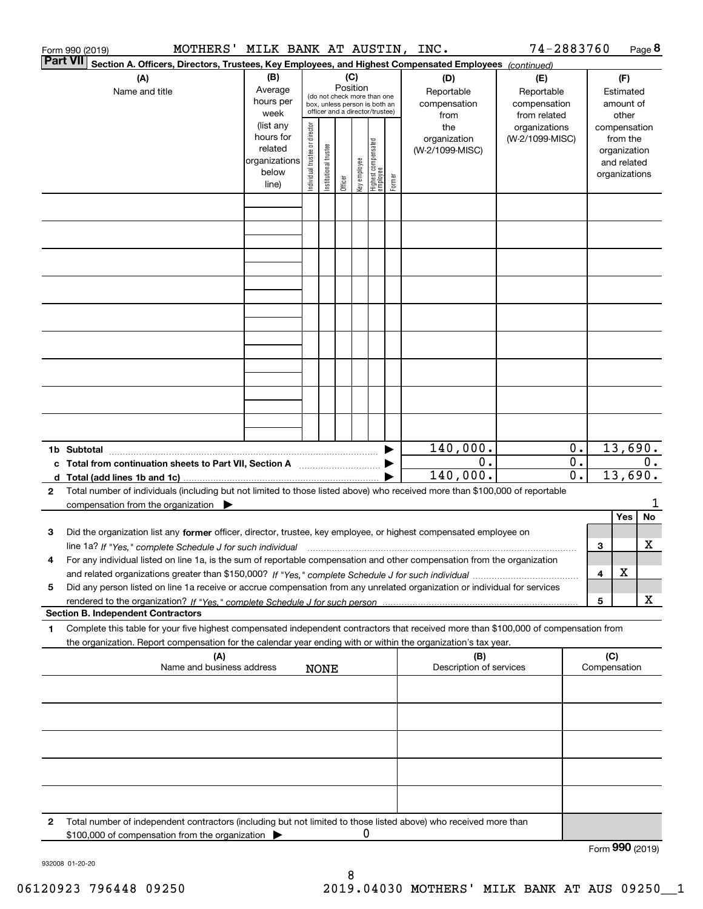Form 990 (2019) MOTHERS' MILK BANK AT AUSTIN, INC. 74-2883760 Page 8

**Part VII** **Section A. Officers, Directors, Trustees, Key Employees, and Highest Compensated Employees** *(continued)*

| (A) Name and title | (B) Average hours per week (list any hours for related organizations below line) | (C) Position: Individual trustee or director | Institutional trustee | Officer | Key employee | Highest compensated employee | Former | (D) Reportable compensation from the organization (W-2/1099-MISC) | (E) Reportable compensation from related organizations (W-2/1099-MISC) | (F) Estimated amount of other compensation from the organization and related organizations |
|---|---|---|---|---|---|---|---|---|---|---|
| | | | | | | | | | | |
| | | | | | | | | | | |
| | | | | | | | | | | |
| | | | | | | | | | | |
| | | | | | | | | | | |
| | | | | | | | | | | |
| | | | | | | | | | | |
| | | | | | | | | | | |
| | | | | | | | | | | |
| **1b Subtotal** | | | | | | | | 140,000. | 0. | 13,690. |
| **c Total from continuation sheets to Part VII, Section A** | | | | | | | | 0. | 0. | 0. |
| **d Total (add lines 1b and 1c)** | | | | | | | | 140,000. | 0. | 13,690. |

**2** Total number of individuals (including but not limited to those listed above) who received more than $100,000 of reportable compensation from the organization ▶ 1

| | | Yes | No |
|---|---|---|---|
| **3** Did the organization list any **former** officer, director, trustee, key employee, or highest compensated employee on line 1a? *If "Yes," complete Schedule J for such individual* | 3 | | X |
| **4** For any individual listed on line 1a, is the sum of reportable compensation and other compensation from the organization and related organizations greater than $150,000? *If "Yes," complete Schedule J for such individual* | 4 | X | |
| **5** Did any person listed on line 1a receive or accrue compensation from any unrelated organization or individual for services rendered to the organization? *If "Yes," complete Schedule J for such person* | 5 | | X |

**Section B. Independent Contractors**

**1** Complete this table for your five highest compensated independent contractors that received more than $100,000 of compensation from the organization. Report compensation for the calendar year ending with or within the organization's tax year.

| (A) Name and business address NONE | (B) Description of services | (C) Compensation |
|---|---|---|
| | | |
| | | |
| | | |
| | | |
| | | |

**2** Total number of independent contractors (including but not limited to those listed above) who received more than $100,000 of compensation from the organization ▶ 0

Form **990** (2019)

932008 01-20-20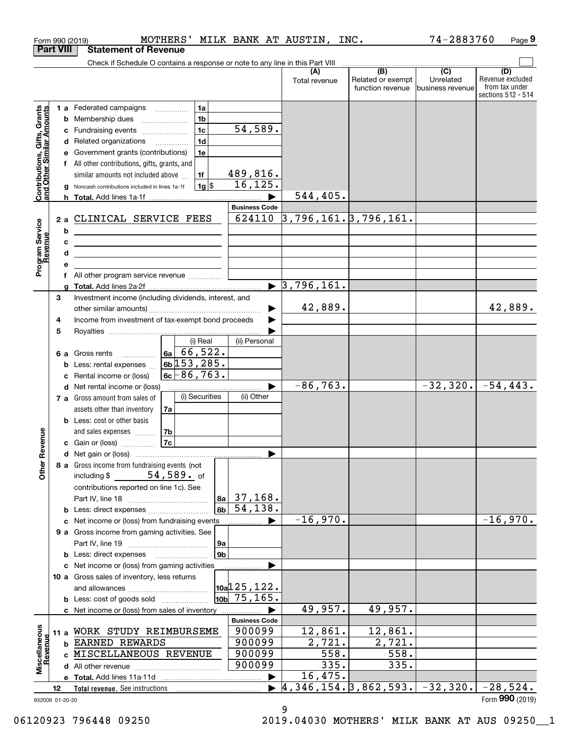Form 990 (2019) MOTHERS' MILK BANK AT AUSTIN, INC. 74-2883760 Page 9

## Part VIII Statement of Revenue

Check if Schedule O contains a response or note to any line in this Part VIII

| | | | | (A) Total revenue | (B) Related or exempt function revenue | (C) Unrelated business revenue | (D) Revenue excluded from tax under sections 512 - 514 |
|---|---|---|---|---|---|---|---|
| **Contributions, Gifts, Grants and Other Similar Amounts** | 1 a Federated campaigns | 1a | | | | | |
| | b Membership dues | 1b | | | | | |
| | c Fundraising events | 1c | 54,589. | | | | |
| | d Related organizations | 1d | | | | | |
| | e Government grants (contributions) | 1e | | | | | |
| | f All other contributions, gifts, grants, and similar amounts not included above | 1f | 489,816. | | | | |
| | g Noncash contributions included in lines 1a-1f | 1g $ | 16,125. | | | | |
| | h **Total.** Add lines 1a-1f | | | 544,405. | | | |
| | | | **Business Code** | | | | |
| **Program Service Revenue** | 2 a CLINICAL SERVICE FEES | | 624110 | 3,796,161. | 3,796,161. | | |
| | b | | | | | | |
| | c | | | | | | |
| | d | | | | | | |
| | e | | | | | | |
| | f All other program service revenue | | | | | | |
| | g **Total.** Add lines 2a-2f | | | 3,796,161. | | | |
| **Other Revenue** | 3 Investment income (including dividends, interest, and other similar amounts) | | | 42,889. | | | 42,889. |
| | 4 Income from investment of tax-exempt bond proceeds | | | | | | |
| | 5 Royalties | | | | | | |
| | | (i) Real | (ii) Personal | | | | |
| | 6 a Gross rents | 6a 66,522. | | | | | |
| | b Less: rental expenses | 6b 153,285. | | | | | |
| | c Rental income or (loss) | 6c -86,763. | | | | | |
| | d Net rental income or (loss) | | | -86,763. | | -32,320. | -54,443. |
| | | (i) Securities | (ii) Other | | | | |
| | 7 a Gross amount from sales of assets other than inventory | 7a | | | | | |
| | b Less: cost or other basis and sales expenses | 7b | | | | | |
| | c Gain or (loss) | 7c | | | | | |
| | d Net gain or (loss) | | | | | | |
| | 8 a Gross income from fundraising events (not including $ 54,589. of contributions reported on line 1c). See Part IV, line 18 | 8a | 37,168. | | | | |
| | b Less: direct expenses | 8b | 54,138. | | | | |
| | c Net income or (loss) from fundraising events | | | -16,970. | | | -16,970. |
| | 9 a Gross income from gaming activities. See Part IV, line 19 | 9a | | | | | |
| | b Less: direct expenses | 9b | | | | | |
| | c Net income or (loss) from gaming activities | | | | | | |
| | 10 a Gross sales of inventory, less returns and allowances | 10a | 125,122. | | | | |
| | b Less: cost of goods sold | 10b | 75,165. | | | | |
| | c Net income or (loss) from sales of inventory | | | 49,957. | 49,957. | | |
| | | | **Business Code** | | | | |
| **Miscellaneous Revenue** | 11 a WORK STUDY REIMBURSEME | | 900099 | 12,861. | 12,861. | | |
| | b EARNED REWARDS | | 900099 | 2,721. | 2,721. | | |
| | c MISCELLANEOUS REVENUE | | 900099 | 558. | 558. | | |
| | d All other revenue | | 900099 | 335. | 335. | | |
| | e **Total.** Add lines 11a-11d | | | 16,475. | | | |
| | 12 **Total revenue.** See instructions | | | 4,346,154. | 3,862,593. | -32,320. | -28,524. |

932009 01-20-20 Form **990** (2019)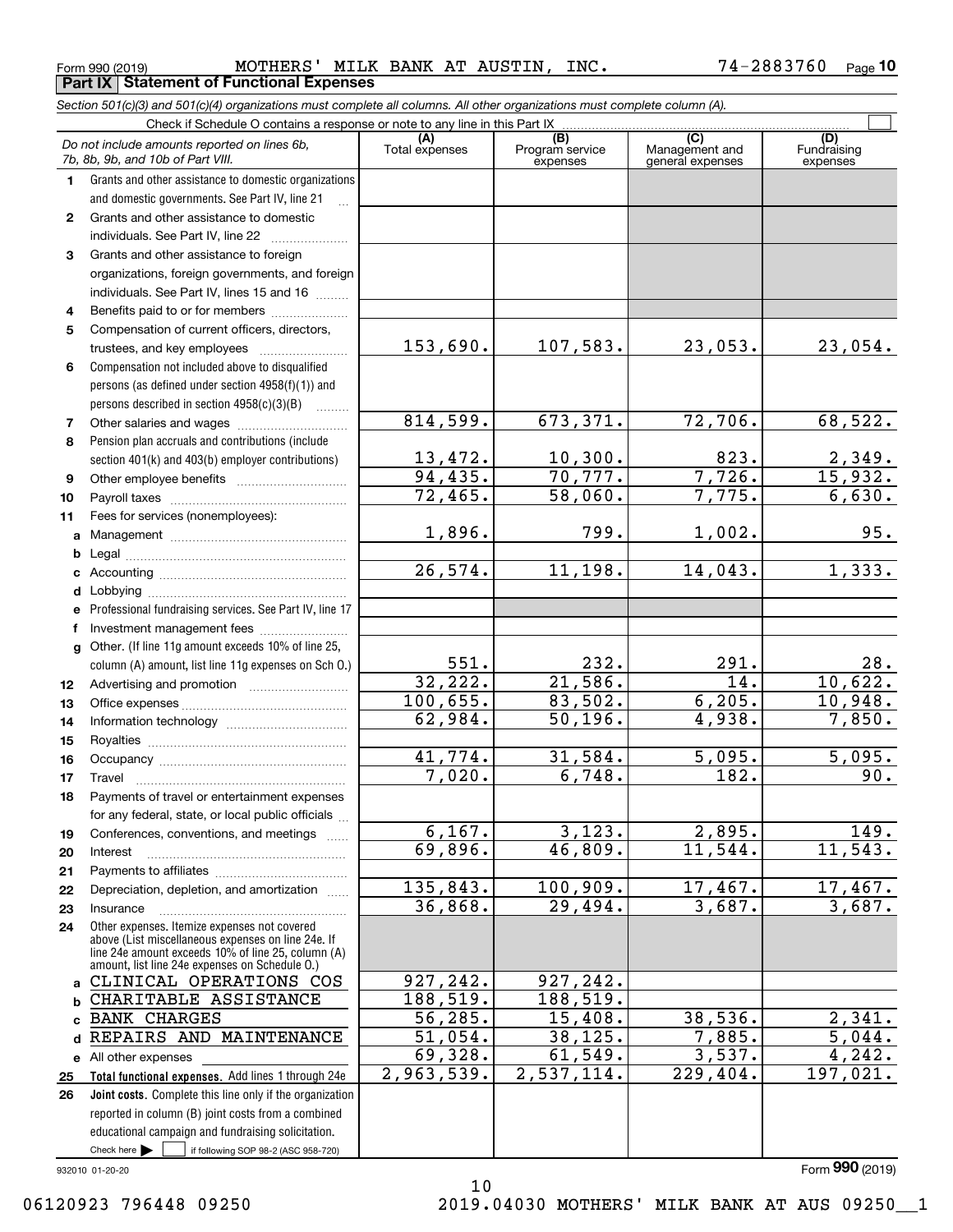Form 990 (2019) MOTHERS' MILK BANK AT AUSTIN, INC. 74-2883760 Page 10

## Part IX Statement of Functional Expenses

*Section 501(c)(3) and 501(c)(4) organizations must complete all columns. All other organizations must complete column (A).*

Check if Schedule O contains a response or note to any line in this Part IX ☐

| | *Do not include amounts reported on lines 6b, 7b, 8b, 9b, and 10b of Part VIII.* | (A) Total expenses | (B) Program service expenses | (C) Management and general expenses | (D) Fundraising expenses |
|---|---|---|---|---|---|
| 1 | Grants and other assistance to domestic organizations and domestic governments. See Part IV, line 21 | | | | |
| 2 | Grants and other assistance to domestic individuals. See Part IV, line 22 | | | | |
| 3 | Grants and other assistance to foreign organizations, foreign governments, and foreign individuals. See Part IV, lines 15 and 16 | | | | |
| 4 | Benefits paid to or for members | | | | |
| 5 | Compensation of current officers, directors, trustees, and key employees | 153,690. | 107,583. | 23,053. | 23,054. |
| 6 | Compensation not included above to disqualified persons (as defined under section 4958(f)(1)) and persons described in section 4958(c)(3)(B) | | | | |
| 7 | Other salaries and wages | 814,599. | 673,371. | 72,706. | 68,522. |
| 8 | Pension plan accruals and contributions (include section 401(k) and 403(b) employer contributions) | 13,472. | 10,300. | 823. | 2,349. |
| 9 | Other employee benefits | 94,435. | 70,777. | 7,726. | 15,932. |
| 10 | Payroll taxes | 72,465. | 58,060. | 7,775. | 6,630. |
| 11 | Fees for services (nonemployees): | | | | |
| a | Management | 1,896. | 799. | 1,002. | 95. |
| b | Legal | | | | |
| c | Accounting | 26,574. | 11,198. | 14,043. | 1,333. |
| d | Lobbying | | | | |
| e | Professional fundraising services. See Part IV, line 17 | | | | |
| f | Investment management fees | | | | |
| g | Other. (If line 11g amount exceeds 10% of line 25, column (A) amount, list line 11g expenses on Sch O.) | 551. | 232. | 291. | 28. |
| 12 | Advertising and promotion | 32,222. | 21,586. | 14. | 10,622. |
| 13 | Office expenses | 100,655. | 83,502. | 6,205. | 10,948. |
| 14 | Information technology | 62,984. | 50,196. | 4,938. | 7,850. |
| 15 | Royalties | | | | |
| 16 | Occupancy | 41,774. | 31,584. | 5,095. | 5,095. |
| 17 | Travel | 7,020. | 6,748. | 182. | 90. |
| 18 | Payments of travel or entertainment expenses for any federal, state, or local public officials | | | | |
| 19 | Conferences, conventions, and meetings | 6,167. | 3,123. | 2,895. | 149. |
| 20 | Interest | 69,896. | 46,809. | 11,544. | 11,543. |
| 21 | Payments to affiliates | | | | |
| 22 | Depreciation, depletion, and amortization | 135,843. | 100,909. | 17,467. | 17,467. |
| 23 | Insurance | 36,868. | 29,494. | 3,687. | 3,687. |
| 24 | Other expenses. Itemize expenses not covered above (List miscellaneous expenses on line 24e. If line 24e amount exceeds 10% of line 25, column (A) amount, list line 24e expenses on Schedule O.) | | | | |
| a | CLINICAL OPERATIONS COS | 927,242. | 927,242. | | |
| b | CHARITABLE ASSISTANCE | 188,519. | 188,519. | | |
| c | BANK CHARGES | 56,285. | 15,408. | 38,536. | 2,341. |
| d | REPAIRS AND MAINTENANCE | 51,054. | 38,125. | 7,885. | 5,044. |
| e | All other expenses | 69,328. | 61,549. | 3,537. | 4,242. |
| 25 | **Total functional expenses.** Add lines 1 through 24e | 2,963,539. | 2,537,114. | 229,404. | 197,021. |
| 26 | **Joint costs.** Complete this line only if the organization reported in column (B) joint costs from a combined educational campaign and fundraising solicitation. Check here ☐ if following SOP 98-2 (ASC 958-720) | | | | |

932010 01-20-20

Form **990** (2019)

06120923 796448 09250 2019.04030 MOTHERS' MILK BANK AT AUS 09250__1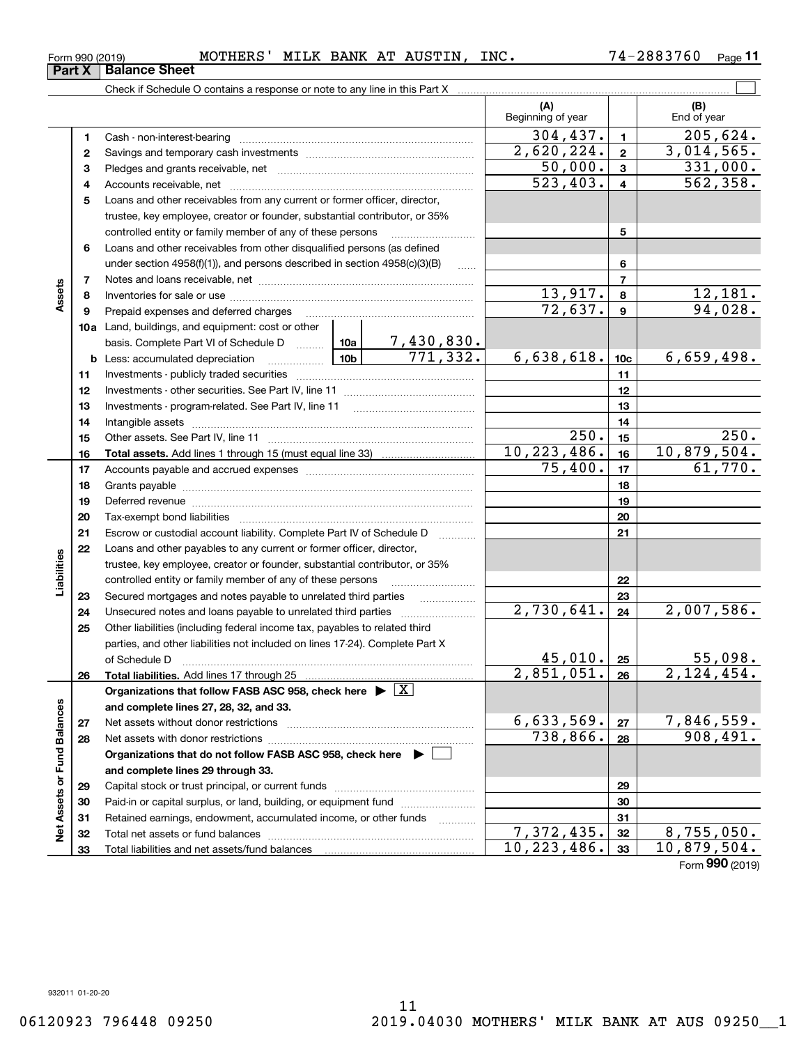Form 990 (2019) MOTHERS' MILK BANK AT AUSTIN, INC. 74-2883760 Page 11

**Part X Balance Sheet**

Check if Schedule O contains a response or note to any line in this Part X ☐

| | | | | (A) Beginning of year | | (B) End of year |
|---|---|---|---|---|---|---|
| **Assets** | 1 | Cash - non-interest-bearing | | 304,437. | 1 | 205,624. |
| | 2 | Savings and temporary cash investments | | 2,620,224. | 2 | 3,014,565. |
| | 3 | Pledges and grants receivable, net | | 50,000. | 3 | 331,000. |
| | 4 | Accounts receivable, net | | 523,403. | 4 | 562,358. |
| | 5 | Loans and other receivables from any current or former officer, director, trustee, key employee, creator or founder, substantial contributor, or 35% controlled entity or family member of any of these persons | | | 5 | |
| | 6 | Loans and other receivables from other disqualified persons (as defined under section 4958(f)(1)), and persons described in section 4958(c)(3)(B) | | | 6 | |
| | 7 | Notes and loans receivable, net | | | 7 | |
| | 8 | Inventories for sale or use | | 13,917. | 8 | 12,181. |
| | 9 | Prepaid expenses and deferred charges | | 72,637. | 9 | 94,028. |
| | 10a | Land, buildings, and equipment: cost or other basis. Complete Part VI of Schedule D | 10a 7,430,830. | | | |
| | b | Less: accumulated depreciation | 10b 771,332. | 6,638,618. | 10c | 6,659,498. |
| | 11 | Investments - publicly traded securities | | | 11 | |
| | 12 | Investments - other securities. See Part IV, line 11 | | | 12 | |
| | 13 | Investments - program-related. See Part IV, line 11 | | | 13 | |
| | 14 | Intangible assets | | | 14 | |
| | 15 | Other assets. See Part IV, line 11 | | 250. | 15 | 250. |
| | 16 | **Total assets.** Add lines 1 through 15 (must equal line 33) | | 10,223,486. | 16 | 10,879,504. |
| **Liabilities** | 17 | Accounts payable and accrued expenses | | 75,400. | 17 | 61,770. |
| | 18 | Grants payable | | | 18 | |
| | 19 | Deferred revenue | | | 19 | |
| | 20 | Tax-exempt bond liabilities | | | 20 | |
| | 21 | Escrow or custodial account liability. Complete Part IV of Schedule D | | | 21 | |
| | 22 | Loans and other payables to any current or former officer, director, trustee, key employee, creator or founder, substantial contributor, or 35% controlled entity or family member of any of these persons | | | 22 | |
| | 23 | Secured mortgages and notes payable to unrelated third parties | | | 23 | |
| | 24 | Unsecured notes and loans payable to unrelated third parties | | 2,730,641. | 24 | 2,007,586. |
| | 25 | Other liabilities (including federal income tax, payables to related third parties, and other liabilities not included on lines 17-24). Complete Part X of Schedule D | | 45,010. | 25 | 55,098. |
| | 26 | **Total liabilities.** Add lines 17 through 25 | | 2,851,051. | 26 | 2,124,454. |
| **Net Assets or Fund Balances** | | **Organizations that follow FASB ASC 958, check here** ▶ ☒ **and complete lines 27, 28, 32, and 33.** | | | | |
| | 27 | Net assets without donor restrictions | | 6,633,569. | 27 | 7,846,559. |
| | 28 | Net assets with donor restrictions | | 738,866. | 28 | 908,491. |
| | | **Organizations that do not follow FASB ASC 958, check here** ▶ ☐ **and complete lines 29 through 33.** | | | | |
| | 29 | Capital stock or trust principal, or current funds | | | 29 | |
| | 30 | Paid-in or capital surplus, or land, building, or equipment fund | | | 30 | |
| | 31 | Retained earnings, endowment, accumulated income, or other funds | | | 31 | |
| | 32 | Total net assets or fund balances | | 7,372,435. | 32 | 8,755,050. |
| | 33 | Total liabilities and net assets/fund balances | | 10,223,486. | 33 | 10,879,504. |

Form **990** (2019)

932011 01-20-20

06120923 796448 09250 2019.04030 MOTHERS' MILK BANK AT AUS 09250__1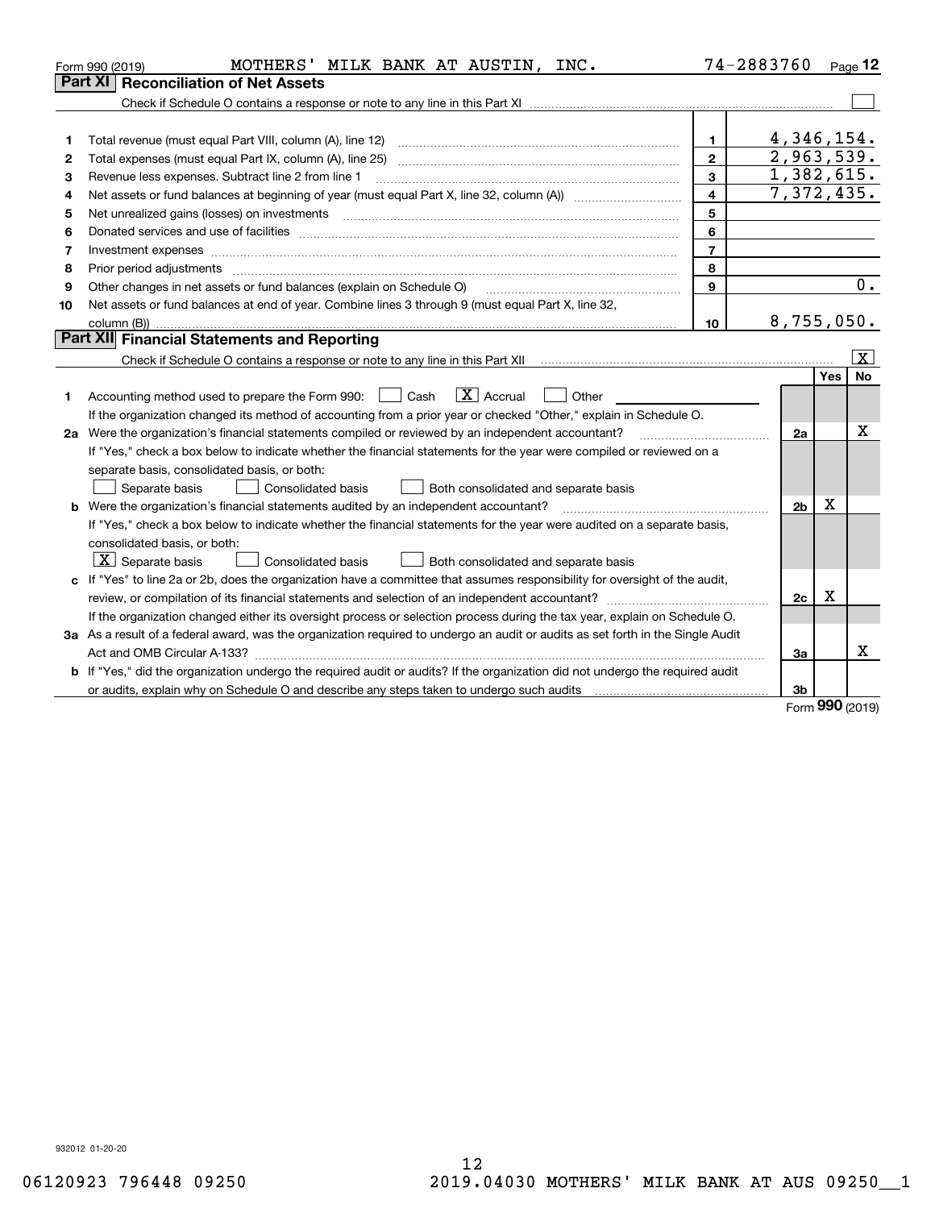Form 990 (2019) MOTHERS' MILK BANK AT AUSTIN, INC. 74-2883760 Page 12

## Part XI Reconciliation of Net Assets

Check if Schedule O contains a response or note to any line in this Part XI ☐

| | | | |
|---|---|---|---|
| 1 | Total revenue (must equal Part VIII, column (A), line 12) | 1 | 4,346,154. |
| 2 | Total expenses (must equal Part IX, column (A), line 25) | 2 | 2,963,539. |
| 3 | Revenue less expenses. Subtract line 2 from line 1 | 3 | 1,382,615. |
| 4 | Net assets or fund balances at beginning of year (must equal Part X, line 32, column (A)) | 4 | 7,372,435. |
| 5 | Net unrealized gains (losses) on investments | 5 | |
| 6 | Donated services and use of facilities | 6 | |
| 7 | Investment expenses | 7 | |
| 8 | Prior period adjustments | 8 | |
| 9 | Other changes in net assets or fund balances (explain on Schedule O) | 9 | 0. |
| 10 | Net assets or fund balances at end of year. Combine lines 3 through 9 (must equal Part X, line 32, column (B)) | 10 | 8,755,050. |

## Part XII Financial Statements and Reporting

Check if Schedule O contains a response or note to any line in this Part XII ☒

| | | | Yes | No |
|---|---|---|---|---|
| 1 | Accounting method used to prepare the Form 990: ☐ Cash ☒ Accrual ☐ Other<br>If the organization changed its method of accounting from a prior year or checked "Other," explain in Schedule O. | | | |
| 2a | Were the organization's financial statements compiled or reviewed by an independent accountant?<br>If "Yes," check a box below to indicate whether the financial statements for the year were compiled or reviewed on a separate basis, consolidated basis, or both:<br>☐ Separate basis ☐ Consolidated basis ☐ Both consolidated and separate basis | 2a | | X |
| b | Were the organization's financial statements audited by an independent accountant?<br>If "Yes," check a box below to indicate whether the financial statements for the year were audited on a separate basis, consolidated basis, or both:<br>☒ Separate basis ☐ Consolidated basis ☐ Both consolidated and separate basis | 2b | X | |
| c | If "Yes" to line 2a or 2b, does the organization have a committee that assumes responsibility for oversight of the audit, review, or compilation of its financial statements and selection of an independent accountant?<br>If the organization changed either its oversight process or selection process during the tax year, explain on Schedule O. | 2c | X | |
| 3a | As a result of a federal award, was the organization required to undergo an audit or audits as set forth in the Single Audit Act and OMB Circular A-133? | 3a | | X |
| b | If "Yes," did the organization undergo the required audit or audits? If the organization did not undergo the required audit or audits, explain why on Schedule O and describe any steps taken to undergo such audits | 3b | | |

Form 990 (2019)

932012 01-20-20

06120923 796448 09250 2019.04030 MOTHERS' MILK BANK AT AUS 09250__1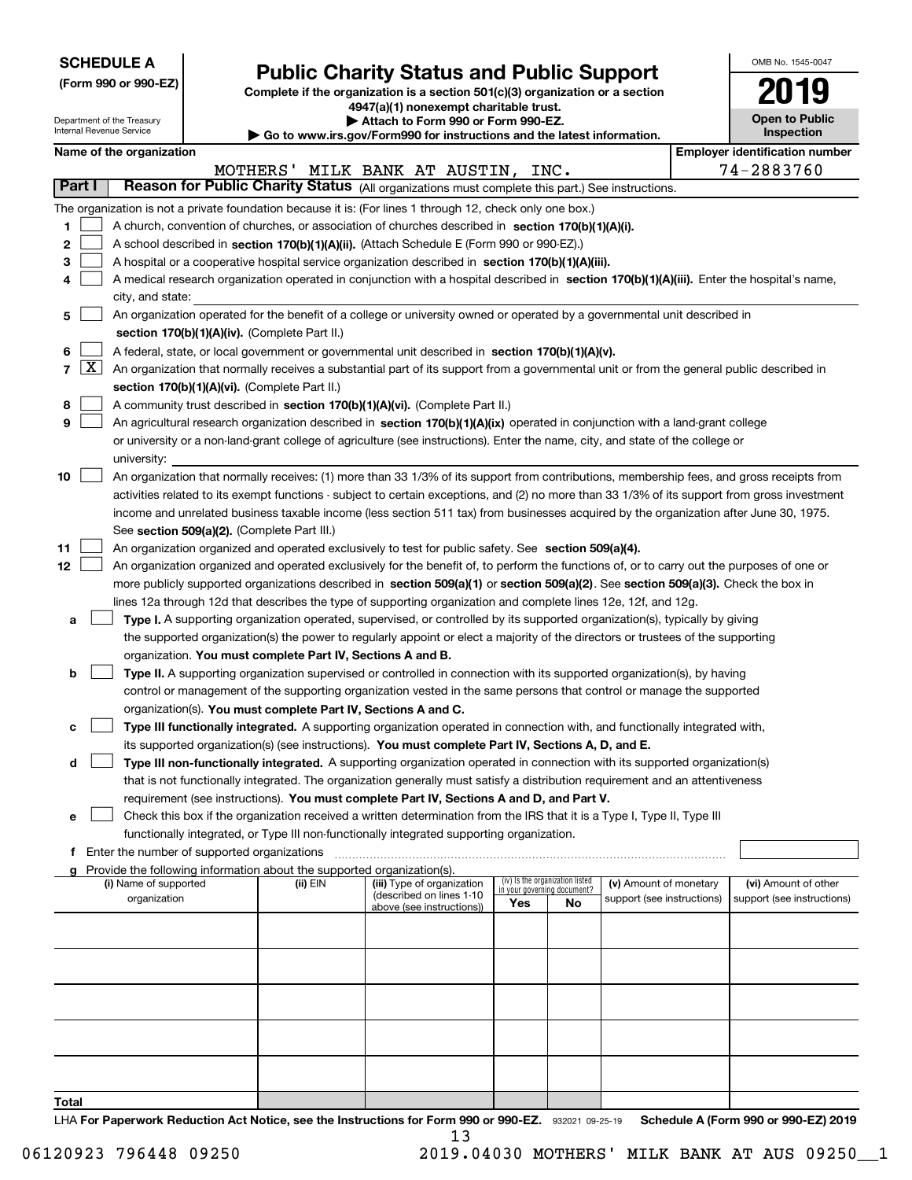**SCHEDULE A**
**(Form 990 or 990-EZ)**

Department of the Treasury
Internal Revenue Service

# Public Charity Status and Public Support

**Complete if the organization is a section 501(c)(3) organization or a section 4947(a)(1) nonexempt charitable trust.**
**▶ Attach to Form 990 or Form 990-EZ.**
**▶ Go to www.irs.gov/Form990 for instructions and the latest information.**

OMB No. 1545-0047
**2019**
**Open to Public Inspection**

**Name of the organization**
MOTHERS' MILK BANK AT AUSTIN, INC.

**Employer identification number**
74-2883760

**Part I** **Reason for Public Charity Status** (All organizations must complete this part.) See instructions.

The organization is not a private foundation because it is: (For lines 1 through 12, check only one box.)

1 ☐ A church, convention of churches, or association of churches described in **section 170(b)(1)(A)(i).**
2 ☐ A school described in **section 170(b)(1)(A)(ii).** (Attach Schedule E (Form 990 or 990-EZ).)
3 ☐ A hospital or a cooperative hospital service organization described in **section 170(b)(1)(A)(iii).**
4 ☐ A medical research organization operated in conjunction with a hospital described in **section 170(b)(1)(A)(iii).** Enter the hospital's name, city, and state:
5 ☐ An organization operated for the benefit of a college or university owned or operated by a governmental unit described in **section 170(b)(1)(A)(iv).** (Complete Part II.)
6 ☐ A federal, state, or local government or governmental unit described in **section 170(b)(1)(A)(v).**
7 ☒ An organization that normally receives a substantial part of its support from a governmental unit or from the general public described in **section 170(b)(1)(A)(vi).** (Complete Part II.)
8 ☐ A community trust described in **section 170(b)(1)(A)(vi).** (Complete Part II.)
9 ☐ An agricultural research organization described in **section 170(b)(1)(A)(ix)** operated in conjunction with a land-grant college or university or a non-land-grant college of agriculture (see instructions). Enter the name, city, and state of the college or university:
10 ☐ An organization that normally receives: (1) more than 33 1/3% of its support from contributions, membership fees, and gross receipts from activities related to its exempt functions - subject to certain exceptions, and (2) no more than 33 1/3% of its support from gross investment income and unrelated business taxable income (less section 511 tax) from businesses acquired by the organization after June 30, 1975. See **section 509(a)(2).** (Complete Part III.)
11 ☐ An organization organized and operated exclusively to test for public safety. See **section 509(a)(4).**
12 ☐ An organization organized and operated exclusively for the benefit of, to perform the functions of, or to carry out the purposes of one or more publicly supported organizations described in **section 509(a)(1)** or **section 509(a)(2)**. See **section 509(a)(3).** Check the box in lines 12a through 12d that describes the type of supporting organization and complete lines 12e, 12f, and 12g.

a ☐ **Type I.** A supporting organization operated, supervised, or controlled by its supported organization(s), typically by giving the supported organization(s) the power to regularly appoint or elect a majority of the directors or trustees of the supporting organization. **You must complete Part IV, Sections A and B.**

b ☐ **Type II.** A supporting organization supervised or controlled in connection with its supported organization(s), by having control or management of the supporting organization vested in the same persons that control or manage the supported organization(s). **You must complete Part IV, Sections A and C.**

c ☐ **Type III functionally integrated.** A supporting organization operated in connection with, and functionally integrated with, its supported organization(s) (see instructions). **You must complete Part IV, Sections A, D, and E.**

d ☐ **Type III non-functionally integrated.** A supporting organization operated in connection with its supported organization(s) that is not functionally integrated. The organization generally must satisfy a distribution requirement and an attentiveness requirement (see instructions). **You must complete Part IV, Sections A and D, and Part V.**

e ☐ Check this box if the organization received a written determination from the IRS that it is a Type I, Type II, Type III functionally integrated, or Type III non-functionally integrated supporting organization.

f Enter the number of supported organizations

g Provide the following information about the supported organization(s).

| (i) Name of supported organization | (ii) EIN | (iii) Type of organization (described on lines 1-10 above (see instructions)) | (iv) Is the organization listed in your governing document? Yes | No | (v) Amount of monetary support (see instructions) | (vi) Amount of other support (see instructions) |
|---|---|---|---|---|---|---|
| | | | | | | |
| | | | | | | |
| | | | | | | |
| | | | | | | |
| | | | | | | |
| **Total** | | | | | | |

LHA **For Paperwork Reduction Act Notice, see the Instructions for Form 990 or 990-EZ.** 932021 09-25-19 **Schedule A (Form 990 or 990-EZ) 2019**

06120923 796448 09250 2019.04030 MOTHERS' MILK BANK AT AUS 09250__1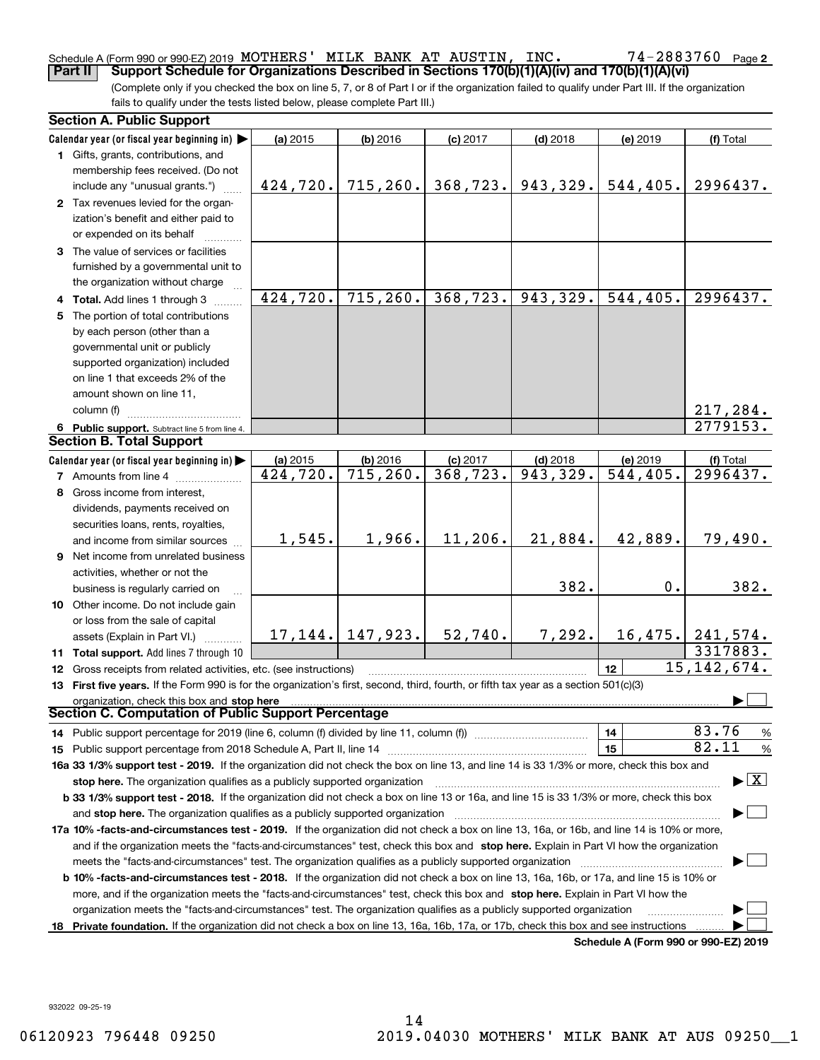Schedule A (Form 990 or 990-EZ) 2019 MOTHERS' MILK BANK AT AUSTIN, INC. 74-2883760 Page 2

**Part II Support Schedule for Organizations Described in Sections 170(b)(1)(A)(iv) and 170(b)(1)(A)(vi)**

(Complete only if you checked the box on line 5, 7, or 8 of Part I or if the organization failed to qualify under Part III. If the organization fails to qualify under the tests listed below, please complete Part III.)

### Section A. Public Support

| Calendar year (or fiscal year beginning in) ▶ | (a) 2015 | (b) 2016 | (c) 2017 | (d) 2018 | (e) 2019 | (f) Total |
|---|---|---|---|---|---|---|
| 1 Gifts, grants, contributions, and membership fees received. (Do not include any "unusual grants.") | 424,720. | 715,260. | 368,723. | 943,329. | 544,405. | 2996437. |
| 2 Tax revenues levied for the organization's benefit and either paid to or expended on its behalf | | | | | | |
| 3 The value of services or facilities furnished by a governmental unit to the organization without charge | | | | | | |
| 4 Total. Add lines 1 through 3 | 424,720. | 715,260. | 368,723. | 943,329. | 544,405. | 2996437. |
| 5 The portion of total contributions by each person (other than a governmental unit or publicly supported organization) included on line 1 that exceeds 2% of the amount shown on line 11, column (f) | | | | | | 217,284. |
| 6 Public support. Subtract line 5 from line 4. | | | | | | 2779153. |

### Section B. Total Support

| Calendar year (or fiscal year beginning in) ▶ | (a) 2015 | (b) 2016 | (c) 2017 | (d) 2018 | (e) 2019 | (f) Total |
|---|---|---|---|---|---|---|
| 7 Amounts from line 4 | 424,720. | 715,260. | 368,723. | 943,329. | 544,405. | 2996437. |
| 8 Gross income from interest, dividends, payments received on securities loans, rents, royalties, and income from similar sources | 1,545. | 1,966. | 11,206. | 21,884. | 42,889. | 79,490. |
| 9 Net income from unrelated business activities, whether or not the business is regularly carried on | | | | 382. | 0. | 382. |
| 10 Other income. Do not include gain or loss from the sale of capital assets (Explain in Part VI.) | 17,144. | 147,923. | 52,740. | 7,292. | 16,475. | 241,574. |
| 11 Total support. Add lines 7 through 10 | | | | | | 3317883. |
| 12 Gross receipts from related activities, etc. (see instructions) | | | | | 12 | 15,142,674. |

13 **First five years.** If the Form 990 is for the organization's first, second, third, fourth, or fifth tax year as a section 501(c)(3) organization, check this box and **stop here** ▶ ☐

### Section C. Computation of Public Support Percentage

| | | |
|---|---|---|
| 14 Public support percentage for 2019 (line 6, column (f) divided by line 11, column (f)) | 14 | 83.76 % |
| 15 Public support percentage from 2018 Schedule A, Part II, line 14 | 15 | 82.11 % |

**16a 33 1/3% support test - 2019.** If the organization did not check the box on line 13, and line 14 is 33 1/3% or more, check this box and **stop here.** The organization qualifies as a publicly supported organization ▶ ☒

**b 33 1/3% support test - 2018.** If the organization did not check a box on line 13 or 16a, and line 15 is 33 1/3% or more, check this box and **stop here.** The organization qualifies as a publicly supported organization ▶ ☐

**17a 10% -facts-and-circumstances test - 2019.** If the organization did not check a box on line 13, 16a, or 16b, and line 14 is 10% or more, and if the organization meets the "facts-and-circumstances" test, check this box and **stop here.** Explain in Part VI how the organization meets the "facts-and-circumstances" test. The organization qualifies as a publicly supported organization ▶ ☐

**b 10% -facts-and-circumstances test - 2018.** If the organization did not check a box on line 13, 16a, 16b, or 17a, and line 15 is 10% or more, and if the organization meets the "facts-and-circumstances" test, check this box and **stop here.** Explain in Part VI how the organization meets the "facts-and-circumstances" test. The organization qualifies as a publicly supported organization ▶ ☐

**18 Private foundation.** If the organization did not check a box on line 13, 16a, 16b, 17a, or 17b, check this box and see instructions ▶ ☐

**Schedule A (Form 990 or 990-EZ) 2019**

932022 09-25-19

06120923 796448 09250 2019.04030 MOTHERS' MILK BANK AT AUS 09250__1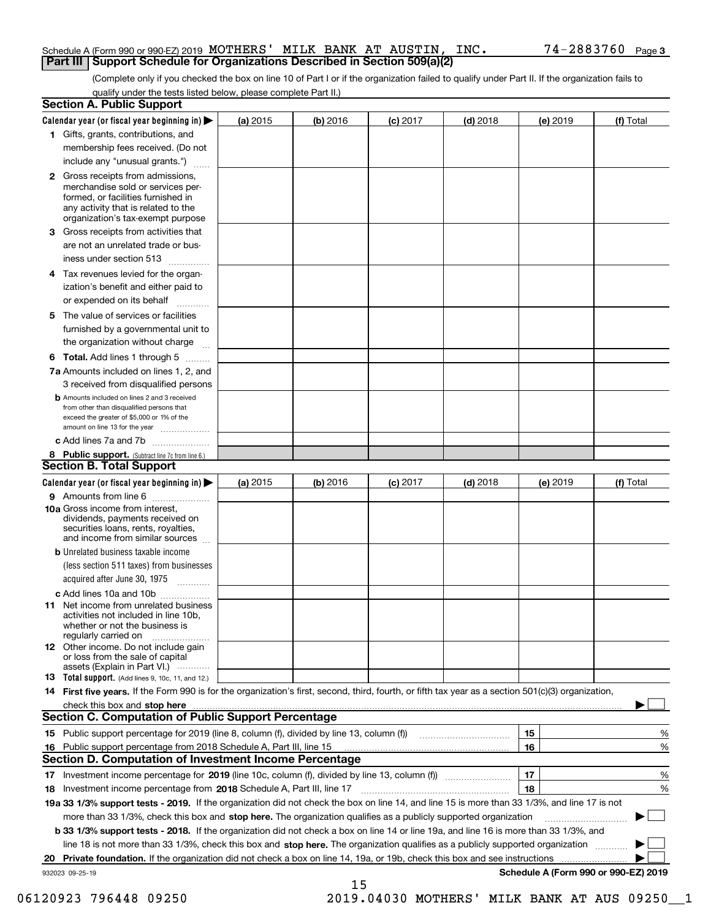Schedule A (Form 990 or 990-EZ) 2019 MOTHERS' MILK BANK AT AUSTIN, INC. 74-2883760 Page 3

## Part III Support Schedule for Organizations Described in Section 509(a)(2)

(Complete only if you checked the box on line 10 of Part I or if the organization failed to qualify under Part II. If the organization fails to qualify under the tests listed below, please complete Part II.)

### Section A. Public Support

| Calendar year (or fiscal year beginning in) ▶ | (a) 2015 | (b) 2016 | (c) 2017 | (d) 2018 | (e) 2019 | (f) Total |
|---|---|---|---|---|---|---|
| 1 Gifts, grants, contributions, and membership fees received. (Do not include any "unusual grants.") | | | | | | |
| 2 Gross receipts from admissions, merchandise sold or services performed, or facilities furnished in any activity that is related to the organization's tax-exempt purpose | | | | | | |
| 3 Gross receipts from activities that are not an unrelated trade or business under section 513 | | | | | | |
| 4 Tax revenues levied for the organization's benefit and either paid to or expended on its behalf | | | | | | |
| 5 The value of services or facilities furnished by a governmental unit to the organization without charge | | | | | | |
| 6 **Total.** Add lines 1 through 5 | | | | | | |
| 7a Amounts included on lines 1, 2, and 3 received from disqualified persons | | | | | | |
| b Amounts included on lines 2 and 3 received from other than disqualified persons that exceed the greater of $5,000 or 1% of the amount on line 13 for the year | | | | | | |
| c Add lines 7a and 7b | | | | | | |
| 8 **Public support.** (Subtract line 7c from line 6.) | | | | | | |

### Section B. Total Support

| Calendar year (or fiscal year beginning in) ▶ | (a) 2015 | (b) 2016 | (c) 2017 | (d) 2018 | (e) 2019 | (f) Total |
|---|---|---|---|---|---|---|
| 9 Amounts from line 6 | | | | | | |
| 10a Gross income from interest, dividends, payments received on securities loans, rents, royalties, and income from similar sources | | | | | | |
| b Unrelated business taxable income (less section 511 taxes) from businesses acquired after June 30, 1975 | | | | | | |
| c Add lines 10a and 10b | | | | | | |
| 11 Net income from unrelated business activities not included in line 10b, whether or not the business is regularly carried on | | | | | | |
| 12 Other income. Do not include gain or loss from the sale of capital assets (Explain in Part VI.) | | | | | | |
| 13 **Total support.** (Add lines 9, 10c, 11, and 12.) | | | | | | |

14 **First five years.** If the Form 990 is for the organization's first, second, third, fourth, or fifth tax year as a section 501(c)(3) organization, check this box and **stop here** ▶ ☐

### Section C. Computation of Public Support Percentage

| | | | |
|---|---|---|---|
| 15 Public support percentage for 2019 (line 8, column (f), divided by line 13, column (f)) | 15 | | % |
| 16 Public support percentage from 2018 Schedule A, Part III, line 15 | 16 | | % |

### Section D. Computation of Investment Income Percentage

| | | | |
|---|---|---|---|
| 17 Investment income percentage for **2019** (line 10c, column (f), divided by line 13, column (f)) | 17 | | % |
| 18 Investment income percentage from **2018** Schedule A, Part III, line 17 | 18 | | % |

**19a 33 1/3% support tests - 2019.** If the organization did not check the box on line 14, and line 15 is more than 33 1/3%, and line 17 is not more than 33 1/3%, check this box and **stop here.** The organization qualifies as a publicly supported organization ▶ ☐

**b 33 1/3% support tests - 2018.** If the organization did not check a box on line 14 or line 19a, and line 16 is more than 33 1/3%, and line 18 is not more than 33 1/3%, check this box and **stop here.** The organization qualifies as a publicly supported organization ▶ ☐

**20 Private foundation.** If the organization did not check a box on line 14, 19a, or 19b, check this box and see instructions ▶ ☐

932023 09-25-19

**Schedule A (Form 990 or 990-EZ) 2019**

06120923 796448 09250 2019.04030 MOTHERS' MILK BANK AT AUS 09250__1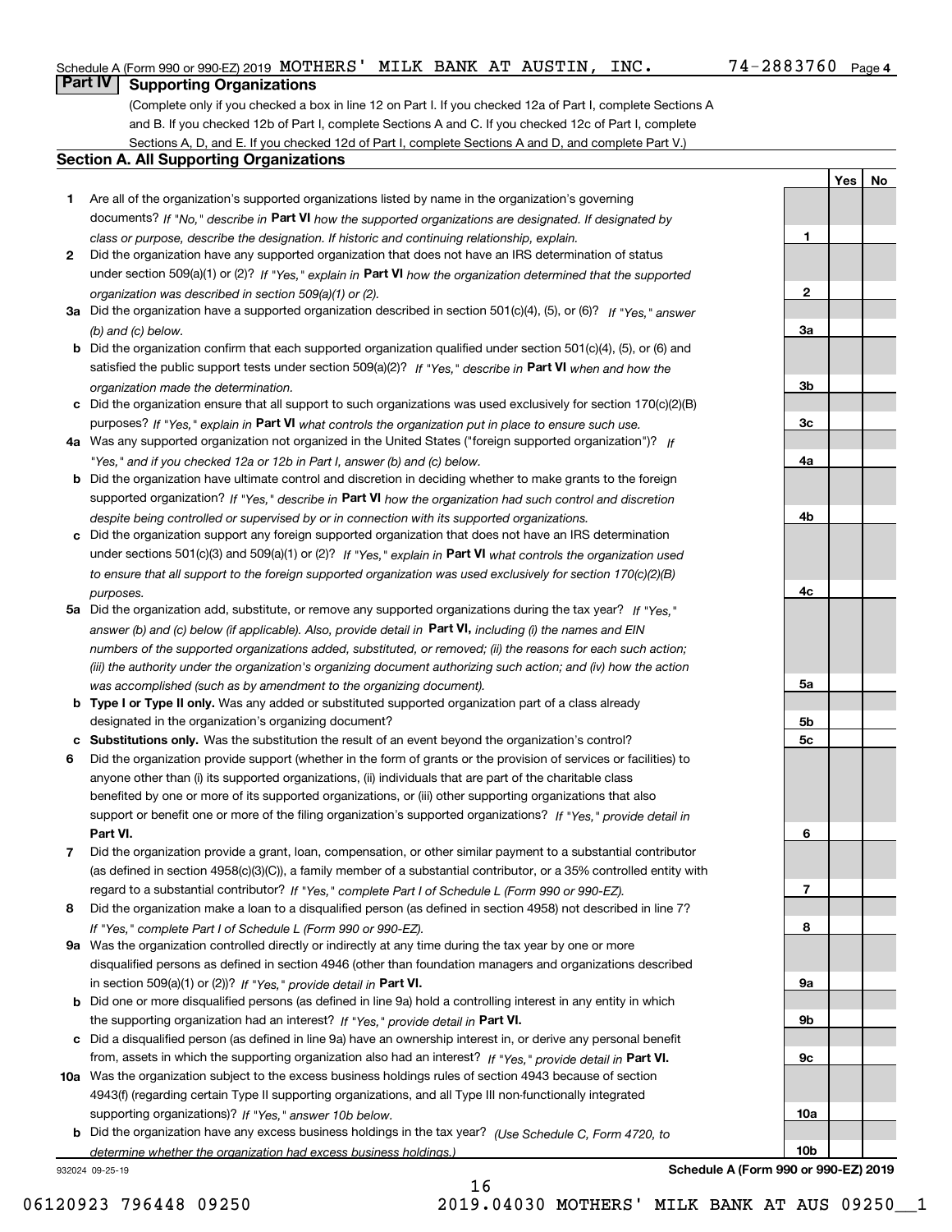Schedule A (Form 990 or 990-EZ) 2019 MOTHERS' MILK BANK AT AUSTIN, INC. 74-2883760 Page 4

## Part IV Supporting Organizations

(Complete only if you checked a box in line 12 on Part I. If you checked 12a of Part I, complete Sections A and B. If you checked 12b of Part I, complete Sections A and C. If you checked 12c of Part I, complete Sections A, D, and E. If you checked 12d of Part I, complete Sections A and D, and complete Part V.)

### Section A. All Supporting Organizations

| | | Line | Yes | No |
|---|---|---|---|---|
| **1** | Are all of the organization's supported organizations listed by name in the organization's governing documents? *If "No," describe in* **Part VI** *how the supported organizations are designated. If designated by class or purpose, describe the designation. If historic and continuing relationship, explain.* | 1 | | |
| **2** | Did the organization have any supported organization that does not have an IRS determination of status under section 509(a)(1) or (2)? *If "Yes," explain in* **Part VI** *how the organization determined that the supported organization was described in section 509(a)(1) or (2).* | 2 | | |
| **3a** | Did the organization have a supported organization described in section 501(c)(4), (5), or (6)? *If "Yes," answer (b) and (c) below.* | 3a | | |
| **b** | Did the organization confirm that each supported organization qualified under section 501(c)(4), (5), or (6) and satisfied the public support tests under section 509(a)(2)? *If "Yes," describe in* **Part VI** *when and how the organization made the determination.* | 3b | | |
| **c** | Did the organization ensure that all support to such organizations was used exclusively for section 170(c)(2)(B) purposes? *If "Yes," explain in* **Part VI** *what controls the organization put in place to ensure such use.* | 3c | | |
| **4a** | Was any supported organization not organized in the United States ("foreign supported organization")? *If "Yes," and if you checked 12a or 12b in Part I, answer (b) and (c) below.* | 4a | | |
| **b** | Did the organization have ultimate control and discretion in deciding whether to make grants to the foreign supported organization? *If "Yes," describe in* **Part VI** *how the organization had such control and discretion despite being controlled or supervised by or in connection with its supported organizations.* | 4b | | |
| **c** | Did the organization support any foreign supported organization that does not have an IRS determination under sections 501(c)(3) and 509(a)(1) or (2)? *If "Yes," explain in* **Part VI** *what controls the organization used to ensure that all support to the foreign supported organization was used exclusively for section 170(c)(2)(B) purposes.* | 4c | | |
| **5a** | Did the organization add, substitute, or remove any supported organizations during the tax year? *If "Yes," answer (b) and (c) below (if applicable). Also, provide detail in* **Part VI,** *including (i) the names and EIN numbers of the supported organizations added, substituted, or removed; (ii) the reasons for each such action; (iii) the authority under the organization's organizing document authorizing such action; and (iv) how the action was accomplished (such as by amendment to the organizing document).* | 5a | | |
| **b** | **Type I or Type II only.** Was any added or substituted supported organization part of a class already designated in the organization's organizing document? | 5b | | |
| **c** | **Substitutions only.** Was the substitution the result of an event beyond the organization's control? | 5c | | |
| **6** | Did the organization provide support (whether in the form of grants or the provision of services or facilities) to anyone other than (i) its supported organizations, (ii) individuals that are part of the charitable class benefited by one or more of its supported organizations, or (iii) other supporting organizations that also support or benefit one or more of the filing organization's supported organizations? *If "Yes," provide detail in* **Part VI.** | 6 | | |
| **7** | Did the organization provide a grant, loan, compensation, or other similar payment to a substantial contributor (as defined in section 4958(c)(3)(C)), a family member of a substantial contributor, or a 35% controlled entity with regard to a substantial contributor? *If "Yes," complete Part I of Schedule L (Form 990 or 990-EZ).* | 7 | | |
| **8** | Did the organization make a loan to a disqualified person (as defined in section 4958) not described in line 7? *If "Yes," complete Part I of Schedule L (Form 990 or 990-EZ).* | 8 | | |
| **9a** | Was the organization controlled directly or indirectly at any time during the tax year by one or more disqualified persons as defined in section 4946 (other than foundation managers and organizations described in section 509(a)(1) or (2))? *If "Yes," provide detail in* **Part VI.** | 9a | | |
| **b** | Did one or more disqualified persons (as defined in line 9a) hold a controlling interest in any entity in which the supporting organization had an interest? *If "Yes," provide detail in* **Part VI.** | 9b | | |
| **c** | Did a disqualified person (as defined in line 9a) have an ownership interest in, or derive any personal benefit from, assets in which the supporting organization also had an interest? *If "Yes," provide detail in* **Part VI.** | 9c | | |
| **10a** | Was the organization subject to the excess business holdings rules of section 4943 because of section 4943(f) (regarding certain Type II supporting organizations, and all Type III non-functionally integrated supporting organizations)? *If "Yes," answer 10b below.* | 10a | | |
| **b** | Did the organization have any excess business holdings in the tax year? *(Use Schedule C, Form 4720, to determine whether the organization had excess business holdings.)* | 10b | | |

932024 09-25-19 **Schedule A (Form 990 or 990-EZ) 2019**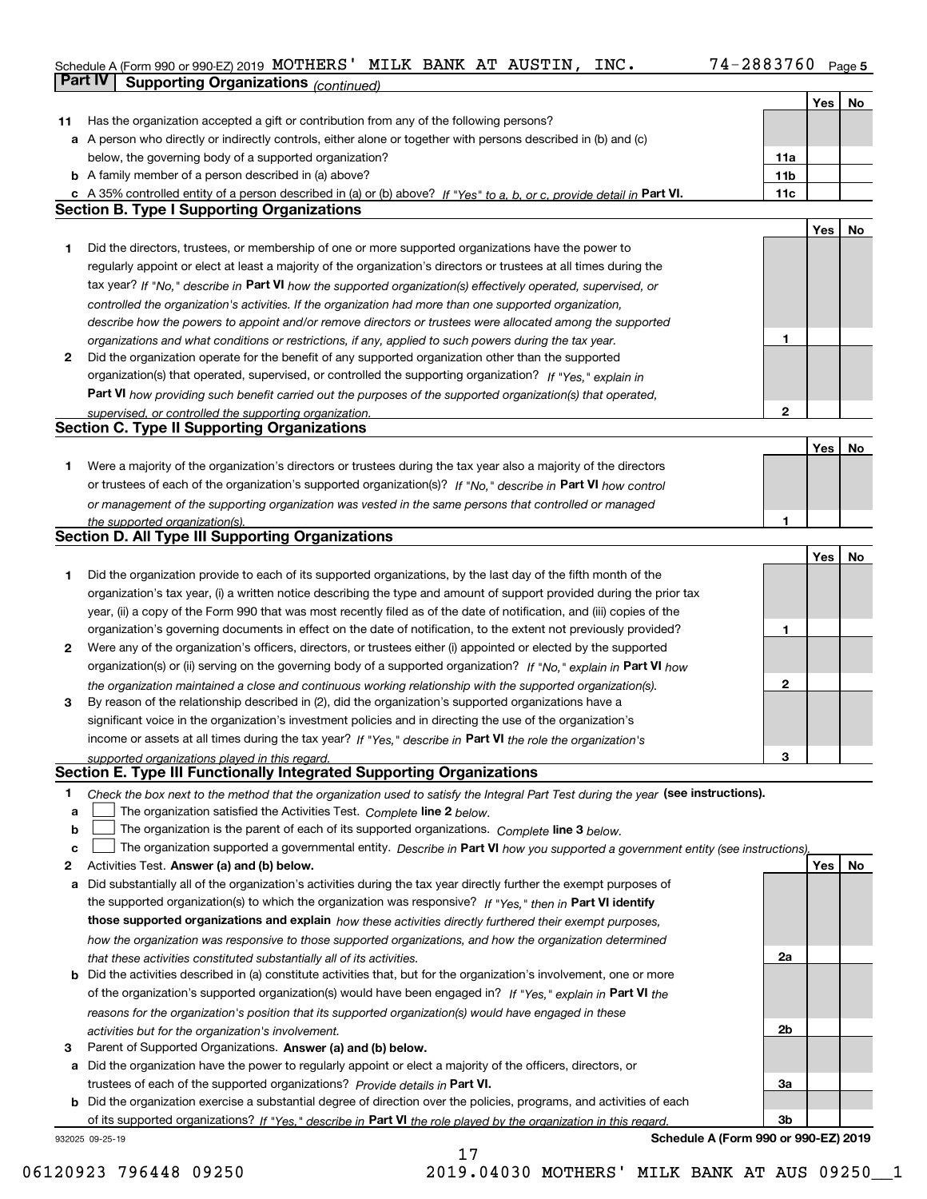Schedule A (Form 990 or 990-EZ) 2019 MOTHERS' MILK BANK AT AUSTIN, INC. 74-2883760 Page 5

**Part IV | Supporting Organizations** *(continued)*

| | | | Yes | No |
|---|---|---|---|---|
| **11** | Has the organization accepted a gift or contribution from any of the following persons? | | | |
| **a** | A person who directly or indirectly controls, either alone or together with persons described in (b) and (c) below, the governing body of a supported organization? | **11a** | | |
| **b** | A family member of a person described in (a) above? | **11b** | | |
| **c** | A 35% controlled entity of a person described in (a) or (b) above? *If "Yes" to a, b, or c, provide detail in* **Part VI.** | **11c** | | |

**Section B. Type I Supporting Organizations**

| | | | Yes | No |
|---|---|---|---|---|
| **1** | Did the directors, trustees, or membership of one or more supported organizations have the power to regularly appoint or elect at least a majority of the organization's directors or trustees at all times during the tax year? *If "No," describe in* **Part VI** *how the supported organization(s) effectively operated, supervised, or controlled the organization's activities. If the organization had more than one supported organization, describe how the powers to appoint and/or remove directors or trustees were allocated among the supported organizations and what conditions or restrictions, if any, applied to such powers during the tax year.* | **1** | | |
| **2** | Did the organization operate for the benefit of any supported organization other than the supported organization(s) that operated, supervised, or controlled the supporting organization? *If "Yes," explain in* **Part VI** *how providing such benefit carried out the purposes of the supported organization(s) that operated, supervised, or controlled the supporting organization.* | **2** | | |

**Section C. Type II Supporting Organizations**

| | | | Yes | No |
|---|---|---|---|---|
| **1** | Were a majority of the organization's directors or trustees during the tax year also a majority of the directors or trustees of each of the organization's supported organization(s)? *If "No," describe in* **Part VI** *how control or management of the supporting organization was vested in the same persons that controlled or managed the supported organization(s).* | **1** | | |

**Section D. All Type III Supporting Organizations**

| | | | Yes | No |
|---|---|---|---|---|
| **1** | Did the organization provide to each of its supported organizations, by the last day of the fifth month of the organization's tax year, (i) a written notice describing the type and amount of support provided during the prior tax year, (ii) a copy of the Form 990 that was most recently filed as of the date of notification, and (iii) copies of the organization's governing documents in effect on the date of notification, to the extent not previously provided? | **1** | | |
| **2** | Were any of the organization's officers, directors, or trustees either (i) appointed or elected by the supported organization(s) or (ii) serving on the governing body of a supported organization? *If "No," explain in* **Part VI** *how the organization maintained a close and continuous working relationship with the supported organization(s).* | **2** | | |
| **3** | By reason of the relationship described in (2), did the organization's supported organizations have a significant voice in the organization's investment policies and in directing the use of the organization's income or assets at all times during the tax year? *If "Yes," describe in* **Part VI** *the role the organization's supported organizations played in this regard.* | **3** | | |

**Section E. Type III Functionally Integrated Supporting Organizations**

**1** *Check the box next to the method that the organization used to satisfy the Integral Part Test during the year* **(see instructions).**

**a** ☐ The organization satisfied the Activities Test. *Complete* **line 2** *below.*

**b** ☐ The organization is the parent of each of its supported organizations. *Complete* **line 3** *below.*

**c** ☐ The organization supported a governmental entity. *Describe in* **Part VI** *how you supported a government entity (see instructions).*

| | | | Yes | No |
|---|---|---|---|---|
| **2** | Activities Test. **Answer (a) and (b) below.** | | | |
| **a** | Did substantially all of the organization's activities during the tax year directly further the exempt purposes of the supported organization(s) to which the organization was responsive? *If "Yes," then in* **Part VI identify those supported organizations and explain** *how these activities directly furthered their exempt purposes, how the organization was responsive to those supported organizations, and how the organization determined that these activities constituted substantially all of its activities.* | **2a** | | |
| **b** | Did the activities described in (a) constitute activities that, but for the organization's involvement, one or more of the organization's supported organization(s) would have been engaged in? *If "Yes," explain in* **Part VI** *the reasons for the organization's position that its supported organization(s) would have engaged in these activities but for the organization's involvement.* | **2b** | | |
| **3** | Parent of Supported Organizations. **Answer (a) and (b) below.** | | | |
| **a** | Did the organization have the power to regularly appoint or elect a majority of the officers, directors, or trustees of each of the supported organizations? *Provide details in* **Part VI.** | **3a** | | |
| **b** | Did the organization exercise a substantial degree of direction over the policies, programs, and activities of each of its supported organizations? *If "Yes," describe in* **Part VI** *the role played by the organization in this regard.* | **3b** | | |

932025 09-25-19 **Schedule A (Form 990 or 990-EZ) 2019**

06120923 796448 09250 2019.04030 MOTHERS' MILK BANK AT AUS 09250__1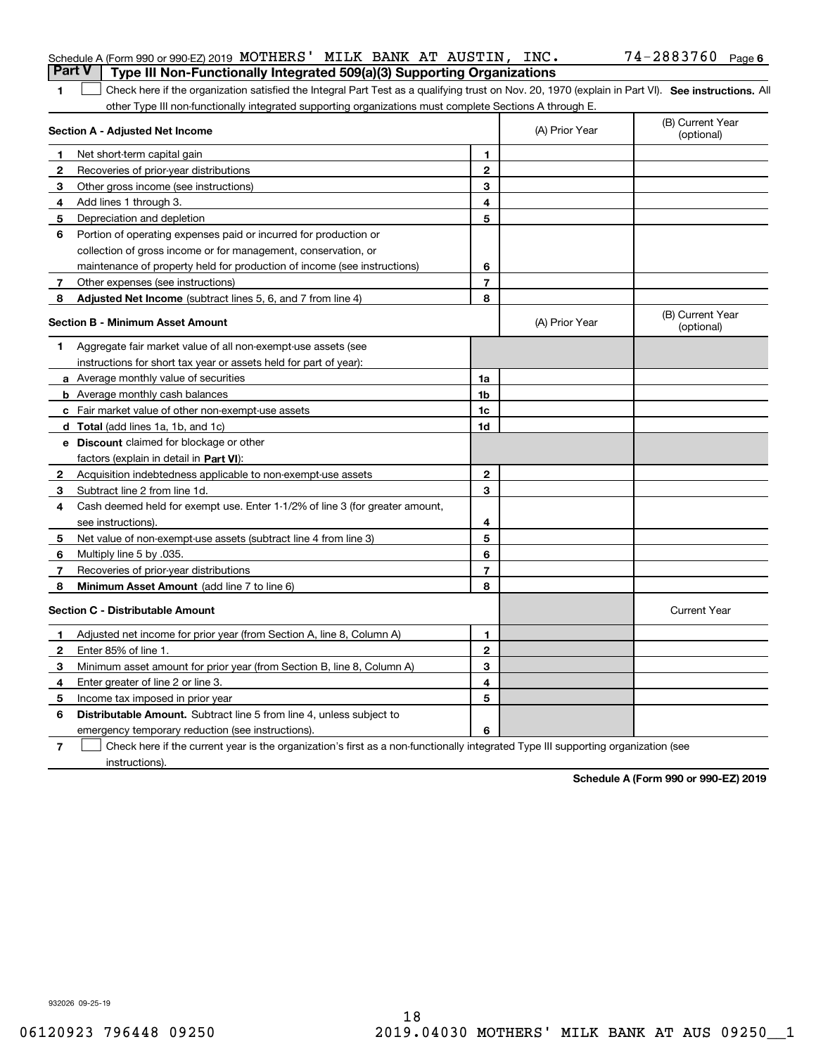Schedule A (Form 990 or 990-EZ) 2019 MOTHERS' MILK BANK AT AUSTIN, INC. 74-2883760 Page 6

## Part V Type III Non-Functionally Integrated 509(a)(3) Supporting Organizations

**1** ☐ Check here if the organization satisfied the Integral Part Test as a qualifying trust on Nov. 20, 1970 (explain in Part VI). **See instructions.** All other Type III non-functionally integrated supporting organizations must complete Sections A through E.

| **Section A - Adjusted Net Income** | | | (A) Prior Year | (B) Current Year (optional) |
|---|---|---|---|---|
| **1** | Net short-term capital gain | 1 | | |
| **2** | Recoveries of prior-year distributions | 2 | | |
| **3** | Other gross income (see instructions) | 3 | | |
| **4** | Add lines 1 through 3. | 4 | | |
| **5** | Depreciation and depletion | 5 | | |
| **6** | Portion of operating expenses paid or incurred for production or collection of gross income or for management, conservation, or maintenance of property held for production of income (see instructions) | 6 | | |
| **7** | Other expenses (see instructions) | 7 | | |
| **8** | **Adjusted Net Income** (subtract lines 5, 6, and 7 from line 4) | 8 | | |

| **Section B - Minimum Asset Amount** | | | (A) Prior Year | (B) Current Year (optional) |
|---|---|---|---|---|
| **1** | Aggregate fair market value of all non-exempt-use assets (see instructions for short tax year or assets held for part of year): | | | |
| **a** | Average monthly value of securities | 1a | | |
| **b** | Average monthly cash balances | 1b | | |
| **c** | Fair market value of other non-exempt-use assets | 1c | | |
| **d** | **Total** (add lines 1a, 1b, and 1c) | 1d | | |
| **e** | **Discount** claimed for blockage or other factors (explain in detail in **Part VI**): | | | |
| **2** | Acquisition indebtedness applicable to non-exempt-use assets | 2 | | |
| **3** | Subtract line 2 from line 1d. | 3 | | |
| **4** | Cash deemed held for exempt use. Enter 1-1/2% of line 3 (for greater amount, see instructions). | 4 | | |
| **5** | Net value of non-exempt-use assets (subtract line 4 from line 3) | 5 | | |
| **6** | Multiply line 5 by .035. | 6 | | |
| **7** | Recoveries of prior-year distributions | 7 | | |
| **8** | **Minimum Asset Amount** (add line 7 to line 6) | 8 | | |

| **Section C - Distributable Amount** | | | | Current Year |
|---|---|---|---|---|
| **1** | Adjusted net income for prior year (from Section A, line 8, Column A) | 1 | | |
| **2** | Enter 85% of line 1. | 2 | | |
| **3** | Minimum asset amount for prior year (from Section B, line 8, Column A) | 3 | | |
| **4** | Enter greater of line 2 or line 3. | 4 | | |
| **5** | Income tax imposed in prior year | 5 | | |
| **6** | **Distributable Amount.** Subtract line 5 from line 4, unless subject to emergency temporary reduction (see instructions). | 6 | | |

**7** ☐ Check here if the current year is the organization's first as a non-functionally integrated Type III supporting organization (see instructions).

**Schedule A (Form 990 or 990-EZ) 2019**

932026 09-25-19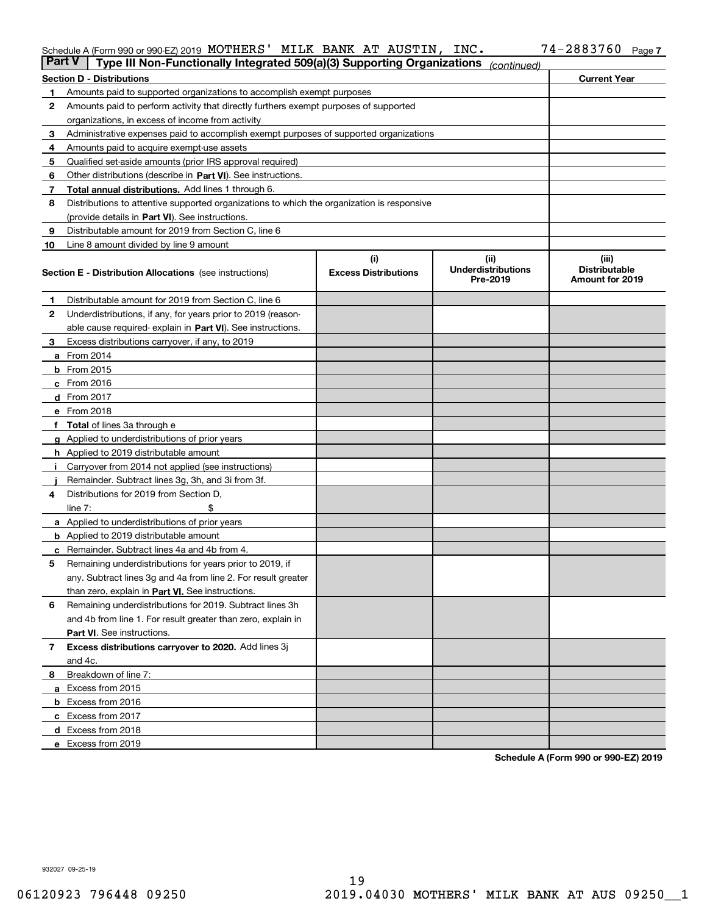Schedule A (Form 990 or 990-EZ) 2019 MOTHERS' MILK BANK AT AUSTIN, INC. 74-2883760 Page 7

**Part V** **Type III Non-Functionally Integrated 509(a)(3) Supporting Organizations** *(continued)*

| Section D - Distributions | | Current Year |
|---|---|---|
| 1 | Amounts paid to supported organizations to accomplish exempt purposes | |
| 2 | Amounts paid to perform activity that directly furthers exempt purposes of supported organizations, in excess of income from activity | |
| 3 | Administrative expenses paid to accomplish exempt purposes of supported organizations | |
| 4 | Amounts paid to acquire exempt-use assets | |
| 5 | Qualified set-aside amounts (prior IRS approval required) | |
| 6 | Other distributions (describe in **Part VI**). See instructions. | |
| 7 | **Total annual distributions.** Add lines 1 through 6. | |
| 8 | Distributions to attentive supported organizations to which the organization is responsive (provide details in **Part VI**). See instructions. | |
| 9 | Distributable amount for 2019 from Section C, line 6 | |
| 10 | Line 8 amount divided by line 9 amount | |

| | **Section E - Distribution Allocations** (see instructions) | (i) Excess Distributions | (ii) Underdistributions Pre-2019 | (iii) Distributable Amount for 2019 |
|---|---|---|---|---|
| 1 | Distributable amount for 2019 from Section C, line 6 | | | |
| 2 | Underdistributions, if any, for years prior to 2019 (reasonable cause required- explain in **Part VI**). See instructions. | | | |
| 3 | Excess distributions carryover, if any, to 2019 | | | |
| a | From 2014 | | | |
| b | From 2015 | | | |
| c | From 2016 | | | |
| d | From 2017 | | | |
| e | From 2018 | | | |
| f | **Total** of lines 3a through e | | | |
| g | Applied to underdistributions of prior years | | | |
| h | Applied to 2019 distributable amount | | | |
| i | Carryover from 2014 not applied (see instructions) | | | |
| j | Remainder. Subtract lines 3g, 3h, and 3i from 3f. | | | |
| 4 | Distributions for 2019 from Section D, line 7: $ | | | |
| a | Applied to underdistributions of prior years | | | |
| b | Applied to 2019 distributable amount | | | |
| c | Remainder. Subtract lines 4a and 4b from 4. | | | |
| 5 | Remaining underdistributions for years prior to 2019, if any. Subtract lines 3g and 4a from line 2. For result greater than zero, explain in **Part VI.** See instructions. | | | |
| 6 | Remaining underdistributions for 2019. Subtract lines 3h and 4b from line 1. For result greater than zero, explain in **Part VI**. See instructions. | | | |
| 7 | **Excess distributions carryover to 2020.** Add lines 3j and 4c. | | | |
| 8 | Breakdown of line 7: | | | |
| a | Excess from 2015 | | | |
| b | Excess from 2016 | | | |
| c | Excess from 2017 | | | |
| d | Excess from 2018 | | | |
| e | Excess from 2019 | | | |

**Schedule A (Form 990 or 990-EZ) 2019**

932027 09-25-19

06120923 796448 09250 2019.04030 MOTHERS' MILK BANK AT AUS 09250__1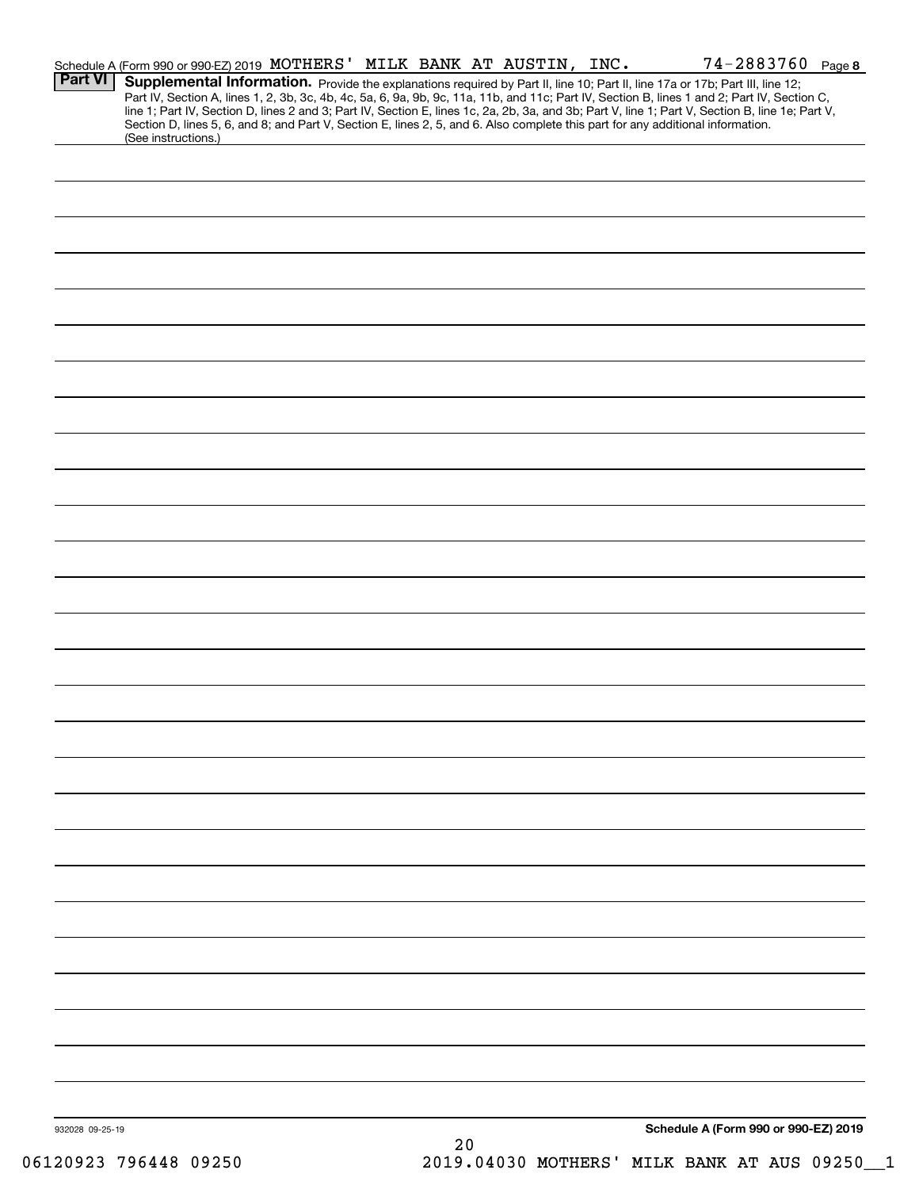Schedule A (Form 990 or 990-EZ) 2019 MOTHERS' MILK BANK AT AUSTIN, INC. 74-2883760 Page **8**

## Part VI Supplemental Information.

Provide the explanations required by Part II, line 10; Part II, line 17a or 17b; Part III, line 12; Part IV, Section A, lines 1, 2, 3b, 3c, 4b, 4c, 5a, 6, 9a, 9b, 9c, 11a, 11b, and 11c; Part IV, Section B, lines 1 and 2; Part IV, Section C, line 1; Part IV, Section D, lines 2 and 3; Part IV, Section E, lines 1c, 2a, 2b, 3a, and 3b; Part V, line 1; Part V, Section B, line 1e; Part V, Section D, lines 5, 6, and 8; and Part V, Section E, lines 2, 5, and 6. Also complete this part for any additional information. (See instructions.)

932028 09-25-19

**Schedule A (Form 990 or 990-EZ) 2019**

06120923 796448 09250 2019.04030 MOTHERS' MILK BANK AT AUS 09250__1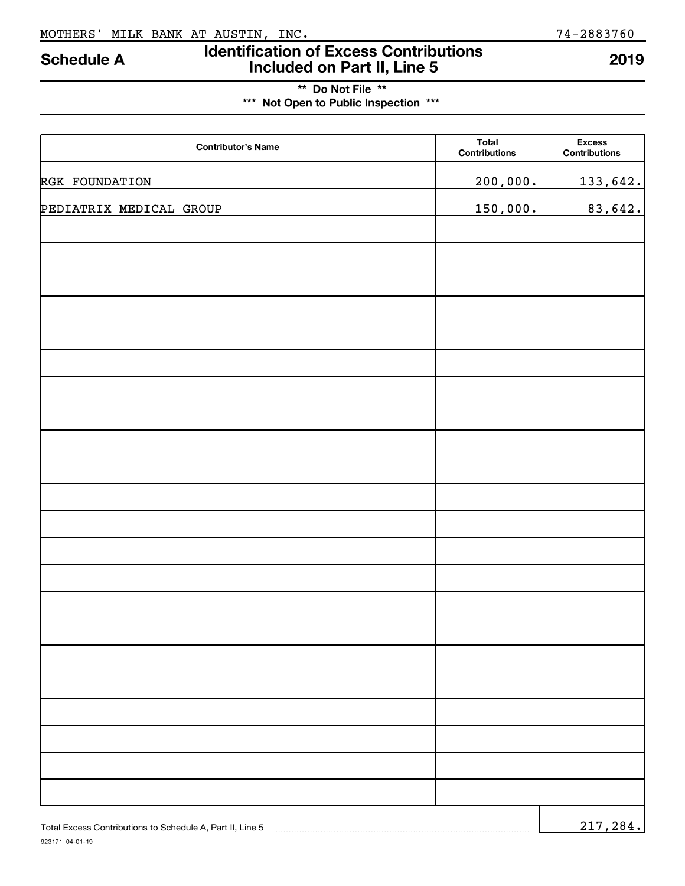MOTHERS' MILK BANK AT AUSTIN, INC. 74-2883760

# Schedule A — Identification of Excess Contributions Included on Part II, Line 5 — 2019

**\*\* Do Not File \*\***

**\*\*\* Not Open to Public Inspection \*\*\***

| Contributor's Name | Total Contributions | Excess Contributions |
|---|---|---|
| RGK FOUNDATION | 200,000. | 133,642. |
| PEDIATRIX MEDICAL GROUP | 150,000. | 83,642. |
| | | |
| | | |
| | | |
| | | |
| | | |
| | | |
| | | |
| | | |
| | | |
| | | |
| | | |
| | | |
| | | |
| | | |
| | | |
| | | |
| | | |
| | | |
| | | |
| | | |
| | | |

Total Excess Contributions to Schedule A, Part II, Line 5 ........ 217,284.

923171 04-01-19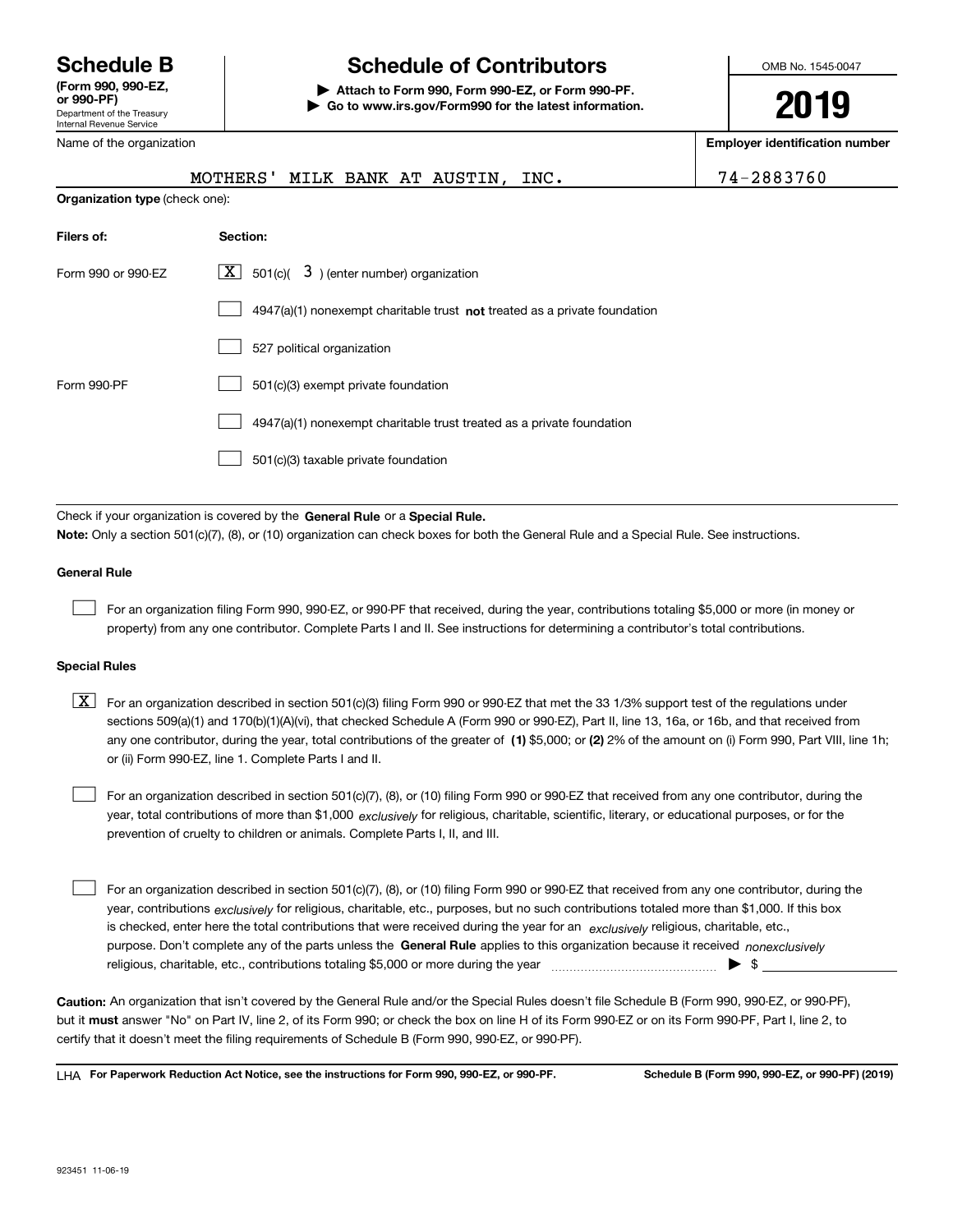# Schedule B

**(Form 990, 990-EZ, or 990-PF)**

Department of the Treasury
Internal Revenue Service

# Schedule of Contributors

▶ **Attach to Form 990, Form 990-EZ, or Form 990-PF.**

▶ **Go to www.irs.gov/Form990 for the latest information.**

OMB No. 1545-0047

**2019**

Name of the organization: MOTHERS' MILK BANK AT AUSTIN, INC.

**Employer identification number:** 74-2883760

**Organization type** (check one):

| **Filers of:** | **Section:** |
|---|---|
| Form 990 or 990-EZ | [X] 501(c)( 3 ) (enter number) organization |
| | [ ] 4947(a)(1) nonexempt charitable trust **not** treated as a private foundation |
| | [ ] 527 political organization |
| Form 990-PF | [ ] 501(c)(3) exempt private foundation |
| | [ ] 4947(a)(1) nonexempt charitable trust treated as a private foundation |
| | [ ] 501(c)(3) taxable private foundation |

Check if your organization is covered by the **General Rule** or a **Special Rule.**

**Note:** Only a section 501(c)(7), (8), or (10) organization can check boxes for both the General Rule and a Special Rule. See instructions.

### General Rule

[ ] For an organization filing Form 990, 990-EZ, or 990-PF that received, during the year, contributions totaling $5,000 or more (in money or property) from any one contributor. Complete Parts I and II. See instructions for determining a contributor's total contributions.

### Special Rules

[X] For an organization described in section 501(c)(3) filing Form 990 or 990-EZ that met the 33 1/3% support test of the regulations under sections 509(a)(1) and 170(b)(1)(A)(vi), that checked Schedule A (Form 990 or 990-EZ), Part II, line 13, 16a, or 16b, and that received from any one contributor, during the year, total contributions of the greater of **(1)** $5,000; or **(2)** 2% of the amount on (i) Form 990, Part VIII, line 1h; or (ii) Form 990-EZ, line 1. Complete Parts I and II.

[ ] For an organization described in section 501(c)(7), (8), or (10) filing Form 990 or 990-EZ that received from any one contributor, during the year, total contributions of more than $1,000 *exclusively* for religious, charitable, scientific, literary, or educational purposes, or for the prevention of cruelty to children or animals. Complete Parts I, II, and III.

[ ] For an organization described in section 501(c)(7), (8), or (10) filing Form 990 or 990-EZ that received from any one contributor, during the year, contributions *exclusively* for religious, charitable, etc., purposes, but no such contributions totaled more than $1,000. If this box is checked, enter here the total contributions that were received during the year for an *exclusively* religious, charitable, etc., purpose. Don't complete any of the parts unless the **General Rule** applies to this organization because it received *nonexclusively* religious, charitable, etc., contributions totaling $5,000 or more during the year ▶ $

**Caution:** An organization that isn't covered by the General Rule and/or the Special Rules doesn't file Schedule B (Form 990, 990-EZ, or 990-PF), but it **must** answer "No" on Part IV, line 2, of its Form 990; or check the box on line H of its Form 990-EZ or on its Form 990-PF, Part I, line 2, to certify that it doesn't meet the filing requirements of Schedule B (Form 990, 990-EZ, or 990-PF).

LHA **For Paperwork Reduction Act Notice, see the instructions for Form 990, 990-EZ, or 990-PF.** **Schedule B (Form 990, 990-EZ, or 990-PF) (2019)**

923451 11-06-19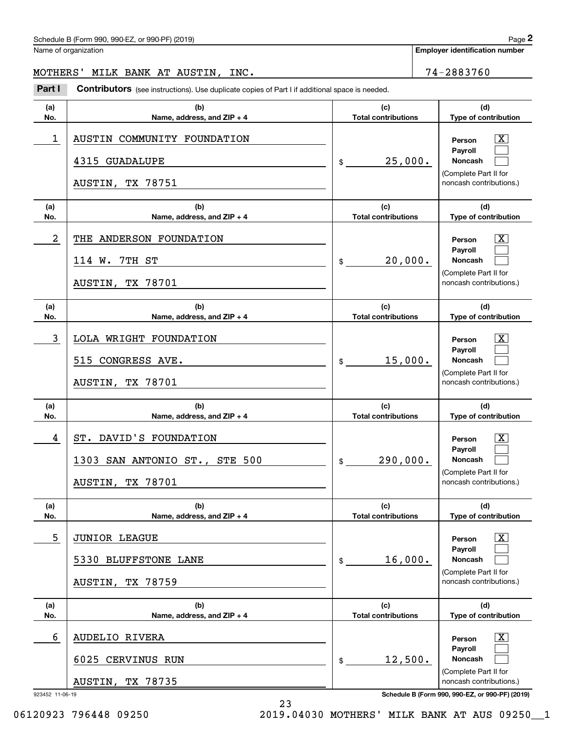Schedule B (Form 990, 990-EZ, or 990-PF) (2019)

Name of organization: MOTHERS' MILK BANK AT AUSTIN, INC.

Employer identification number: 74-2883760

**Part I** **Contributors** (see instructions). Use duplicate copies of Part I if additional space is needed.

| (a) No. | (b) Name, address, and ZIP + 4 | (c) Total contributions | (d) Type of contribution |
|---|---|---|---|
| 1 | AUSTIN COMMUNITY FOUNDATION<br>4315 GUADALUPE<br>AUSTIN, TX 78751 | $ 25,000. | Person [X]<br>Payroll [ ]<br>Noncash [ ]<br>(Complete Part II for noncash contributions.) |
| 2 | THE ANDERSON FOUNDATION<br>114 W. 7TH ST<br>AUSTIN, TX 78701 | $ 20,000. | Person [X]<br>Payroll [ ]<br>Noncash [ ]<br>(Complete Part II for noncash contributions.) |
| 3 | LOLA WRIGHT FOUNDATION<br>515 CONGRESS AVE.<br>AUSTIN, TX 78701 | $ 15,000. | Person [X]<br>Payroll [ ]<br>Noncash [ ]<br>(Complete Part II for noncash contributions.) |
| 4 | ST. DAVID'S FOUNDATION<br>1303 SAN ANTONIO ST., STE 500<br>AUSTIN, TX 78701 | $ 290,000. | Person [X]<br>Payroll [ ]<br>Noncash [ ]<br>(Complete Part II for noncash contributions.) |
| 5 | JUNIOR LEAGUE<br>5330 BLUFFSTONE LANE<br>AUSTIN, TX 78759 | $ 16,000. | Person [X]<br>Payroll [ ]<br>Noncash [ ]<br>(Complete Part II for noncash contributions.) |
| 6 | AUDELIO RIVERA<br>6025 CERVINUS RUN<br>AUSTIN, TX 78735 | $ 12,500. | Person [X]<br>Payroll [ ]<br>Noncash [ ]<br>(Complete Part II for noncash contributions.) |

923452 11-06-19

Schedule B (Form 990, 990-EZ, or 990-PF) (2019)

06120923 796448 09250 2019.04030 MOTHERS' MILK BANK AT AUS 09250__1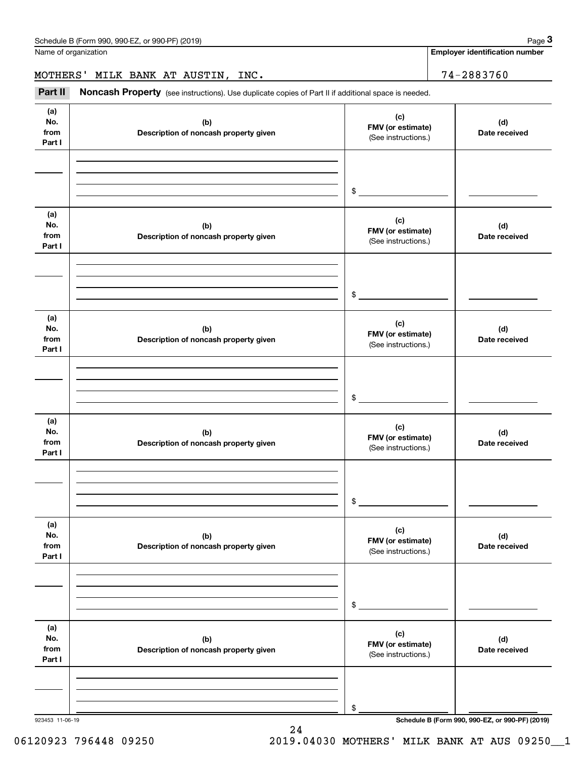Name of organization

MOTHERS' MILK BANK AT AUSTIN, INC.

**Employer identification number**

74-2883760

**Part II** **Noncash Property** (see instructions). Use duplicate copies of Part II if additional space is needed.

| (a) No. from Part I | (b) Description of noncash property given | (c) FMV (or estimate) (See instructions.) | (d) Date received |
|---|---|---|---|
| | | $ | |

| (a) No. from Part I | (b) Description of noncash property given | (c) FMV (or estimate) (See instructions.) | (d) Date received |
|---|---|---|---|
| | | $ | |

| (a) No. from Part I | (b) Description of noncash property given | (c) FMV (or estimate) (See instructions.) | (d) Date received |
|---|---|---|---|
| | | $ | |

| (a) No. from Part I | (b) Description of noncash property given | (c) FMV (or estimate) (See instructions.) | (d) Date received |
|---|---|---|---|
| | | $ | |

| (a) No. from Part I | (b) Description of noncash property given | (c) FMV (or estimate) (See instructions.) | (d) Date received |
|---|---|---|---|
| | | $ | |

| (a) No. from Part I | (b) Description of noncash property given | (c) FMV (or estimate) (See instructions.) | (d) Date received |
|---|---|---|---|
| | | $ | |

923453 11-06-19

**Schedule B (Form 990, 990-EZ, or 990-PF) (2019)**

06120923 796448 09250 2019.04030 MOTHERS' MILK BANK AT AUS 09250__1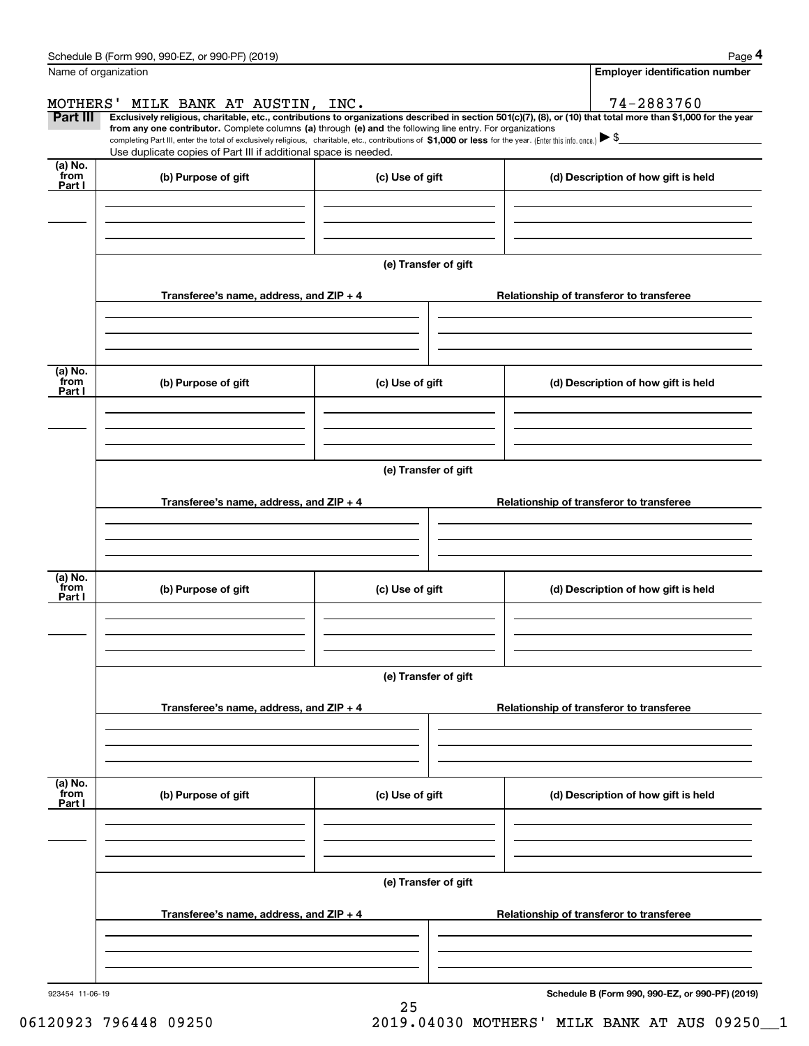Name of organization

MOTHERS' MILK BANK AT AUSTIN, INC.

Employer identification number

74-2883760

## Part III

**Exclusively religious, charitable, etc., contributions to organizations described in section 501(c)(7), (8), or (10) that total more than $1,000 for the year from any one contributor.** Complete columns **(a)** through **(e) and** the following line entry. For organizations completing Part III, enter the total of exclusively religious, charitable, etc., contributions of **$1,000 or less** for the year. (Enter this info. once.) ▶ $

Use duplicate copies of Part III if additional space is needed.

| (a) No. from Part I | (b) Purpose of gift | (c) Use of gift | (d) Description of how gift is held |
|---|---|---|---|
| | | | |

(e) Transfer of gift

| Transferee's name, address, and ZIP + 4 | Relationship of transferor to transferee |
|---|---|
| | |

| (a) No. from Part I | (b) Purpose of gift | (c) Use of gift | (d) Description of how gift is held |
|---|---|---|---|
| | | | |

(e) Transfer of gift

| Transferee's name, address, and ZIP + 4 | Relationship of transferor to transferee |
|---|---|
| | |

| (a) No. from Part I | (b) Purpose of gift | (c) Use of gift | (d) Description of how gift is held |
|---|---|---|---|
| | | | |

(e) Transfer of gift

| Transferee's name, address, and ZIP + 4 | Relationship of transferor to transferee |
|---|---|
| | |

| (a) No. from Part I | (b) Purpose of gift | (c) Use of gift | (d) Description of how gift is held |
|---|---|---|---|
| | | | |

(e) Transfer of gift

| Transferee's name, address, and ZIP + 4 | Relationship of transferor to transferee |
|---|---|
| | |

923454 11-06-19

**Schedule B (Form 990, 990-EZ, or 990-PF) (2019)**

06120923 796448 09250 2019.04030 MOTHERS' MILK BANK AT AUS 09250__1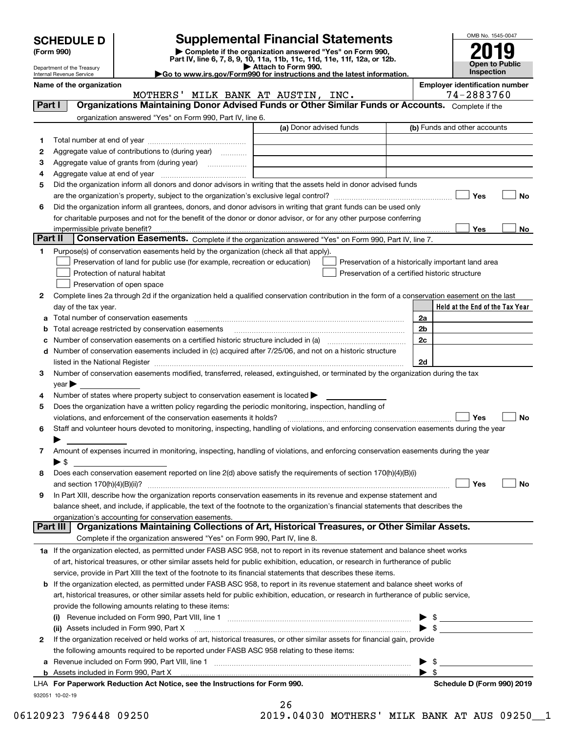**SCHEDULE D**
**(Form 990)**

Department of the Treasury
Internal Revenue Service

# Supplemental Financial Statements

▶ Complete if the organization answered "Yes" on Form 990, Part IV, line 6, 7, 8, 9, 10, 11a, 11b, 11c, 11d, 11e, 11f, 12a, or 12b.
▶ Attach to Form 990.
▶Go to www.irs.gov/Form990 for instructions and the latest information.

OMB No. 1545-0047
**2019**
**Open to Public Inspection**

**Name of the organization:** MOTHERS' MILK BANK AT AUSTIN, INC.
**Employer identification number:** 74-2883760

## Part I — Organizations Maintaining Donor Advised Funds or Other Similar Funds or Accounts.

Complete if the organization answered "Yes" on Form 990, Part IV, line 6.

| | | (a) Donor advised funds | (b) Funds and other accounts |
|---|---|---|---|
| 1 | Total number at end of year | | |
| 2 | Aggregate value of contributions to (during year) | | |
| 3 | Aggregate value of grants from (during year) | | |
| 4 | Aggregate value at end of year | | |

5 Did the organization inform all donors and donor advisors in writing that the assets held in donor advised funds are the organization's property, subject to the organization's exclusive legal control? ☐ Yes ☐ No

6 Did the organization inform all grantees, donors, and donor advisors in writing that grant funds can be used only for charitable purposes and not for the benefit of the donor or donor advisor, or for any other purpose conferring impermissible private benefit? ☐ Yes ☐ No

## Part II — Conservation Easements.

Complete if the organization answered "Yes" on Form 990, Part IV, line 7.

1 Purpose(s) of conservation easements held by the organization (check all that apply).

- ☐ Preservation of land for public use (for example, recreation or education)
- ☐ Protection of natural habitat
- ☐ Preservation of open space
- ☐ Preservation of a historically important land area
- ☐ Preservation of a certified historic structure

2 Complete lines 2a through 2d if the organization held a qualified conservation contribution in the form of a conservation easement on the last day of the tax year.

| | | | Held at the End of the Tax Year |
|---|---|---|---|
| a | Total number of conservation easements | 2a | |
| b | Total acreage restricted by conservation easements | 2b | |
| c | Number of conservation easements on a certified historic structure included in (a) | 2c | |
| d | Number of conservation easements included in (c) acquired after 7/25/06, and not on a historic structure listed in the National Register | 2d | |

3 Number of conservation easements modified, transferred, released, extinguished, or terminated by the organization during the tax year ▶

4 Number of states where property subject to conservation easement is located ▶

5 Does the organization have a written policy regarding the periodic monitoring, inspection, handling of violations, and enforcement of the conservation easements it holds? ☐ Yes ☐ No

6 Staff and volunteer hours devoted to monitoring, inspecting, handling of violations, and enforcing conservation easements during the year ▶

7 Amount of expenses incurred in monitoring, inspecting, handling of violations, and enforcing conservation easements during the year ▶ $

8 Does each conservation easement reported on line 2(d) above satisfy the requirements of section 170(h)(4)(B)(i) and section 170(h)(4)(B)(ii)? ☐ Yes ☐ No

9 In Part XIII, describe how the organization reports conservation easements in its revenue and expense statement and balance sheet, and include, if applicable, the text of the footnote to the organization's financial statements that describes the organization's accounting for conservation easements.

## Part III — Organizations Maintaining Collections of Art, Historical Treasures, or Other Similar Assets.

Complete if the organization answered "Yes" on Form 990, Part IV, line 8.

1a If the organization elected, as permitted under FASB ASC 958, not to report in its revenue statement and balance sheet works of art, historical treasures, or other similar assets held for public exhibition, education, or research in furtherance of public service, provide in Part XIII the text of the footnote to its financial statements that describes these items.

b If the organization elected, as permitted under FASB ASC 958, to report in its revenue statement and balance sheet works of art, historical treasures, or other similar assets held for public exhibition, education, or research in furtherance of public service, provide the following amounts relating to these items:

(i) Revenue included on Form 990, Part VIII, line 1 ▶ $

(ii) Assets included in Form 990, Part X ▶ $

2 If the organization received or held works of art, historical treasures, or other similar assets for financial gain, provide the following amounts required to be reported under FASB ASC 958 relating to these items:

a Revenue included on Form 990, Part VIII, line 1 ▶ $

b Assets included in Form 990, Part X ▶ $

LHA **For Paperwork Reduction Act Notice, see the Instructions for Form 990.** **Schedule D (Form 990) 2019**

932051 10-02-19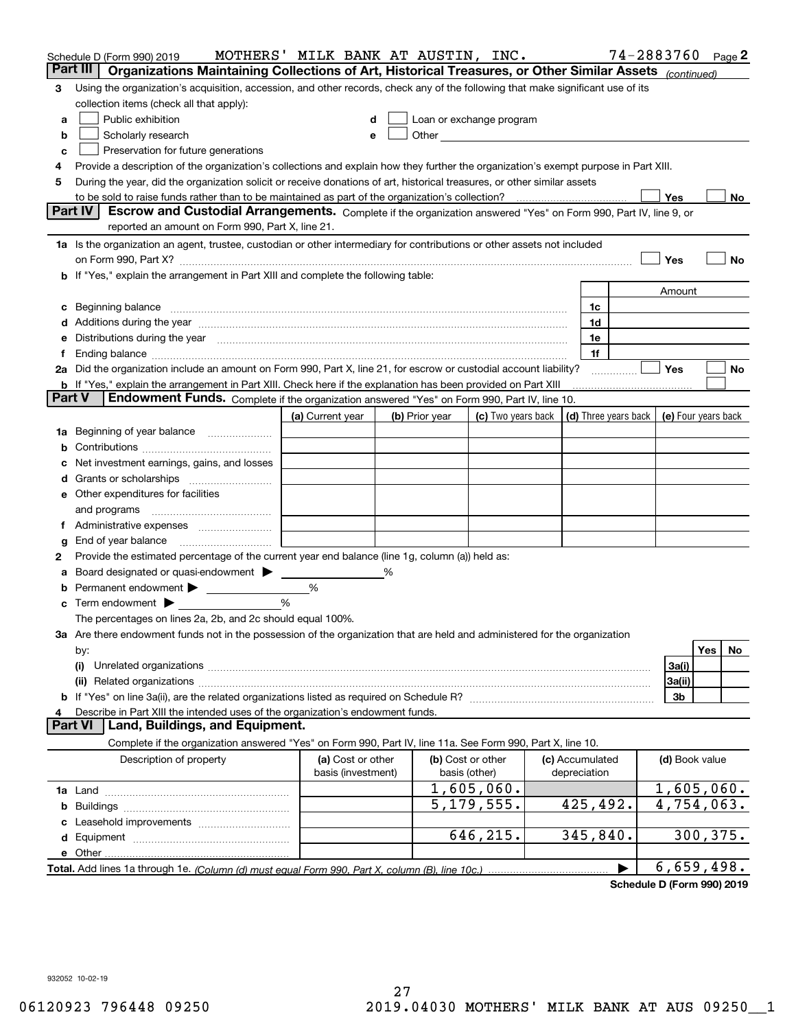Schedule D (Form 990) 2019 MOTHERS' MILK BANK AT AUSTIN, INC. 74-2883760 Page **2**

## Part III Organizations Maintaining Collections of Art, Historical Treasures, or Other Similar Assets *(continued)*

**3** Using the organization's acquisition, accession, and other records, check any of the following that make significant use of its collection items (check all that apply):

- **a** ☐ Public exhibition
- **b** ☐ Scholarly research
- **c** ☐ Preservation for future generations
- **d** ☐ Loan or exchange program
- **e** ☐ Other

**4** Provide a description of the organization's collections and explain how they further the organization's exempt purpose in Part XIII.

**5** During the year, did the organization solicit or receive donations of art, historical treasures, or other similar assets to be sold to raise funds rather than to be maintained as part of the organization's collection? ☐ Yes ☐ No

## Part IV Escrow and Custodial Arrangements.

Complete if the organization answered "Yes" on Form 990, Part IV, line 9, or reported an amount on Form 990, Part X, line 21.

**1a** Is the organization an agent, trustee, custodian or other intermediary for contributions or other assets not included on Form 990, Part X? ☐ Yes ☐ No

**b** If "Yes," explain the arrangement in Part XIII and complete the following table:

| | | Amount |
|---|---|---|
| **c** Beginning balance | 1c | |
| **d** Additions during the year | 1d | |
| **e** Distributions during the year | 1e | |
| **f** Ending balance | 1f | |

**2a** Did the organization include an amount on Form 990, Part X, line 21, for escrow or custodial account liability? ☐ Yes ☐ No

**b** If "Yes," explain the arrangement in Part XIII. Check here if the explanation has been provided on Part XIII ☐

## Part V Endowment Funds.

Complete if the organization answered "Yes" on Form 990, Part IV, line 10.

| | (a) Current year | (b) Prior year | (c) Two years back | (d) Three years back | (e) Four years back |
|---|---|---|---|---|---|
| **1a** Beginning of year balance | | | | | |
| **b** Contributions | | | | | |
| **c** Net investment earnings, gains, and losses | | | | | |
| **d** Grants or scholarships | | | | | |
| **e** Other expenditures for facilities and programs | | | | | |
| **f** Administrative expenses | | | | | |
| **g** End of year balance | | | | | |

**2** Provide the estimated percentage of the current year end balance (line 1g, column (a)) held as:

- **a** Board designated or quasi-endowment ▶ ______ %
- **b** Permanent endowment ▶ ______ %
- **c** Term endowment ▶ ______ %

The percentages on lines 2a, 2b, and 2c should equal 100%.

**3a** Are there endowment funds not in the possession of the organization that are held and administered for the organization by:

| | | Yes | No |
|---|---|---|---|
| **(i)** Unrelated organizations | 3a(i) | | |
| **(ii)** Related organizations | 3a(ii) | | |
| **b** If "Yes" on line 3a(ii), are the related organizations listed as required on Schedule R? | 3b | | |

**4** Describe in Part XIII the intended uses of the organization's endowment funds.

## Part VI Land, Buildings, and Equipment.

Complete if the organization answered "Yes" on Form 990, Part IV, line 11a. See Form 990, Part X, line 10.

| Description of property | (a) Cost or other basis (investment) | (b) Cost or other basis (other) | (c) Accumulated depreciation | (d) Book value |
|---|---|---|---|---|
| **1a** Land | | 1,605,060. | | 1,605,060. |
| **b** Buildings | | 5,179,555. | 425,492. | 4,754,063. |
| **c** Leasehold improvements | | | | |
| **d** Equipment | | 646,215. | 345,840. | 300,375. |
| **e** Other | | | | |
| **Total.** Add lines 1a through 1e. *(Column (d) must equal Form 990, Part X, column (B), line 10c.)* | | | ▶ | 6,659,498. |

**Schedule D (Form 990) 2019**

932052 10-02-19

06120923 796448 09250 2019.04030 MOTHERS' MILK BANK AT AUS 09250__1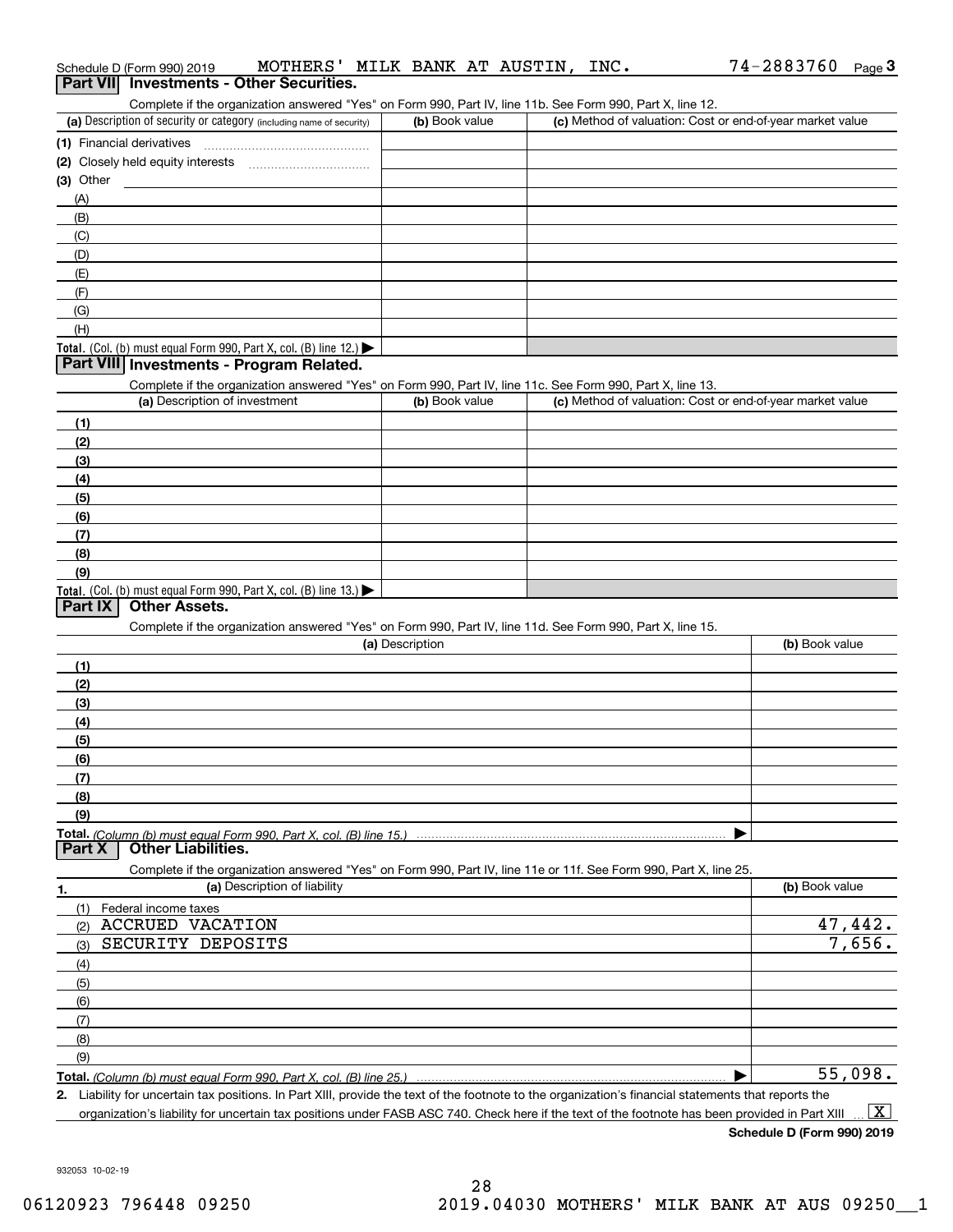Schedule D (Form 990) 2019 MOTHERS' MILK BANK AT AUSTIN, INC. 74-2883760 Page 3

## Part VII Investments - Other Securities.

Complete if the organization answered "Yes" on Form 990, Part IV, line 11b. See Form 990, Part X, line 12.

| (a) Description of security or category (including name of security) | (b) Book value | (c) Method of valuation: Cost or end-of-year market value |
|---|---|---|
| (1) Financial derivatives | | |
| (2) Closely held equity interests | | |
| (3) Other | | |
| (A) | | |
| (B) | | |
| (C) | | |
| (D) | | |
| (E) | | |
| (F) | | |
| (G) | | |
| (H) | | |
| **Total.** (Col. (b) must equal Form 990, Part X, col. (B) line 12.) ▶ | | |

## Part VIII Investments - Program Related.

Complete if the organization answered "Yes" on Form 990, Part IV, line 11c. See Form 990, Part X, line 13.

| (a) Description of investment | (b) Book value | (c) Method of valuation: Cost or end-of-year market value |
|---|---|---|
| (1) | | |
| (2) | | |
| (3) | | |
| (4) | | |
| (5) | | |
| (6) | | |
| (7) | | |
| (8) | | |
| (9) | | |
| **Total.** (Col. (b) must equal Form 990, Part X, col. (B) line 13.) ▶ | | |

## Part IX Other Assets.

Complete if the organization answered "Yes" on Form 990, Part IV, line 11d. See Form 990, Part X, line 15.

| (a) Description | (b) Book value |
|---|---|
| (1) | |
| (2) | |
| (3) | |
| (4) | |
| (5) | |
| (6) | |
| (7) | |
| (8) | |
| (9) | |
| **Total.** *(Column (b) must equal Form 990, Part X, col. (B) line 15.)* ▶ | |

## Part X Other Liabilities.

Complete if the organization answered "Yes" on Form 990, Part IV, line 11e or 11f. See Form 990, Part X, line 25.

| 1. (a) Description of liability | (b) Book value |
|---|---|
| (1) Federal income taxes | |
| (2) ACCRUED VACATION | 47,442. |
| (3) SECURITY DEPOSITS | 7,656. |
| (4) | |
| (5) | |
| (6) | |
| (7) | |
| (8) | |
| (9) | |
| **Total.** *(Column (b) must equal Form 990, Part X, col. (B) line 25.)* ▶ | 55,098. |

2. Liability for uncertain tax positions. In Part XIII, provide the text of the footnote to the organization's financial statements that reports the organization's liability for uncertain tax positions under FASB ASC 740. Check here if the text of the footnote has been provided in Part XIII ... [X]

**Schedule D (Form 990) 2019**

932053 10-02-19

06120923 796448 09250 2019.04030 MOTHERS' MILK BANK AT AUS 09250__1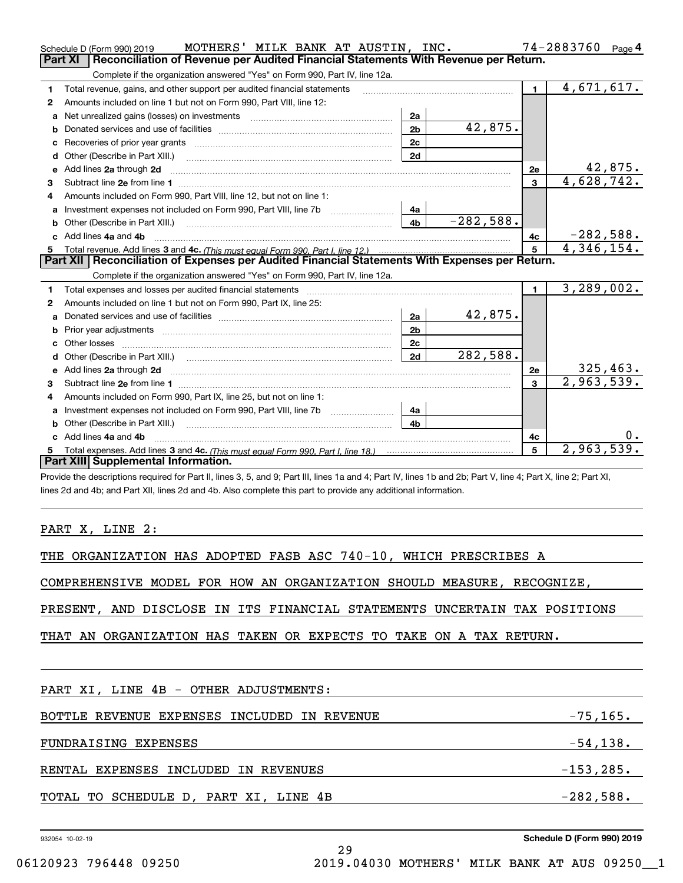Schedule D (Form 990) 2019 MOTHERS' MILK BANK AT AUSTIN, INC. 74-2883760 Page 4

## Part XI | Reconciliation of Revenue per Audited Financial Statements With Revenue per Return.

Complete if the organization answered "Yes" on Form 990, Part IV, line 12a.

| | | | | | |
|---|---|---|---|---|---|
| 1 | Total revenue, gains, and other support per audited financial statements | | | 1 | 4,671,617. |
| 2 | Amounts included on line 1 but not on Form 990, Part VIII, line 12: | | | | |
| a | Net unrealized gains (losses) on investments | 2a | | | |
| b | Donated services and use of facilities | 2b | 42,875. | | |
| c | Recoveries of prior year grants | 2c | | | |
| d | Other (Describe in Part XIII.) | 2d | | | |
| e | Add lines 2a through 2d | | | 2e | 42,875. |
| 3 | Subtract line 2e from line 1 | | | 3 | 4,628,742. |
| 4 | Amounts included on Form 990, Part VIII, line 12, but not on line 1: | | | | |
| a | Investment expenses not included on Form 990, Part VIII, line 7b | 4a | | | |
| b | Other (Describe in Part XIII.) | 4b | -282,588. | | |
| c | Add lines 4a and 4b | | | 4c | -282,588. |
| 5 | Total revenue. Add lines 3 and 4c. *(This must equal Form 990, Part I, line 12.)* | | | 5 | 4,346,154. |

## Part XII | Reconciliation of Expenses per Audited Financial Statements With Expenses per Return.

Complete if the organization answered "Yes" on Form 990, Part IV, line 12a.

| | | | | | |
|---|---|---|---|---|---|
| 1 | Total expenses and losses per audited financial statements | | | 1 | 3,289,002. |
| 2 | Amounts included on line 1 but not on Form 990, Part IX, line 25: | | | | |
| a | Donated services and use of facilities | 2a | 42,875. | | |
| b | Prior year adjustments | 2b | | | |
| c | Other losses | 2c | | | |
| d | Other (Describe in Part XIII.) | 2d | 282,588. | | |
| e | Add lines 2a through 2d | | | 2e | 325,463. |
| 3 | Subtract line 2e from line 1 | | | 3 | 2,963,539. |
| 4 | Amounts included on Form 990, Part IX, line 25, but not on line 1: | | | | |
| a | Investment expenses not included on Form 990, Part VIII, line 7b | 4a | | | |
| b | Other (Describe in Part XIII.) | 4b | | | |
| c | Add lines 4a and 4b | | | 4c | 0. |
| 5 | Total expenses. Add lines 3 and 4c. *(This must equal Form 990, Part I, line 18.)* | | | 5 | 2,963,539. |

## Part XIII | Supplemental Information.

Provide the descriptions required for Part II, lines 3, 5, and 9; Part III, lines 1a and 4; Part IV, lines 1b and 2b; Part V, line 4; Part X, line 2; Part XI, lines 2d and 4b; and Part XII, lines 2d and 4b. Also complete this part to provide any additional information.

PART X, LINE 2:

THE ORGANIZATION HAS ADOPTED FASB ASC 740-10, WHICH PRESCRIBES A COMPREHENSIVE MODEL FOR HOW AN ORGANIZATION SHOULD MEASURE, RECOGNIZE, PRESENT, AND DISCLOSE IN ITS FINANCIAL STATEMENTS UNCERTAIN TAX POSITIONS THAT AN ORGANIZATION HAS TAKEN OR EXPECTS TO TAKE ON A TAX RETURN.

PART XI, LINE 4B - OTHER ADJUSTMENTS:

| | |
|---|---|
| BOTTLE REVENUE EXPENSES INCLUDED IN REVENUE | -75,165. |
| FUNDRAISING EXPENSES | -54,138. |
| RENTAL EXPENSES INCLUDED IN REVENUES | -153,285. |
| TOTAL TO SCHEDULE D, PART XI, LINE 4B | -282,588. |

932054 10-02-19 Schedule D (Form 990) 2019

06120923 796448 09250 2019.04030 MOTHERS' MILK BANK AT AUS 09250__1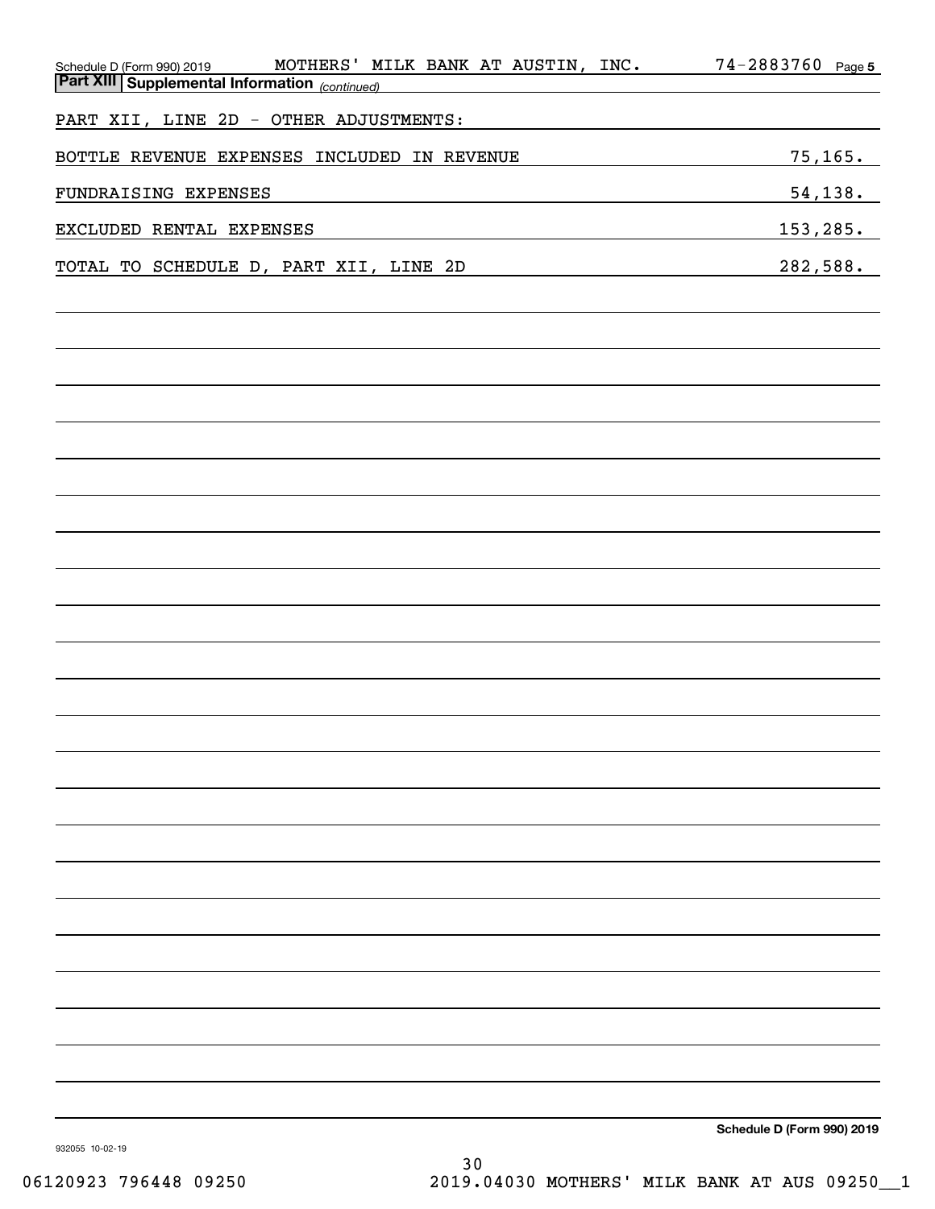Schedule D (Form 990) 2019 MOTHERS' MILK BANK AT AUSTIN, INC. 74-2883760

**Part XIII | Supplemental Information** *(continued)*

PART XII, LINE 2D - OTHER ADJUSTMENTS:

| | |
|---|---|
| BOTTLE REVENUE EXPENSES INCLUDED IN REVENUE | 75,165. |
| FUNDRAISING EXPENSES | 54,138. |
| EXCLUDED RENTAL EXPENSES | 153,285. |
| TOTAL TO SCHEDULE D, PART XII, LINE 2D | 282,588. |

**Schedule D (Form 990) 2019**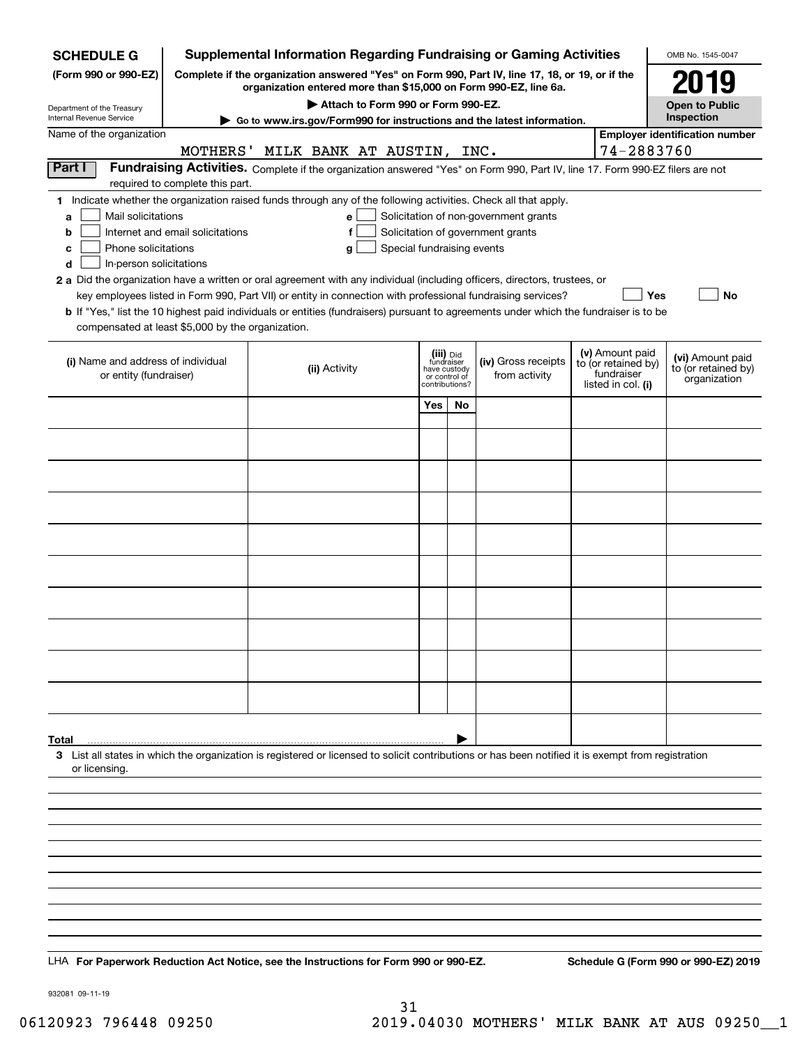**SCHEDULE G**
**(Form 990 or 990-EZ)**

Department of the Treasury
Internal Revenue Service

# Supplemental Information Regarding Fundraising or Gaming Activities

**Complete if the organization answered "Yes" on Form 990, Part IV, line 17, 18, or 19, or if the organization entered more than $15,000 on Form 990-EZ, line 6a.**

▶ **Attach to Form 990 or Form 990-EZ.**

▶ **Go to www.irs.gov/Form990 for instructions and the latest information.**

OMB No. 1545-0047

**2019**

**Open to Public Inspection**

Name of the organization: MOTHERS' MILK BANK AT AUSTIN, INC.

**Employer identification number:** 74-2883760

**Part I** **Fundraising Activities.** Complete if the organization answered "Yes" on Form 990, Part IV, line 17. Form 990-EZ filers are not required to complete this part.

**1** Indicate whether the organization raised funds through any of the following activities. Check all that apply.

- **a** ☐ Mail solicitations
- **b** ☐ Internet and email solicitations
- **c** ☐ Phone solicitations
- **d** ☐ In-person solicitations
- **e** ☐ Solicitation of non-government grants
- **f** ☐ Solicitation of government grants
- **g** ☐ Special fundraising events

**2 a** Did the organization have a written or oral agreement with any individual (including officers, directors, trustees, or key employees listed in Form 990, Part VII) or entity in connection with professional fundraising services? ☐ **Yes** ☐ **No**

**b** If "Yes," list the 10 highest paid individuals or entities (fundraisers) pursuant to agreements under which the fundraiser is to be compensated at least $5,000 by the organization.

| (i) Name and address of individual or entity (fundraiser) | (ii) Activity | (iii) Did fundraiser have custody or control of contributions? Yes | No | (iv) Gross receipts from activity | (v) Amount paid to (or retained by) fundraiser listed in col. (i) | (vi) Amount paid to (or retained by) organization |
|---|---|---|---|---|---|---|
| | | | | | | |
| | | | | | | |
| | | | | | | |
| | | | | | | |
| | | | | | | |
| | | | | | | |
| | | | | | | |
| | | | | | | |
| | | | | | | |
| | | | | | | |
| **Total** ▶ | | | | | | |

**3** List all states in which the organization is registered or licensed to solicit contributions or has been notified it is exempt from registration or licensing.

LHA **For Paperwork Reduction Act Notice, see the Instructions for Form 990 or 990-EZ.** **Schedule G (Form 990 or 990-EZ) 2019**

932081 09-11-19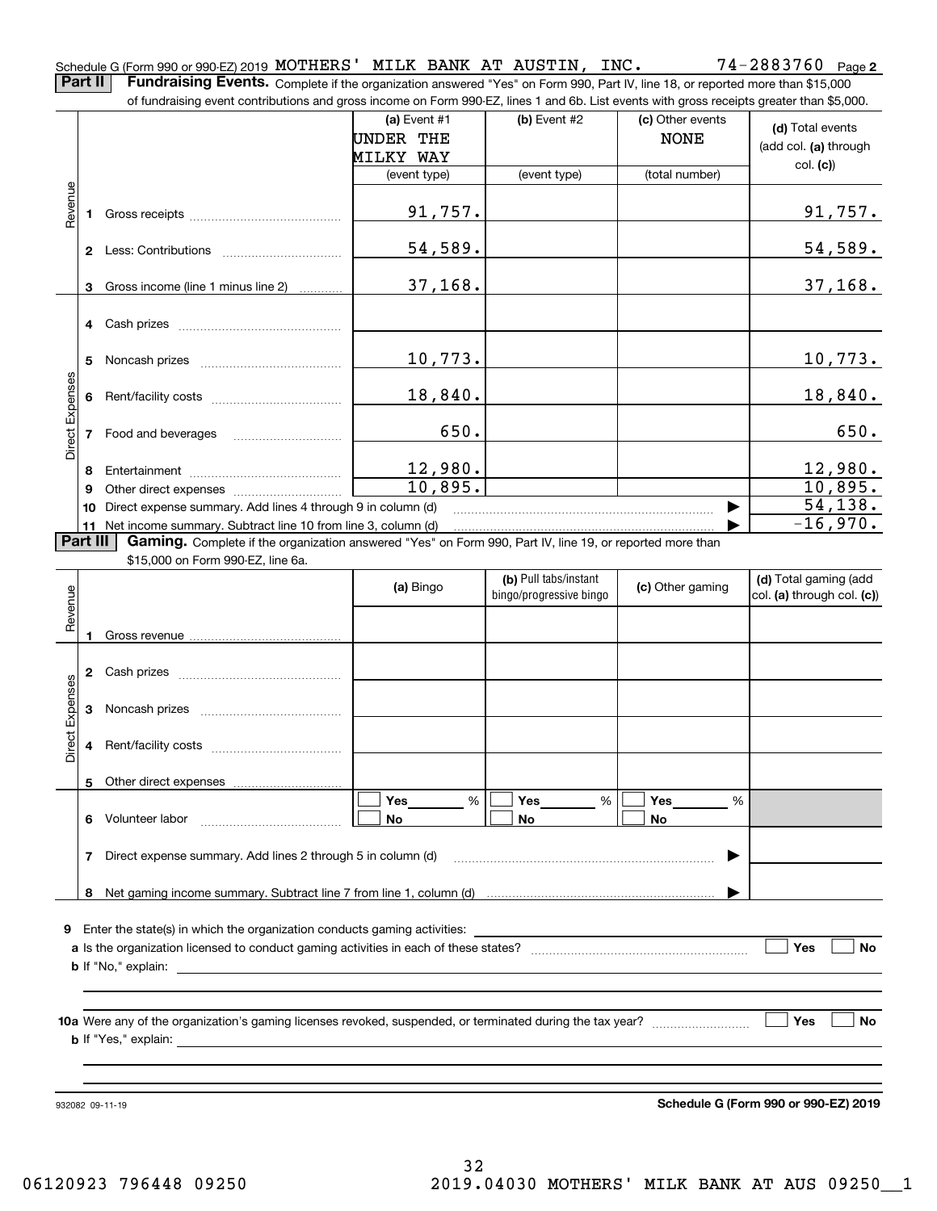Schedule G (Form 990 or 990-EZ) 2019 MOTHERS' MILK BANK AT AUSTIN, INC. 74-2883760 Page **2**

**Part II** **Fundraising Events.** Complete if the organization answered "Yes" on Form 990, Part IV, line 18, or reported more than $15,000 of fundraising event contributions and gross income on Form 990-EZ, lines 1 and 6b. List events with gross receipts greater than $5,000.

| | | (a) Event #1 UNDER THE MILKY WAY (event type) | (b) Event #2 (event type) | (c) Other events NONE (total number) | (d) Total events (add col. (a) through col. (c)) |
|---|---|---|---|---|---|
| Revenue | 1 Gross receipts | 91,757. | | | 91,757. |
| | 2 Less: Contributions | 54,589. | | | 54,589. |
| | 3 Gross income (line 1 minus line 2) | 37,168. | | | 37,168. |
| Direct Expenses | 4 Cash prizes | | | | |
| | 5 Noncash prizes | 10,773. | | | 10,773. |
| | 6 Rent/facility costs | 18,840. | | | 18,840. |
| | 7 Food and beverages | 650. | | | 650. |
| | 8 Entertainment | 12,980. | | | 12,980. |
| | 9 Other direct expenses | 10,895. | | | 10,895. |
| | 10 Direct expense summary. Add lines 4 through 9 in column (d) | | | | 54,138. |
| | 11 Net income summary. Subtract line 10 from line 3, column (d) | | | | -16,970. |

**Part III** **Gaming.** Complete if the organization answered "Yes" on Form 990, Part IV, line 19, or reported more than $15,000 on Form 990-EZ, line 6a.

| | | (a) Bingo | (b) Pull tabs/instant bingo/progressive bingo | (c) Other gaming | (d) Total gaming (add col. (a) through col. (c)) |
|---|---|---|---|---|---|
| Revenue | 1 Gross revenue | | | | |
| Direct Expenses | 2 Cash prizes | | | | |
| | 3 Noncash prizes | | | | |
| | 4 Rent/facility costs | | | | |
| | 5 Other direct expenses | | | | |
| | 6 Volunteer labor | ☐ Yes ___ % ☐ No | ☐ Yes ___ % ☐ No | ☐ Yes ___ % ☐ No | |
| | 7 Direct expense summary. Add lines 2 through 5 in column (d) | | | | |
| | 8 Net gaming income summary. Subtract line 7 from line 1, column (d) | | | | |

**9** Enter the state(s) in which the organization conducts gaming activities: ____________

**a** Is the organization licensed to conduct gaming activities in each of these states? ☐ Yes ☐ No

**b** If "No," explain: ____________

**10a** Were any of the organization's gaming licenses revoked, suspended, or terminated during the tax year? ☐ Yes ☐ No

**b** If "Yes," explain: ____________

932082 09-11-19 **Schedule G (Form 990 or 990-EZ) 2019**

06120923 796448 09250 2019.04030 MOTHERS' MILK BANK AT AUS 09250__1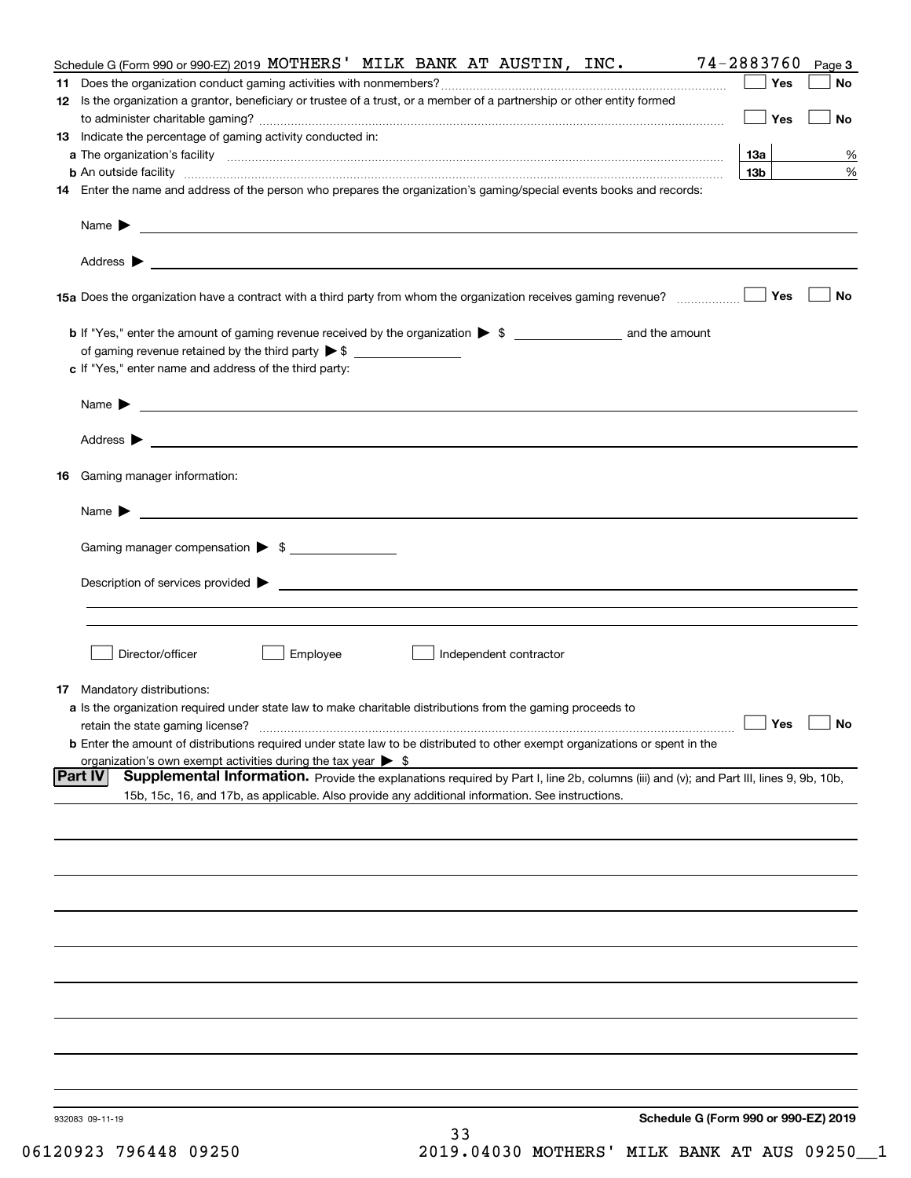Schedule G (Form 990 or 990-EZ) 2019 MOTHERS' MILK BANK AT AUSTIN, INC. 74-2883760 Page 3

**11** Does the organization conduct gaming activities with nonmembers? ☐ Yes ☐ No

**12** Is the organization a grantor, beneficiary or trustee of a trust, or a member of a partnership or other entity formed to administer charitable gaming? ☐ Yes ☐ No

**13** Indicate the percentage of gaming activity conducted in:

**a** The organization's facility **13a** %

**b** An outside facility **13b** %

**14** Enter the name and address of the person who prepares the organization's gaming/special events books and records:

Name ▶

Address ▶

**15a** Does the organization have a contract with a third party from whom the organization receives gaming revenue? ☐ Yes ☐ No

**b** If "Yes," enter the amount of gaming revenue received by the organization ▶ $ ________ and the amount of gaming revenue retained by the third party ▶ $ ________

**c** If "Yes," enter name and address of the third party:

Name ▶

Address ▶

**16** Gaming manager information:

Name ▶

Gaming manager compensation ▶ $ ________

Description of services provided ▶

☐ Director/officer ☐ Employee ☐ Independent contractor

**17** Mandatory distributions:

**a** Is the organization required under state law to make charitable distributions from the gaming proceeds to retain the state gaming license? ☐ Yes ☐ No

**b** Enter the amount of distributions required under state law to be distributed to other exempt organizations or spent in the organization's own exempt activities during the tax year ▶ $

**Part IV** **Supplemental Information.** Provide the explanations required by Part I, line 2b, columns (iii) and (v); and Part III, lines 9, 9b, 10b, 15b, 15c, 16, and 17b, as applicable. Also provide any additional information. See instructions.

932083 09-11-19

**Schedule G (Form 990 or 990-EZ) 2019**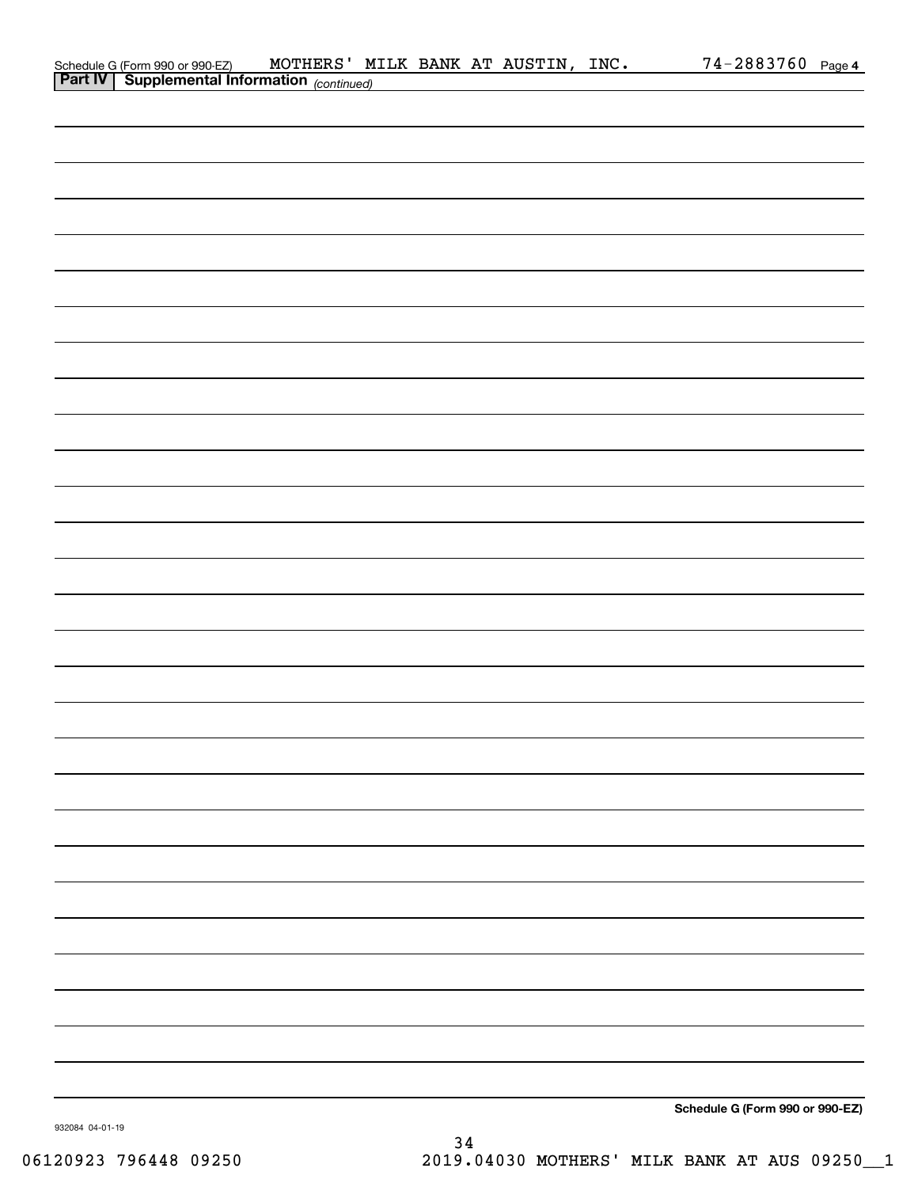Schedule G (Form 990 or 990-EZ) MOTHERS' MILK BANK AT AUSTIN, INC. 74-2883760 Page 4

**Part IV | Supplemental Information** *(continued)*

**Schedule G (Form 990 or 990-EZ)**

932084 04-01-19

06120923 796448 09250 2019.04030 MOTHERS' MILK BANK AT AUS 09250__1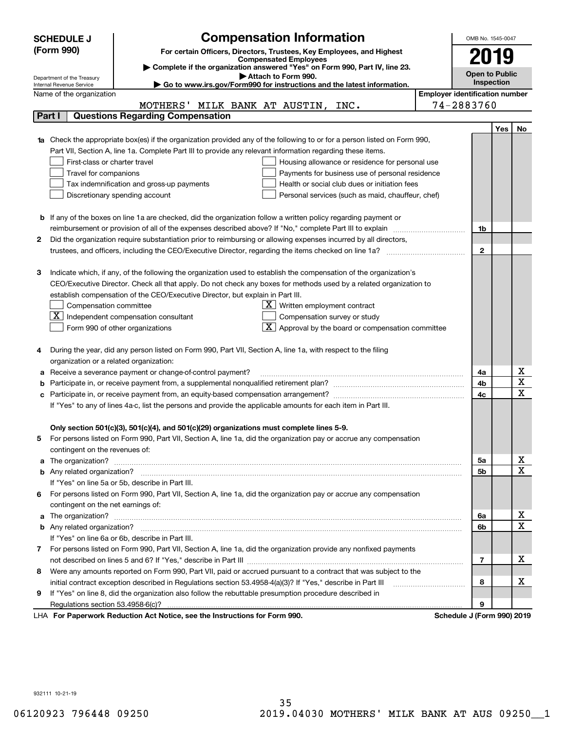**SCHEDULE J (Form 990)**

Department of the Treasury
Internal Revenue Service

# Compensation Information

**For certain Officers, Directors, Trustees, Key Employees, and Highest Compensated Employees**

▶ Complete if the organization answered "Yes" on Form 990, Part IV, line 23.
▶ Attach to Form 990.
▶ Go to www.irs.gov/Form990 for instructions and the latest information.

OMB No. 1545-0047

**2019**

**Open to Public Inspection**

Name of the organization: MOTHERS' MILK BANK AT AUSTIN, INC.

Employer identification number: 74-2883760

## Part I — Questions Regarding Compensation

| | | | Yes | No |
|---|---|---|---|---|
| **1a** | Check the appropriate box(es) if the organization provided any of the following to or for a person listed on Form 990, Part VII, Section A, line 1a. Complete Part III to provide any relevant information regarding these items.<br>☐ First-class or charter travel ☐ Housing allowance or residence for personal use<br>☐ Travel for companions ☐ Payments for business use of personal residence<br>☐ Tax indemnification and gross-up payments ☐ Health or social club dues or initiation fees<br>☐ Discretionary spending account ☐ Personal services (such as maid, chauffeur, chef) | | | |
| **b** | If any of the boxes on line 1a are checked, did the organization follow a written policy regarding payment or reimbursement or provision of all of the expenses described above? If "No," complete Part III to explain | 1b | | |
| **2** | Did the organization require substantiation prior to reimbursing or allowing expenses incurred by all directors, trustees, and officers, including the CEO/Executive Director, regarding the items checked on line 1a? | 2 | | |
| **3** | Indicate which, if any, of the following the organization used to establish the compensation of the organization's CEO/Executive Director. Check all that apply. Do not check any boxes for methods used by a related organization to establish compensation of the CEO/Executive Director, but explain in Part III.<br>☐ Compensation committee ☒ Written employment contract<br>☒ Independent compensation consultant ☐ Compensation survey or study<br>☐ Form 990 of other organizations ☒ Approval by the board or compensation committee | | | |
| **4** | During the year, did any person listed on Form 990, Part VII, Section A, line 1a, with respect to the filing organization or a related organization: | | | |
| **a** | Receive a severance payment or change-of-control payment? | 4a | | X |
| **b** | Participate in, or receive payment from, a supplemental nonqualified retirement plan? | 4b | | X |
| **c** | Participate in, or receive payment from, an equity-based compensation arrangement? | 4c | | X |
| | If "Yes" to any of lines 4a-c, list the persons and provide the applicable amounts for each item in Part III. | | | |
| | **Only section 501(c)(3), 501(c)(4), and 501(c)(29) organizations must complete lines 5-9.** | | | |
| **5** | For persons listed on Form 990, Part VII, Section A, line 1a, did the organization pay or accrue any compensation contingent on the revenues of: | | | |
| **a** | The organization? | 5a | | X |
| **b** | Any related organization? | 5b | | X |
| | If "Yes" on line 5a or 5b, describe in Part III. | | | |
| **6** | For persons listed on Form 990, Part VII, Section A, line 1a, did the organization pay or accrue any compensation contingent on the net earnings of: | | | |
| **a** | The organization? | 6a | | X |
| **b** | Any related organization? | 6b | | X |
| | If "Yes" on line 6a or 6b, describe in Part III. | | | |
| **7** | For persons listed on Form 990, Part VII, Section A, line 1a, did the organization provide any nonfixed payments not described on lines 5 and 6? If "Yes," describe in Part III | 7 | | X |
| **8** | Were any amounts reported on Form 990, Part VII, paid or accrued pursuant to a contract that was subject to the initial contract exception described in Regulations section 53.4958-4(a)(3)? If "Yes," describe in Part III | 8 | | X |
| **9** | If "Yes" on line 8, did the organization also follow the rebuttable presumption procedure described in Regulations section 53.4958-6(c)? | 9 | | |

LHA **For Paperwork Reduction Act Notice, see the Instructions for Form 990.** **Schedule J (Form 990) 2019**

932111 10-21-19

06120923 796448 09250 2019.04030 MOTHERS' MILK BANK AT AUS 09250__1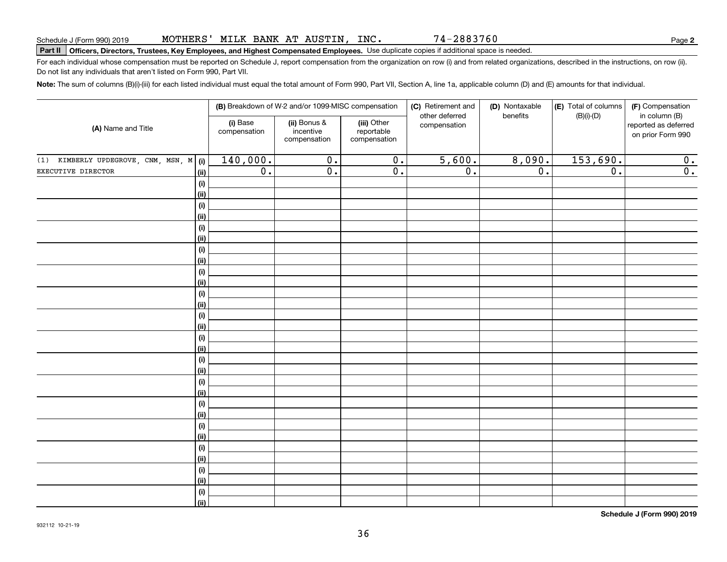Schedule J (Form 990) 2019 MOTHERS' MILK BANK AT AUSTIN, INC. 74-2883760

**Part II Officers, Directors, Trustees, Key Employees, and Highest Compensated Employees.** Use duplicate copies if additional space is needed.

For each individual whose compensation must be reported on Schedule J, report compensation from the organization on row (i) and from related organizations, described in the instructions, on row (ii). Do not list any individuals that aren't listed on Form 990, Part VII.

**Note:** The sum of columns (B)(i)-(iii) for each listed individual must equal the total amount of Form 990, Part VII, Section A, line 1a, applicable column (D) and (E) amounts for that individual.

| (A) Name and Title | | (B) Breakdown of W-2 and/or 1099-MISC compensation | | | (C) Retirement and other deferred compensation | (D) Nontaxable benefits | (E) Total of columns (B)(i)-(D) | (F) Compensation in column (B) reported as deferred on prior Form 990 |
|---|---|---|---|---|---|---|---|---|
| | | (i) Base compensation | (ii) Bonus & incentive compensation | (iii) Other reportable compensation | | | | |
| (1) KIMBERLY UPDEGROVE, CNM, MSN, M | (i) | 140,000. | 0. | 0. | 5,600. | 8,090. | 153,690. | 0. |
| EXECUTIVE DIRECTOR | (ii) | 0. | 0. | 0. | 0. | 0. | 0. | 0. |
| | (i) | | | | | | | |
| | (ii) | | | | | | | |
| | (i) | | | | | | | |
| | (ii) | | | | | | | |
| | (i) | | | | | | | |
| | (ii) | | | | | | | |
| | (i) | | | | | | | |
| | (ii) | | | | | | | |
| | (i) | | | | | | | |
| | (ii) | | | | | | | |
| | (i) | | | | | | | |
| | (ii) | | | | | | | |
| | (i) | | | | | | | |
| | (ii) | | | | | | | |
| | (i) | | | | | | | |
| | (ii) | | | | | | | |
| | (i) | | | | | | | |
| | (ii) | | | | | | | |
| | (i) | | | | | | | |
| | (ii) | | | | | | | |
| | (i) | | | | | | | |
| | (ii) | | | | | | | |
| | (i) | | | | | | | |
| | (ii) | | | | | | | |
| | (i) | | | | | | | |
| | (ii) | | | | | | | |
| | (i) | | | | | | | |
| | (ii) | | | | | | | |
| | (i) | | | | | | | |
| | (ii) | | | | | | | |

**Schedule J (Form 990) 2019**

932112 10-21-19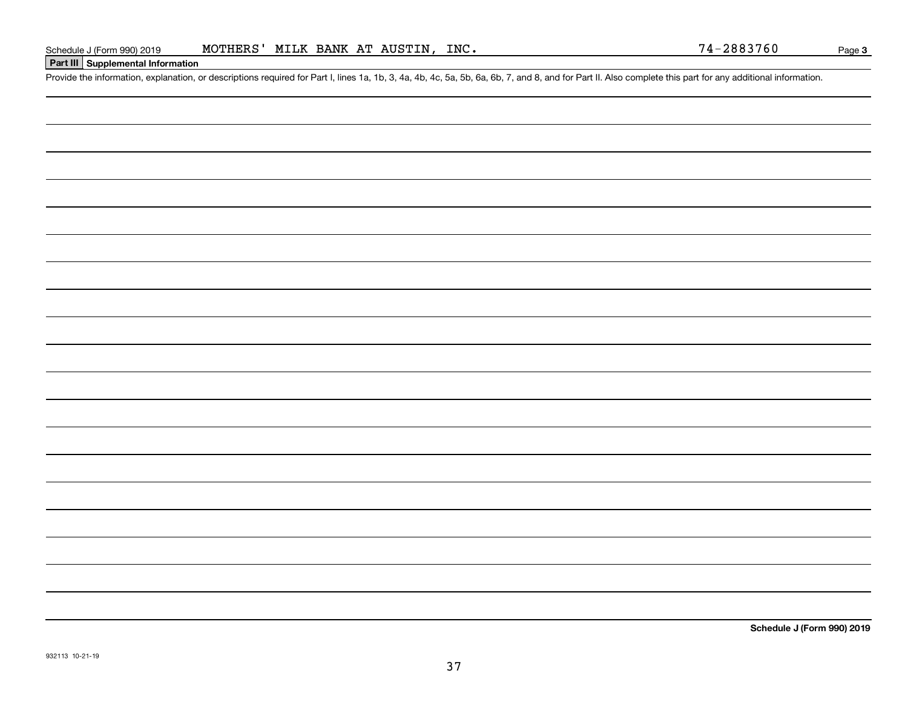## Part III Supplemental Information

Provide the information, explanation, or descriptions required for Part I, lines 1a, 1b, 3, 4a, 4b, 4c, 5a, 5b, 6a, 6b, 7, and 8, and for Part II. Also complete this part for any additional information.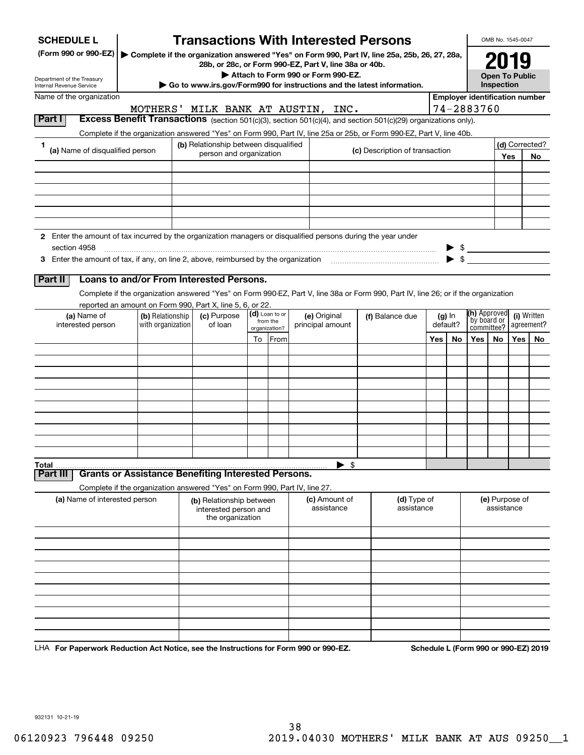**SCHEDULE L**
**(Form 990 or 990-EZ)**

Department of the Treasury
Internal Revenue Service

# Transactions With Interested Persons

▶ Complete if the organization answered "Yes" on Form 990, Part IV, line 25a, 25b, 26, 27, 28a, 28b, or 28c, or Form 990-EZ, Part V, line 38a or 40b.
▶ Attach to Form 990 or Form 990-EZ.
▶ Go to www.irs.gov/Form990 for instructions and the latest information.

OMB No. 1545-0047
**2019**
**Open To Public Inspection**

Name of the organization: MOTHERS' MILK BANK AT AUSTIN, INC.
Employer identification number: 74-2883760

## Part I Excess Benefit Transactions (section 501(c)(3), section 501(c)(4), and section 501(c)(29) organizations only).

Complete if the organization answered "Yes" on Form 990, Part IV, line 25a or 25b, or Form 990-EZ, Part V, line 40b.

| 1 (a) Name of disqualified person | (b) Relationship between disqualified person and organization | (c) Description of transaction | (d) Corrected? Yes | No |
|---|---|---|---|---|
| | | | | |
| | | | | |
| | | | | |
| | | | | |
| | | | | |
| | | | | |

**2** Enter the amount of tax incurred by the organization managers or disqualified persons during the year under section 4958 ▶ $

**3** Enter the amount of tax, if any, on line 2, above, reimbursed by the organization ▶ $

## Part II Loans to and/or From Interested Persons.

Complete if the organization answered "Yes" on Form 990-EZ, Part V, line 38a or Form 990, Part IV, line 26; or if the organization reported an amount on Form 990, Part X, line 5, 6, or 22.

| (a) Name of interested person | (b) Relationship with organization | (c) Purpose of loan | (d) Loan to or from the organization? To | From | (e) Original principal amount | (f) Balance due | (g) In default? Yes | No | (h) Approved by board or committee? Yes | No | (i) Written agreement? Yes | No |
|---|---|---|---|---|---|---|---|---|---|---|---|---|
| | | | | | | | | | | | | |
| | | | | | | | | | | | | |
| | | | | | | | | | | | | |
| | | | | | | | | | | | | |
| | | | | | | | | | | | | |
| | | | | | | | | | | | | |
| | | | | | | | | | | | | |
| | | | | | | | | | | | | |
| | | | | | | | | | | | | |
| | | | | | | | | | | | | |
| **Total** | | | | | ▶ $ | | | | | | | |

## Part III Grants or Assistance Benefiting Interested Persons.

Complete if the organization answered "Yes" on Form 990, Part IV, line 27.

| (a) Name of interested person | (b) Relationship between interested person and the organization | (c) Amount of assistance | (d) Type of assistance | (e) Purpose of assistance |
|---|---|---|---|---|
| | | | | |
| | | | | |
| | | | | |
| | | | | |
| | | | | |
| | | | | |
| | | | | |
| | | | | |
| | | | | |
| | | | | |

LHA **For Paperwork Reduction Act Notice, see the Instructions for Form 990 or 990-EZ.** **Schedule L (Form 990 or 990-EZ) 2019**

932131 10-21-19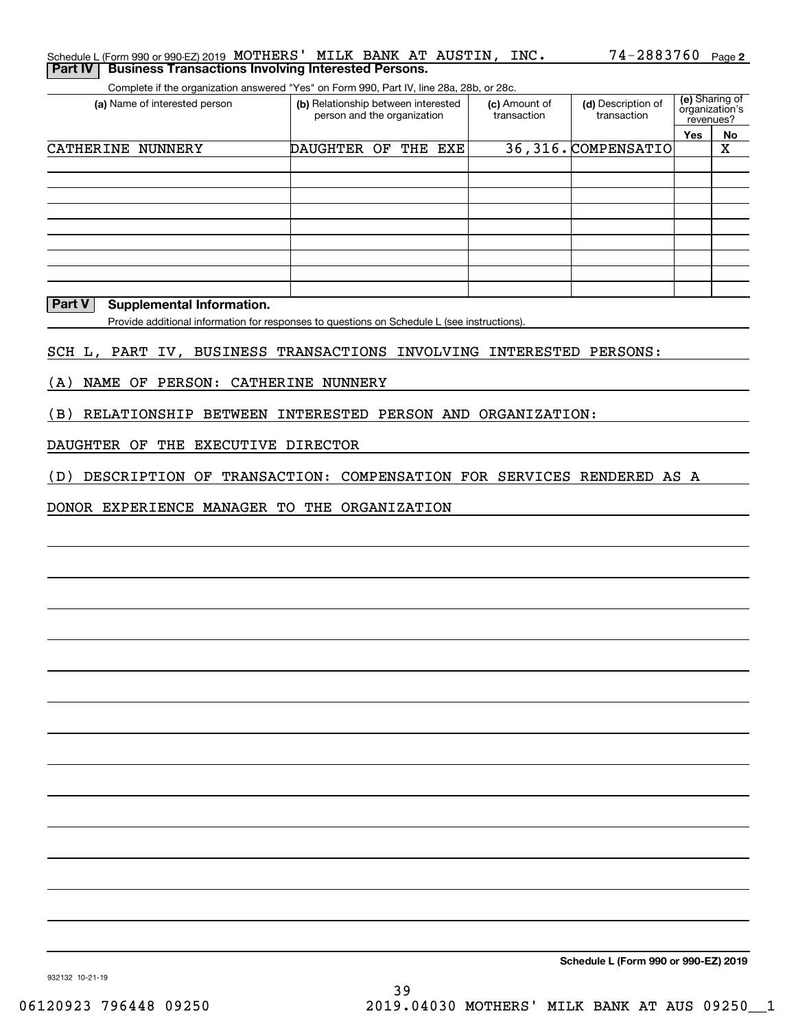Schedule L (Form 990 or 990-EZ) 2019 MOTHERS' MILK BANK AT AUSTIN, INC. 74-2883760 Page **2**

## Part IV Business Transactions Involving Interested Persons.

Complete if the organization answered "Yes" on Form 990, Part IV, line 28a, 28b, or 28c.

| (a) Name of interested person | (b) Relationship between interested person and the organization | (c) Amount of transaction | (d) Description of transaction | (e) Sharing of organization's revenues? | |
|---|---|---|---|---|---|
| | | | | Yes | No |
| CATHERINE NUNNERY | DAUGHTER OF THE EXE | 36,316. | COMPENSATIO | | X |
| | | | | | |
| | | | | | |
| | | | | | |
| | | | | | |
| | | | | | |
| | | | | | |
| | | | | | |
| | | | | | |

## Part V Supplemental Information.

Provide additional information for responses to questions on Schedule L (see instructions).

SCH L, PART IV, BUSINESS TRANSACTIONS INVOLVING INTERESTED PERSONS:

(A) NAME OF PERSON: CATHERINE NUNNERY

(B) RELATIONSHIP BETWEEN INTERESTED PERSON AND ORGANIZATION:

DAUGHTER OF THE EXECUTIVE DIRECTOR

(D) DESCRIPTION OF TRANSACTION: COMPENSATION FOR SERVICES RENDERED AS A

DONOR EXPERIENCE MANAGER TO THE ORGANIZATION

**Schedule L (Form 990 or 990-EZ) 2019**

932132 10-21-19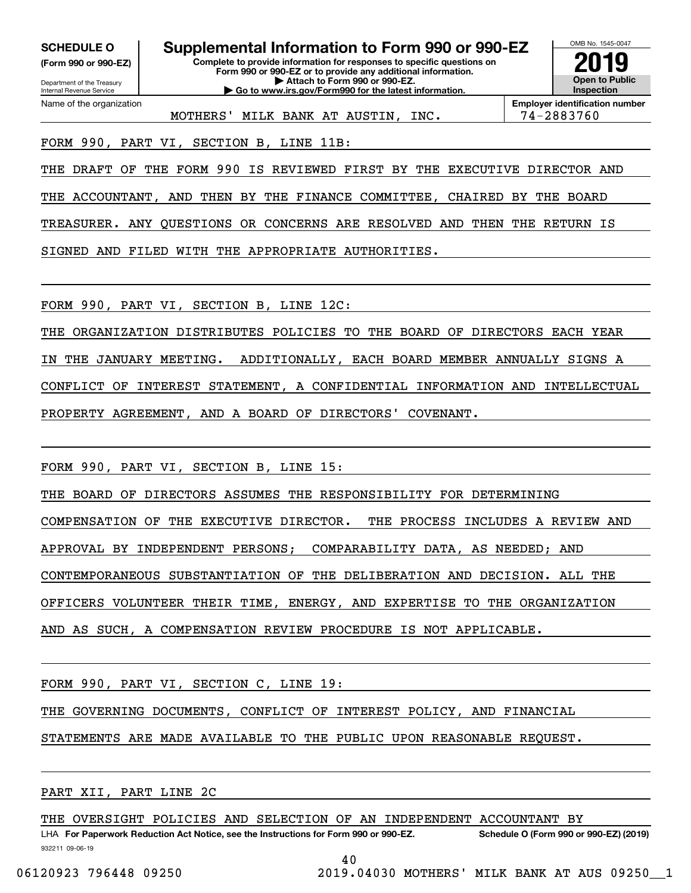**SCHEDULE O**
**(Form 990 or 990-EZ)**

Department of the Treasury
Internal Revenue Service

# Supplemental Information to Form 990 or 990-EZ

**Complete to provide information for responses to specific questions on Form 990 or 990-EZ or to provide any additional information.**
**▶ Attach to Form 990 or 990-EZ.**
**▶ Go to www.irs.gov/Form990 for the latest information.**

OMB No. 1545-0047
**2019**
**Open to Public Inspection**

| Name of the organization | Employer identification number |
|---|---|
| MOTHERS' MILK BANK AT AUSTIN, INC. | 74-2883760 |

FORM 990, PART VI, SECTION B, LINE 11B:

THE DRAFT OF THE FORM 990 IS REVIEWED FIRST BY THE EXECUTIVE DIRECTOR AND THE ACCOUNTANT, AND THEN BY THE FINANCE COMMITTEE, CHAIRED BY THE BOARD TREASURER. ANY QUESTIONS OR CONCERNS ARE RESOLVED AND THEN THE RETURN IS SIGNED AND FILED WITH THE APPROPRIATE AUTHORITIES.

FORM 990, PART VI, SECTION B, LINE 12C:

THE ORGANIZATION DISTRIBUTES POLICIES TO THE BOARD OF DIRECTORS EACH YEAR IN THE JANUARY MEETING. ADDITIONALLY, EACH BOARD MEMBER ANNUALLY SIGNS A CONFLICT OF INTEREST STATEMENT, A CONFIDENTIAL INFORMATION AND INTELLECTUAL PROPERTY AGREEMENT, AND A BOARD OF DIRECTORS' COVENANT.

FORM 990, PART VI, SECTION B, LINE 15:

THE BOARD OF DIRECTORS ASSUMES THE RESPONSIBILITY FOR DETERMINING COMPENSATION OF THE EXECUTIVE DIRECTOR. THE PROCESS INCLUDES A REVIEW AND APPROVAL BY INDEPENDENT PERSONS; COMPARABILITY DATA, AS NEEDED; AND CONTEMPORANEOUS SUBSTANTIATION OF THE DELIBERATION AND DECISION. ALL THE OFFICERS VOLUNTEER THEIR TIME, ENERGY, AND EXPERTISE TO THE ORGANIZATION AND AS SUCH, A COMPENSATION REVIEW PROCEDURE IS NOT APPLICABLE.

FORM 990, PART VI, SECTION C, LINE 19:

THE GOVERNING DOCUMENTS, CONFLICT OF INTEREST POLICY, AND FINANCIAL STATEMENTS ARE MADE AVAILABLE TO THE PUBLIC UPON REASONABLE REQUEST.

PART XII, PART LINE 2C

THE OVERSIGHT POLICIES AND SELECTION OF AN INDEPENDENT ACCOUNTANT BY

LHA **For Paperwork Reduction Act Notice, see the Instructions for Form 990 or 990-EZ.** **Schedule O (Form 990 or 990-EZ) (2019)**
932211 09-06-19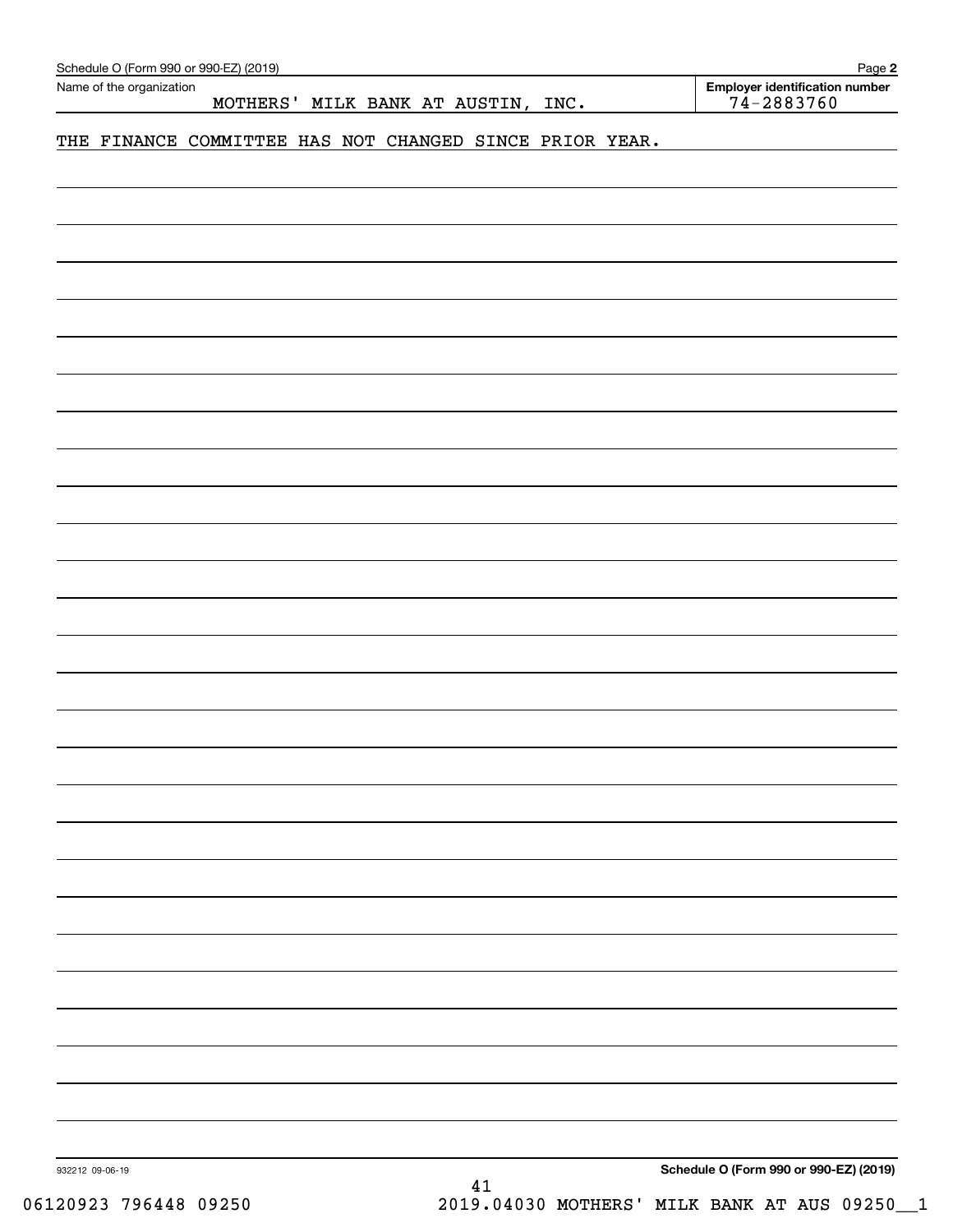Schedule O (Form 990 or 990-EZ) (2019)

| Name of the organization | Employer identification number |
| --- | --- |
| MOTHERS' MILK BANK AT AUSTIN, INC. | 74-2883760 |

THE FINANCE COMMITTEE HAS NOT CHANGED SINCE PRIOR YEAR.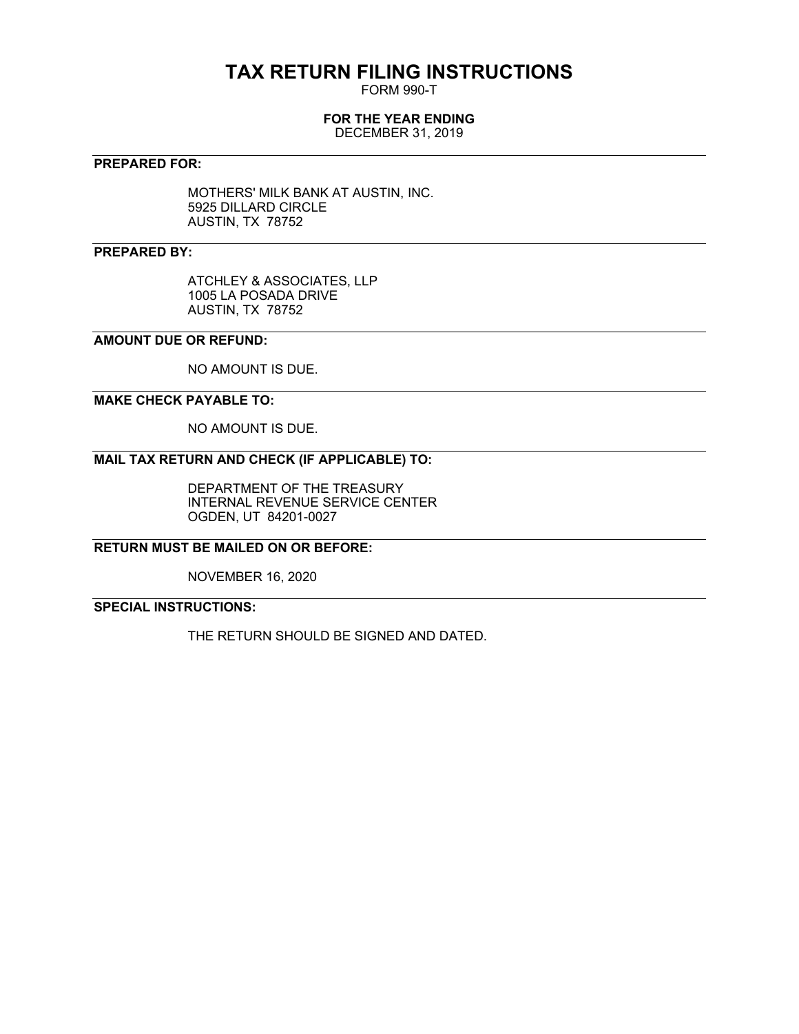# TAX RETURN FILING INSTRUCTIONS

FORM 990-T

**FOR THE YEAR ENDING**

DECEMBER 31, 2019

**PREPARED FOR:**

MOTHERS' MILK BANK AT AUSTIN, INC.
5925 DILLARD CIRCLE
AUSTIN, TX 78752

**PREPARED BY:**

ATCHLEY & ASSOCIATES, LLP
1005 LA POSADA DRIVE
AUSTIN, TX 78752

**AMOUNT DUE OR REFUND:**

NO AMOUNT IS DUE.

**MAKE CHECK PAYABLE TO:**

NO AMOUNT IS DUE.

**MAIL TAX RETURN AND CHECK (IF APPLICABLE) TO:**

DEPARTMENT OF THE TREASURY
INTERNAL REVENUE SERVICE CENTER
OGDEN, UT 84201-0027

**RETURN MUST BE MAILED ON OR BEFORE:**

NOVEMBER 16, 2020

**SPECIAL INSTRUCTIONS:**

THE RETURN SHOULD BE SIGNED AND DATED.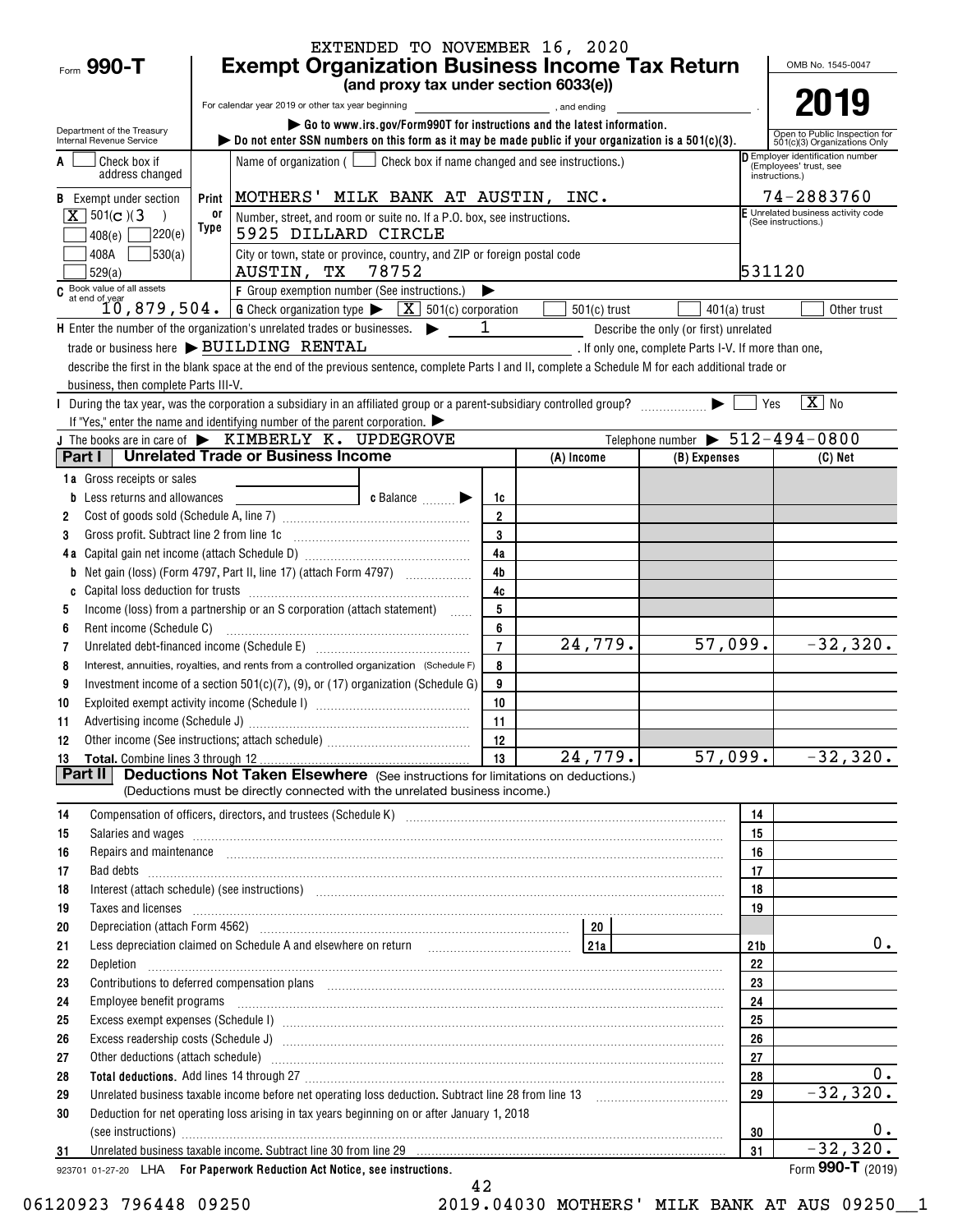EXTENDED TO NOVEMBER 16, 2020

Form **990-T**

# Exempt Organization Business Income Tax Return

**(and proxy tax under section 6033(e))**

For calendar year 2019 or other tax year beginning \_\_\_\_\_\_\_\_, and ending \_\_\_\_\_\_\_\_.

▶ Go to www.irs.gov/Form990T for instructions and the latest information.

▶ Do not enter SSN numbers on this form as it may be made public if your organization is a 501(c)(3).

Department of the Treasury Internal Revenue Service

OMB No. 1545-0047

**2019**

Open to Public Inspection for 501(c)(3) Organizations Only

A [ ] Check box if address changed

B Exempt under section [X] 501(c)(3) [ ] 408(e) [ ] 220(e) [ ] 408A [ ] 530(a) [ ] 529(a)

Name of organization ( [ ] Check box if name changed and see instructions.)

MOTHERS' MILK BANK AT AUSTIN, INC.

Number, street, and room or suite no. If a P.O. box, see instructions.

5925 DILLARD CIRCLE

City or town, state or province, country, and ZIP or foreign postal code

AUSTIN, TX 78752

D Employer identification number (Employees' trust, see instructions.) 74-2883760

E Unrelated business activity code (See instructions.) 531120

C Book value of all assets at end of year 10,879,504.

F Group exemption number (See instructions.) ▶

G Check organization type ▶ [X] 501(c) corporation [ ] 501(c) trust [ ] 401(a) trust [ ] Other trust

H Enter the number of the organization's unrelated trades or businesses. ▶ 1 Describe the only (or first) unrelated trade or business here ▶ BUILDING RENTAL . If only one, complete Parts I-V. If more than one, describe the first in the blank space at the end of the previous sentence, complete Parts I and II, complete a Schedule M for each additional trade or business, then complete Parts III-V.

I During the tax year, was the corporation a subsidiary in an affiliated group or a parent-subsidiary controlled group? ▶ [ ] Yes [X] No

If "Yes," enter the name and identifying number of the parent corporation. ▶

J The books are in care of ▶ KIMBERLY K. UPDEGROVE Telephone number ▶ 512-494-0800

## Part I Unrelated Trade or Business Income

| | | | (A) Income | (B) Expenses | (C) Net |
|---|---|---|---|---|---|
| 1a | Gross receipts or sales | | | | |
| b | Less returns and allowances — c Balance ▶ | 1c | | | |
| 2 | Cost of goods sold (Schedule A, line 7) | 2 | | | |
| 3 | Gross profit. Subtract line 2 from line 1c | 3 | | | |
| 4a | Capital gain net income (attach Schedule D) | 4a | | | |
| b | Net gain (loss) (Form 4797, Part II, line 17) (attach Form 4797) | 4b | | | |
| c | Capital loss deduction for trusts | 4c | | | |
| 5 | Income (loss) from a partnership or an S corporation (attach statement) | 5 | | | |
| 6 | Rent income (Schedule C) | 6 | | | |
| 7 | Unrelated debt-financed income (Schedule E) | 7 | 24,779. | 57,099. | -32,320. |
| 8 | Interest, annuities, royalties, and rents from a controlled organization (Schedule F) | 8 | | | |
| 9 | Investment income of a section 501(c)(7), (9), or (17) organization (Schedule G) | 9 | | | |
| 10 | Exploited exempt activity income (Schedule I) | 10 | | | |
| 11 | Advertising income (Schedule J) | 11 | | | |
| 12 | Other income (See instructions; attach schedule) | 12 | | | |
| 13 | **Total.** Combine lines 3 through 12 | 13 | 24,779. | 57,099. | -32,320. |

## Part II Deductions Not Taken Elsewhere (See instructions for limitations on deductions.)

(Deductions must be directly connected with the unrelated business income.)

| | | | |
|---|---|---|---|
| 14 | Compensation of officers, directors, and trustees (Schedule K) | 14 | |
| 15 | Salaries and wages | 15 | |
| 16 | Repairs and maintenance | 16 | |
| 17 | Bad debts | 17 | |
| 18 | Interest (attach schedule) (see instructions) | 18 | |
| 19 | Taxes and licenses | 19 | |
| 20 | Depreciation (attach Form 4562) — 20 | | |
| 21 | Less depreciation claimed on Schedule A and elsewhere on return — 21a | 21b | 0. |
| 22 | Depletion | 22 | |
| 23 | Contributions to deferred compensation plans | 23 | |
| 24 | Employee benefit programs | 24 | |
| 25 | Excess exempt expenses (Schedule I) | 25 | |
| 26 | Excess readership costs (Schedule J) | 26 | |
| 27 | Other deductions (attach schedule) | 27 | |
| 28 | **Total deductions.** Add lines 14 through 27 | 28 | 0. |
| 29 | Unrelated business taxable income before net operating loss deduction. Subtract line 28 from line 13 | 29 | -32,320. |
| 30 | Deduction for net operating loss arising in tax years beginning on or after January 1, 2018 (see instructions) | 30 | 0. |
| 31 | Unrelated business taxable income. Subtract line 30 from line 29 | 31 | -32,320. |

923701 01-27-20 LHA **For Paperwork Reduction Act Notice, see instructions.** Form **990-T** (2019)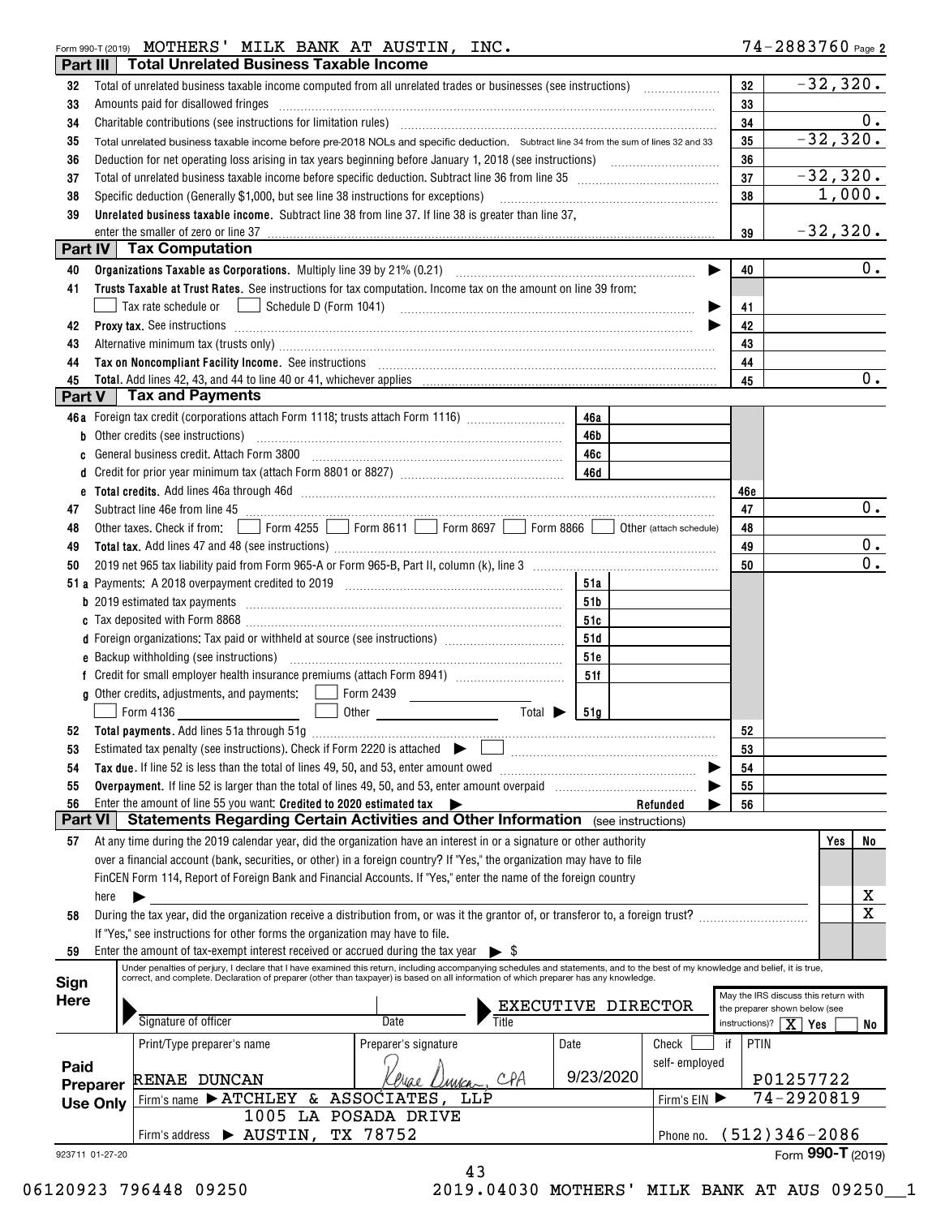Form 990-T (2019) MOTHERS' MILK BANK AT AUSTIN, INC. 74-2883760 Page 2

## Part III Total Unrelated Business Taxable Income

| | | | |
|---|---|---|---|
| 32 | Total of unrelated business taxable income computed from all unrelated trades or businesses (see instructions) | 32 | -32,320. |
| 33 | Amounts paid for disallowed fringes | 33 | |
| 34 | Charitable contributions (see instructions for limitation rules) | 34 | 0. |
| 35 | Total unrelated business taxable income before pre-2018 NOLs and specific deduction. Subtract line 34 from the sum of lines 32 and 33 | 35 | -32,320. |
| 36 | Deduction for net operating loss arising in tax years beginning before January 1, 2018 (see instructions) | 36 | |
| 37 | Total of unrelated business taxable income before specific deduction. Subtract line 36 from line 35 | 37 | -32,320. |
| 38 | Specific deduction (Generally $1,000, but see line 38 instructions for exceptions) | 38 | 1,000. |
| 39 | **Unrelated business taxable income.** Subtract line 38 from line 37. If line 38 is greater than line 37, enter the smaller of zero or line 37 | 39 | -32,320. |

## Part IV Tax Computation

| | | | |
|---|---|---|---|
| 40 | **Organizations Taxable as Corporations.** Multiply line 39 by 21% (0.21) | 40 | 0. |
| 41 | **Trusts Taxable at Trust Rates.** See instructions for tax computation. Income tax on the amount on line 39 from: ☐ Tax rate schedule or ☐ Schedule D (Form 1041) | 41 | |
| 42 | **Proxy tax.** See instructions | 42 | |
| 43 | Alternative minimum tax (trusts only) | 43 | |
| 44 | **Tax on Noncompliant Facility Income.** See instructions | 44 | |
| 45 | **Total.** Add lines 42, 43, and 44 to line 40 or 41, whichever applies | 45 | 0. |

## Part V Tax and Payments

| | | | | | |
|---|---|---|---|---|---|
| 46a | Foreign tax credit (corporations attach Form 1118; trusts attach Form 1116) | 46a | | | |
| b | Other credits (see instructions) | 46b | | | |
| c | General business credit. Attach Form 3800 | 46c | | | |
| d | Credit for prior year minimum tax (attach Form 8801 or 8827) | 46d | | | |
| e | **Total credits.** Add lines 46a through 46d | | | 46e | |
| 47 | Subtract line 46e from line 45 | | | 47 | 0. |
| 48 | Other taxes. Check if from: ☐ Form 4255 ☐ Form 8611 ☐ Form 8697 ☐ Form 8866 ☐ Other (attach schedule) | | | 48 | |
| 49 | **Total tax.** Add lines 47 and 48 (see instructions) | | | 49 | 0. |
| 50 | 2019 net 965 tax liability paid from Form 965-A or Form 965-B, Part II, column (k), line 3 | | | 50 | 0. |
| 51a | Payments: A 2018 overpayment credited to 2019 | 51a | | | |
| b | 2019 estimated tax payments | 51b | | | |
| c | Tax deposited with Form 8868 | 51c | | | |
| d | Foreign organizations: Tax paid or withheld at source (see instructions) | 51d | | | |
| e | Backup withholding (see instructions) | 51e | | | |
| f | Credit for small employer health insurance premiums (attach Form 8941) | 51f | | | |
| g | Other credits, adjustments, and payments: ☐ Form 2439 ☐ Form 4136 ☐ Other Total ▶ | 51g | | | |
| 52 | **Total payments.** Add lines 51a through 51g | | | 52 | |
| 53 | Estimated tax penalty (see instructions). Check if Form 2220 is attached ▶ ☐ | | | 53 | |
| 54 | **Tax due.** If line 52 is less than the total of lines 49, 50, and 53, enter amount owed | | | 54 | |
| 55 | **Overpayment.** If line 52 is larger than the total of lines 49, 50, and 53, enter amount overpaid | | | 55 | |
| 56 | Enter the amount of line 55 you want: **Credited to 2020 estimated tax** ▶ Refunded ▶ | | | 56 | |

## Part VI Statements Regarding Certain Activities and Other Information (see instructions)

| | | Yes | No |
|---|---|---|---|
| 57 | At any time during the 2019 calendar year, did the organization have an interest in or a signature or other authority over a financial account (bank, securities, or other) in a foreign country? If "Yes," the organization may have to file FinCEN Form 114, Report of Foreign Bank and Financial Accounts. If "Yes," enter the name of the foreign country here ▶ | | X |
| 58 | During the tax year, did the organization receive a distribution from, or was it the grantor of, or transferor to, a foreign trust? If "Yes," see instructions for other forms the organization may have to file. | | X |
| 59 | Enter the amount of tax-exempt interest received or accrued during the tax year ▶ $ | | |

**Sign Here**

Under penalties of perjury, I declare that I have examined this return, including accompanying schedules and statements, and to the best of my knowledge and belief, it is true, correct, and complete. Declaration of preparer (other than taxpayer) is based on all information of which preparer has any knowledge.

Signature of officer | Date | Title: EXECUTIVE DIRECTOR

May the IRS discuss this return with the preparer shown below (see instructions)? [X] Yes ☐ No

**Paid Preparer Use Only**

| Print/Type preparer's name | Preparer's signature | Date | Check ☐ if self-employed | PTIN |
|---|---|---|---|---|
| RENAE DUNCAN | Renae Duncan, CPA | 9/23/2020 | | P01257722 |
| Firm's name ▶ ATCHLEY & ASSOCIATES, LLP | | | Firm's EIN ▶ | 74-2920819 |
| Firm's address ▶ 1005 LA POSADA DRIVE AUSTIN, TX 78752 | | | Phone no. | (512)346-2086 |

923711 01-27-20 Form **990-T** (2019)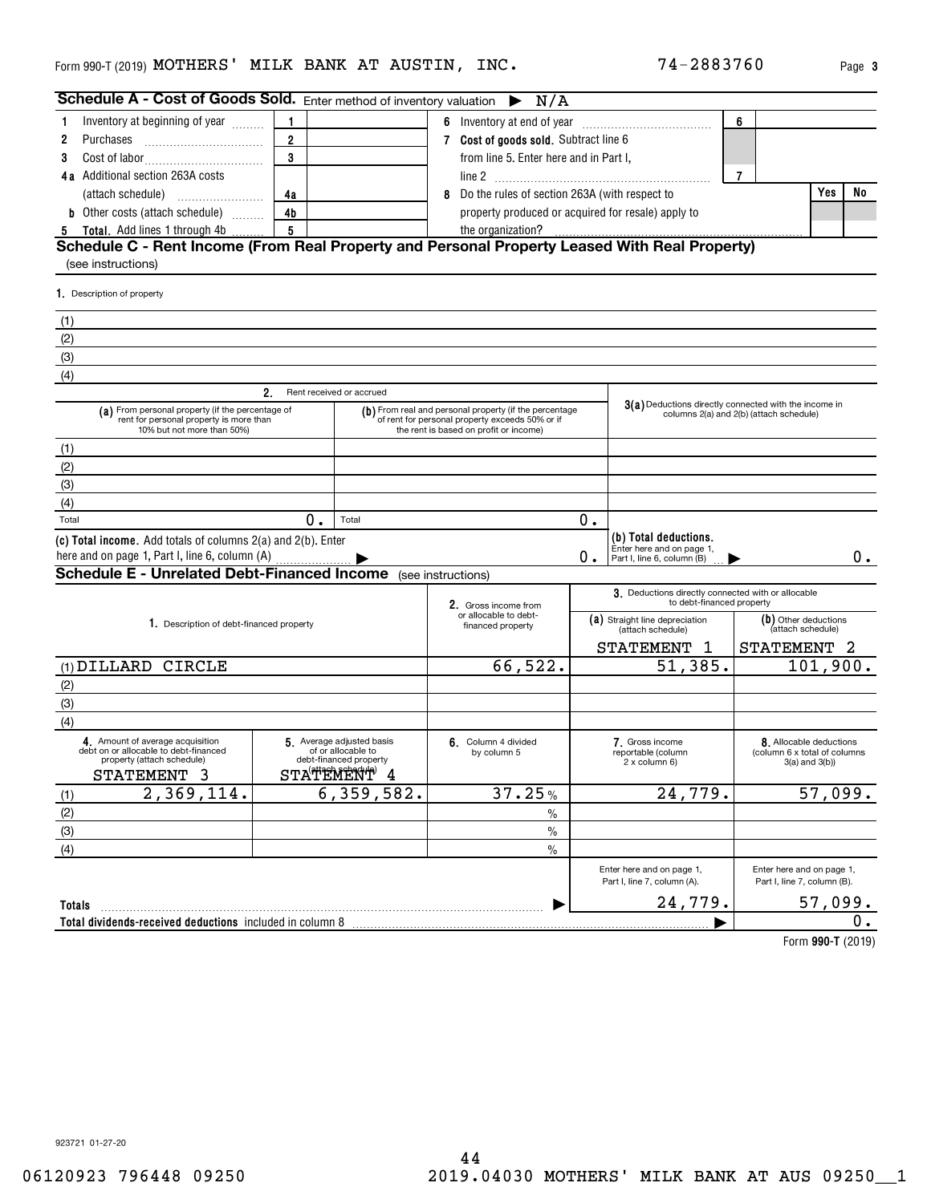Form 990-T (2019) MOTHERS' MILK BANK AT AUSTIN, INC. 74-2883760 Page 3

## Schedule A - Cost of Goods Sold. Enter method of inventory valuation ▶ N/A

| | | | | | |
|---|---|---|---|---|---|
| 1 Inventory at beginning of year | 1 | | 6 Inventory at end of year | 6 | |
| 2 Purchases | 2 | | 7 **Cost of goods sold.** Subtract line 6 from line 5. Enter here and in Part I, line 2 | 7 | |
| 3 Cost of labor | 3 | | | | |
| 4a Additional section 263A costs (attach schedule) | 4a | | 8 Do the rules of section 263A (with respect to property produced or acquired for resale) apply to the organization? | Yes | No |
| b Other costs (attach schedule) | 4b | | | | |
| 5 **Total.** Add lines 1 through 4b | 5 | | | | |

## Schedule C - Rent Income (From Real Property and Personal Property Leased With Real Property)

(see instructions)

1. Description of property

(1)
(2)
(3)
(4)

| | 2. Rent received or accrued | | |
|---|---|---|---|
| | (a) From personal property (if the percentage of rent for personal property is more than 10% but not more than 50%) | (b) From real and personal property (if the percentage of rent for personal property exceeds 50% or if the rent is based on profit or income) | 3(a) Deductions directly connected with the income in columns 2(a) and 2(b) (attach schedule) |
| (1) | | | |
| (2) | | | |
| (3) | | | |
| (4) | | | |
| Total | 0. | 0. | |
| (c) Total income. Add totals of columns 2(a) and 2(b). Enter here and on page 1, Part I, line 6, column (A) ▶ | | 0. | (b) Total deductions. Enter here and on page 1, Part I, line 6, column (B) ▶ 0. |

## Schedule E - Unrelated Debt-Financed Income (see instructions)

| 1. Description of debt-financed property | 2. Gross income from or allocable to debt-financed property | 3. Deductions directly connected with or allocable to debt-financed property (a) Straight line depreciation (attach schedule) | (b) Other deductions (attach schedule) |
|---|---|---|---|
| | | STATEMENT 1 | STATEMENT 2 |
| (1) DILLARD CIRCLE | 66,522. | 51,385. | 101,900. |
| (2) | | | |
| (3) | | | |
| (4) | | | |

| | 4. Amount of average acquisition debt on or allocable to debt-financed property (attach schedule) | 5. Average adjusted basis of or allocable to debt-financed property (attach schedule) | 6. Column 4 divided by column 5 | 7. Gross income reportable (column 2 x column 6) | 8. Allocable deductions (column 6 x total of columns 3(a) and 3(b)) |
|---|---|---|---|---|---|
| | STATEMENT 3 | STATEMENT 4 | | | |
| (1) | 2,369,114. | 6,359,582. | 37.25 % | 24,779. | 57,099. |
| (2) | | | % | | |
| (3) | | | % | | |
| (4) | | | % | | |
| | | | | Enter here and on page 1, Part I, line 7, column (A). | Enter here and on page 1, Part I, line 7, column (B). |
| **Totals** ▶ | | | | 24,779. | 57,099. |
| **Total dividends-received deductions** included in column 8 ▶ | | | | | 0. |

Form **990-T** (2019)

923721 01-27-20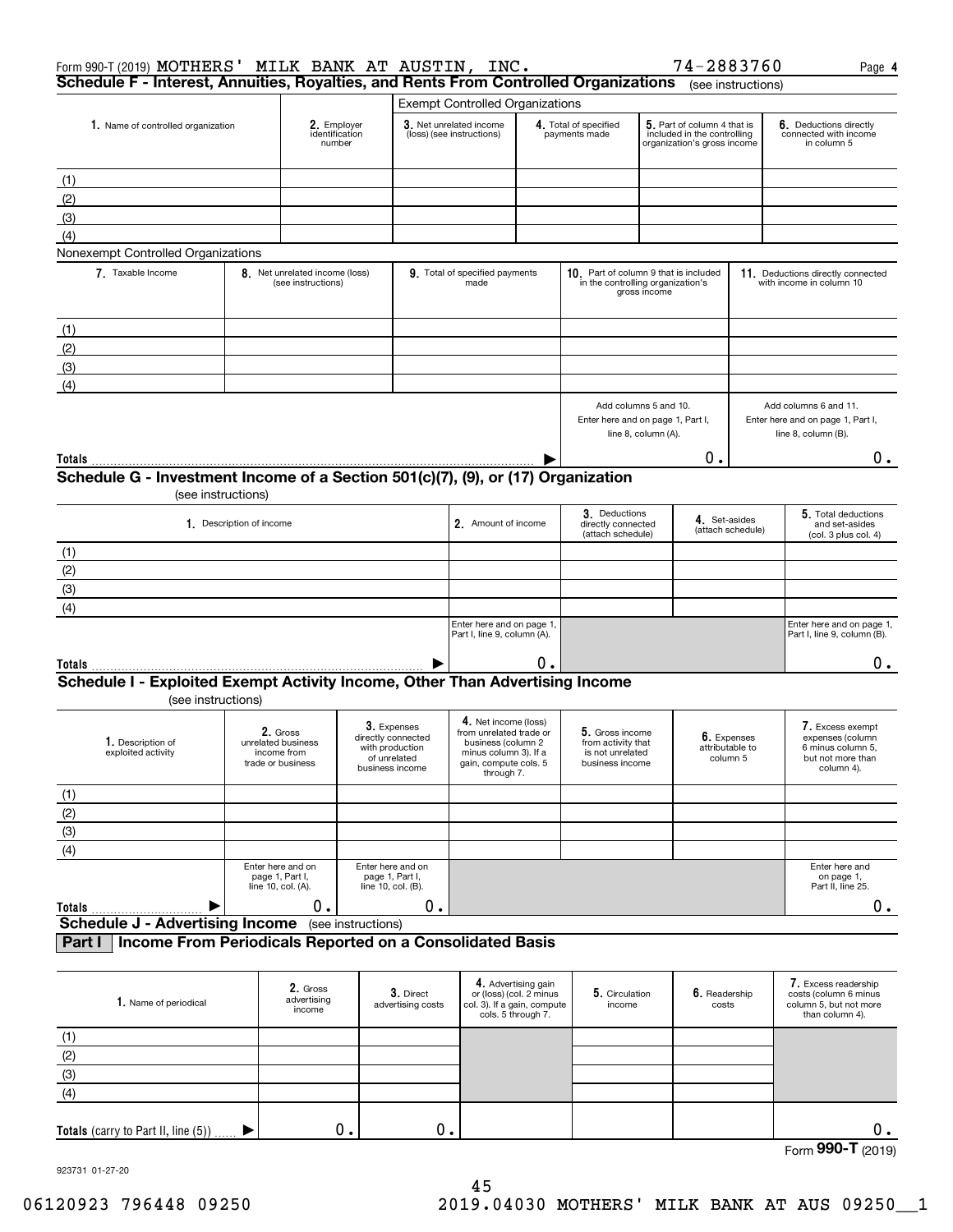Form 990-T (2019) MOTHERS' MILK BANK AT AUSTIN, INC. 74-2883760 Page **4**

## Schedule F - Interest, Annuities, Royalties, and Rents From Controlled Organizations (see instructions)

**Exempt Controlled Organizations**

| 1. Name of controlled organization | 2. Employer identification number | 3. Net unrelated income (loss) (see instructions) | 4. Total of specified payments made | 5. Part of column 4 that is included in the controlling organization's gross income | 6. Deductions directly connected with income in column 5 |
|---|---|---|---|---|---|
| (1) | | | | | |
| (2) | | | | | |
| (3) | | | | | |
| (4) | | | | | |

**Nonexempt Controlled Organizations**

| 7. Taxable Income | 8. Net unrelated income (loss) (see instructions) | 9. Total of specified payments made | 10. Part of column 9 that is included in the controlling organization's gross income | 11. Deductions directly connected with income in column 10 |
|---|---|---|---|---|
| (1) | | | | |
| (2) | | | | |
| (3) | | | | |
| (4) | | | | |
| | | | Add columns 5 and 10. Enter here and on page 1, Part I, line 8, column (A). | Add columns 6 and 11. Enter here and on page 1, Part I, line 8, column (B). |
| **Totals** | | | 0. | 0. |

## Schedule G - Investment Income of a Section 501(c)(7), (9), or (17) Organization (see instructions)

| 1. Description of income | 2. Amount of income | 3. Deductions directly connected (attach schedule) | 4. Set-asides (attach schedule) | 5. Total deductions and set-asides (col. 3 plus col. 4) |
|---|---|---|---|---|
| (1) | | | | |
| (2) | | | | |
| (3) | | | | |
| (4) | | | | |
| | Enter here and on page 1, Part I, line 9, column (A). | | | Enter here and on page 1, Part I, line 9, column (B). |
| **Totals** | 0. | | | 0. |

## Schedule I - Exploited Exempt Activity Income, Other Than Advertising Income (see instructions)

| 1. Description of exploited activity | 2. Gross unrelated business income from trade or business | 3. Expenses directly connected with production of unrelated business income | 4. Net income (loss) from unrelated trade or business (column 2 minus column 3). If a gain, compute cols. 5 through 7. | 5. Gross income from activity that is not unrelated business income | 6. Expenses attributable to column 5 | 7. Excess exempt expenses (column 6 minus column 5, but not more than column 4). |
|---|---|---|---|---|---|---|
| (1) | | | | | | |
| (2) | | | | | | |
| (3) | | | | | | |
| (4) | | | | | | |
| | Enter here and on page 1, Part I, line 10, col. (A). | Enter here and on page 1, Part I, line 10, col. (B). | | | | Enter here and on page 1, Part II, line 25. |
| **Totals** | 0. | 0. | | | | 0. |

## Schedule J - Advertising Income (see instructions)

### Part I Income From Periodicals Reported on a Consolidated Basis

| 1. Name of periodical | 2. Gross advertising income | 3. Direct advertising costs | 4. Advertising gain or (loss) (col. 2 minus col. 3). If a gain, compute cols. 5 through 7. | 5. Circulation income | 6. Readership costs | 7. Excess readership costs (column 6 minus column 5, but not more than column 4). |
|---|---|---|---|---|---|---|
| (1) | | | | | | |
| (2) | | | | | | |
| (3) | | | | | | |
| (4) | | | | | | |
| **Totals** (carry to Part II, line (5)) | 0. | 0. | | | | 0. |

Form **990-T** (2019)

923731 01-27-20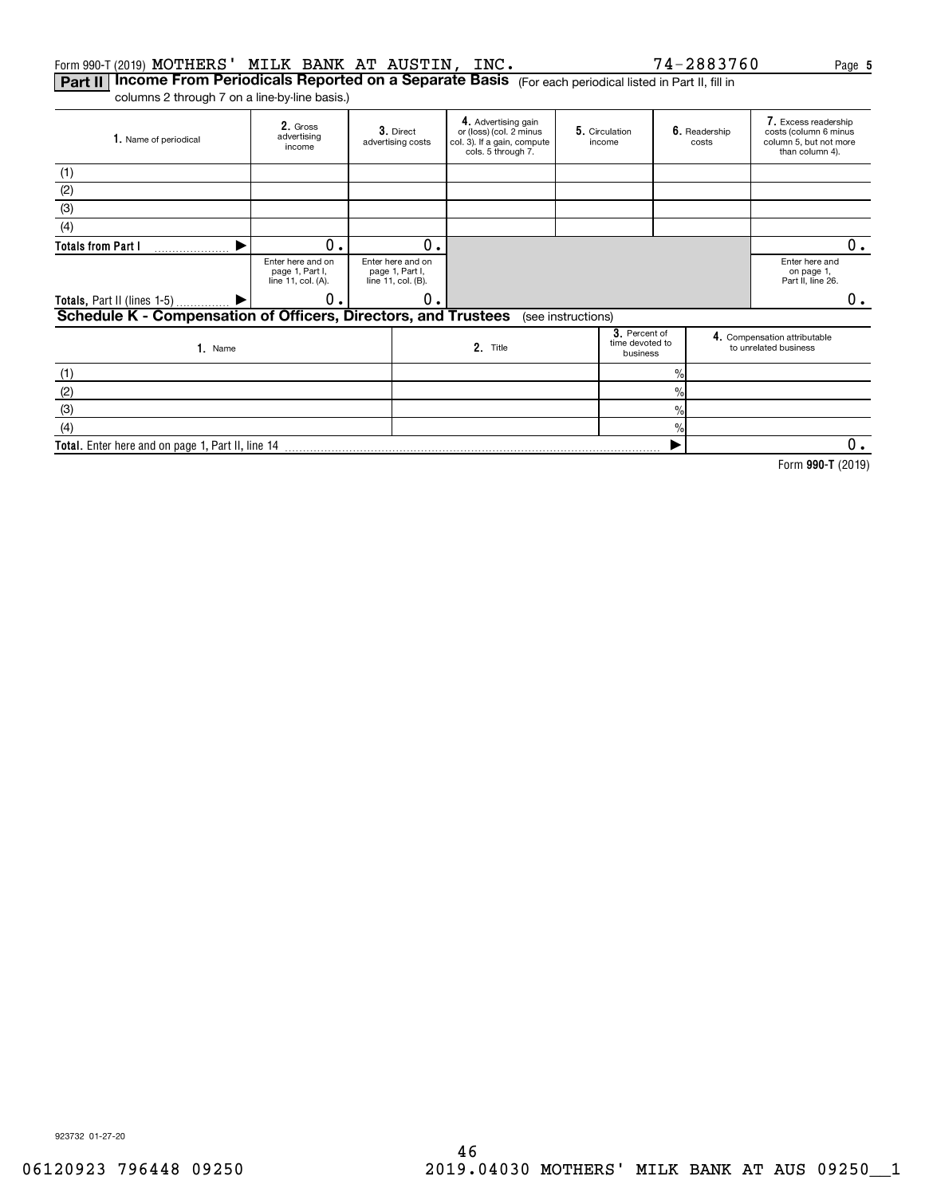Form 990-T (2019) MOTHERS' MILK BANK AT AUSTIN, INC. 74-2883760

## Part II Income From Periodicals Reported on a Separate Basis (For each periodical listed in Part II, fill in columns 2 through 7 on a line-by-line basis.)

| 1. Name of periodical | 2. Gross advertising income | 3. Direct advertising costs | 4. Advertising gain or (loss) (col. 2 minus col. 3). If a gain, compute cols. 5 through 7. | 5. Circulation income | 6. Readership costs | 7. Excess readership costs (column 6 minus column 5, but not more than column 4). |
|---|---|---|---|---|---|---|
| (1) | | | | | | |
| (2) | | | | | | |
| (3) | | | | | | |
| (4) | | | | | | |
| Totals from Part I ▶ | 0. | 0. | | | | 0. |
| | Enter here and on page 1, Part I, line 11, col. (A). | Enter here and on page 1, Part I, line 11, col. (B). | | | | Enter here and on page 1, Part II, line 26. |
| Totals, Part II (lines 1-5) ▶ | 0. | 0. | | | | 0. |

## Schedule K - Compensation of Officers, Directors, and Trustees (see instructions)

| 1. Name | 2. Title | 3. Percent of time devoted to business | 4. Compensation attributable to unrelated business |
|---|---|---|---|
| (1) | | % | |
| (2) | | % | |
| (3) | | % | |
| (4) | | % | |
| Total. Enter here and on page 1, Part II, line 14 | | ▶ | 0. |

Form 990-T (2019)

923732 01-27-20

06120923 796448 09250 2019.04030 MOTHERS' MILK BANK AT AUS 09250__1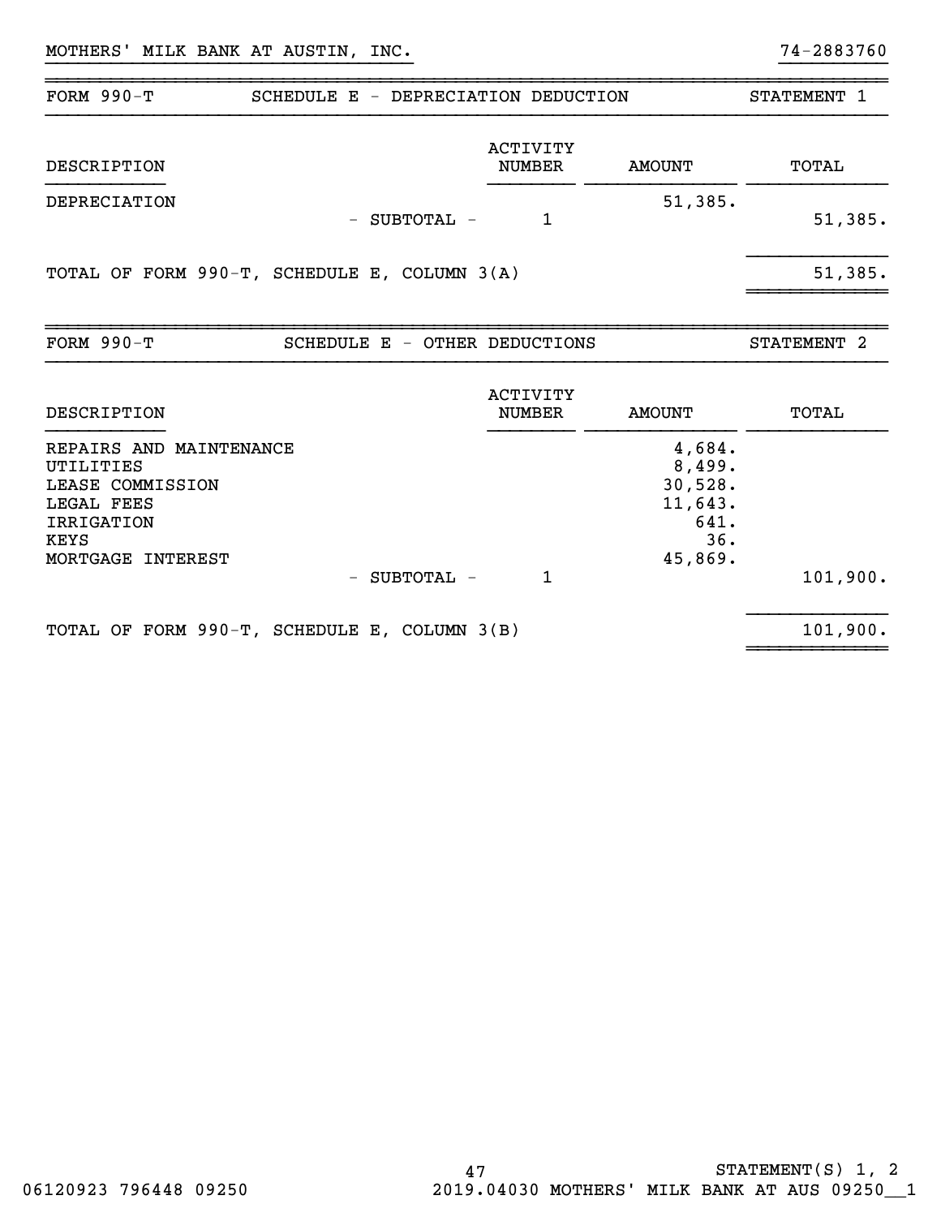MOTHERS' MILK BANK AT AUSTIN, INC. 74-2883760

| FORM 990-T | SCHEDULE E - DEPRECIATION DEDUCTION | | STATEMENT 1 |
|---|---|---|---|
| DESCRIPTION | ACTIVITY NUMBER | AMOUNT | TOTAL |
| DEPRECIATION | | 51,385. | |
| - SUBTOTAL - | 1 | | 51,385. |
| TOTAL OF FORM 990-T, SCHEDULE E, COLUMN 3(A) | | | 51,385. |

| FORM 990-T | SCHEDULE E - OTHER DEDUCTIONS | | STATEMENT 2 |
|---|---|---|---|
| DESCRIPTION | ACTIVITY NUMBER | AMOUNT | TOTAL |
| REPAIRS AND MAINTENANCE | | 4,684. | |
| UTILITIES | | 8,499. | |
| LEASE COMMISSION | | 30,528. | |
| LEGAL FEES | | 11,643. | |
| IRRIGATION | | 641. | |
| KEYS | | 36. | |
| MORTGAGE INTEREST | | 45,869. | |
| - SUBTOTAL - | 1 | | 101,900. |
| TOTAL OF FORM 990-T, SCHEDULE E, COLUMN 3(B) | | | 101,900. |

STATEMENT(S) 1, 2

06120923 796448 09250 2019.04030 MOTHERS' MILK BANK AT AUS 09250__1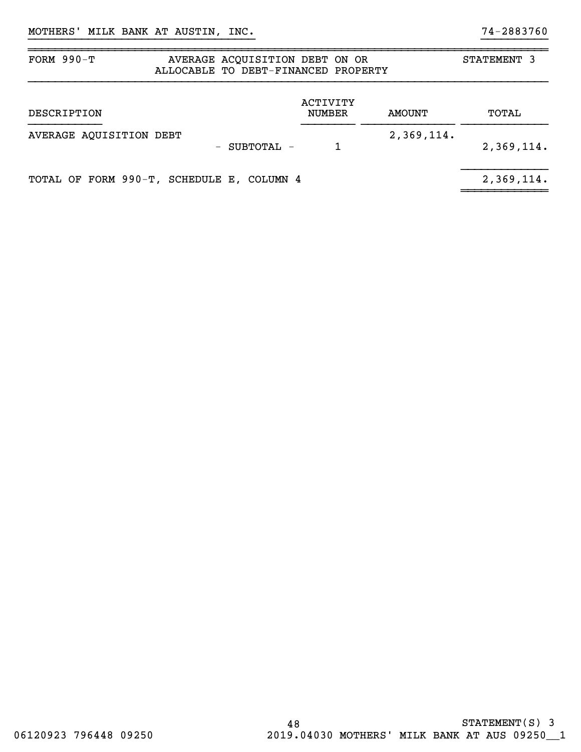MOTHERS' MILK BANK AT AUSTIN, INC. 74-2883760

| FORM 990-T | AVERAGE ACQUISITION DEBT ON OR ALLOCABLE TO DEBT-FINANCED PROPERTY | | STATEMENT 3 |
|---|---|---|---|

| DESCRIPTION | ACTIVITY NUMBER | AMOUNT | TOTAL |
|---|---|---|---|
| AVERAGE AQUISITION DEBT | | 2,369,114. | |
| - SUBTOTAL - | 1 | | 2,369,114. |
| TOTAL OF FORM 990-T, SCHEDULE E, COLUMN 4 | | | 2,369,114. |

STATEMENT(S) 3

06120923 796448 09250 2019.04030 MOTHERS' MILK BANK AT AUS 09250__1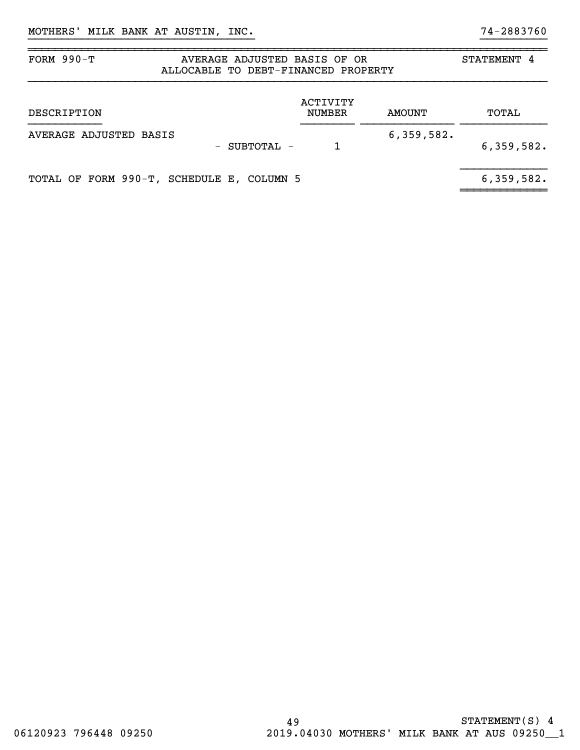MOTHERS' MILK BANK AT AUSTIN, INC. 74-2883760

| FORM 990-T | AVERAGE ADJUSTED BASIS OF OR ALLOCABLE TO DEBT-FINANCED PROPERTY | STATEMENT 4 |
|---|---|---|

| DESCRIPTION | | ACTIVITY NUMBER | AMOUNT | TOTAL |
|---|---|---|---|---|
| AVERAGE ADJUSTED BASIS | | | 6,359,582. | |
| | - SUBTOTAL - | 1 | | 6,359,582. |
| TOTAL OF FORM 990-T, SCHEDULE E, COLUMN 5 | | | | 6,359,582. |

STATEMENT(S) 4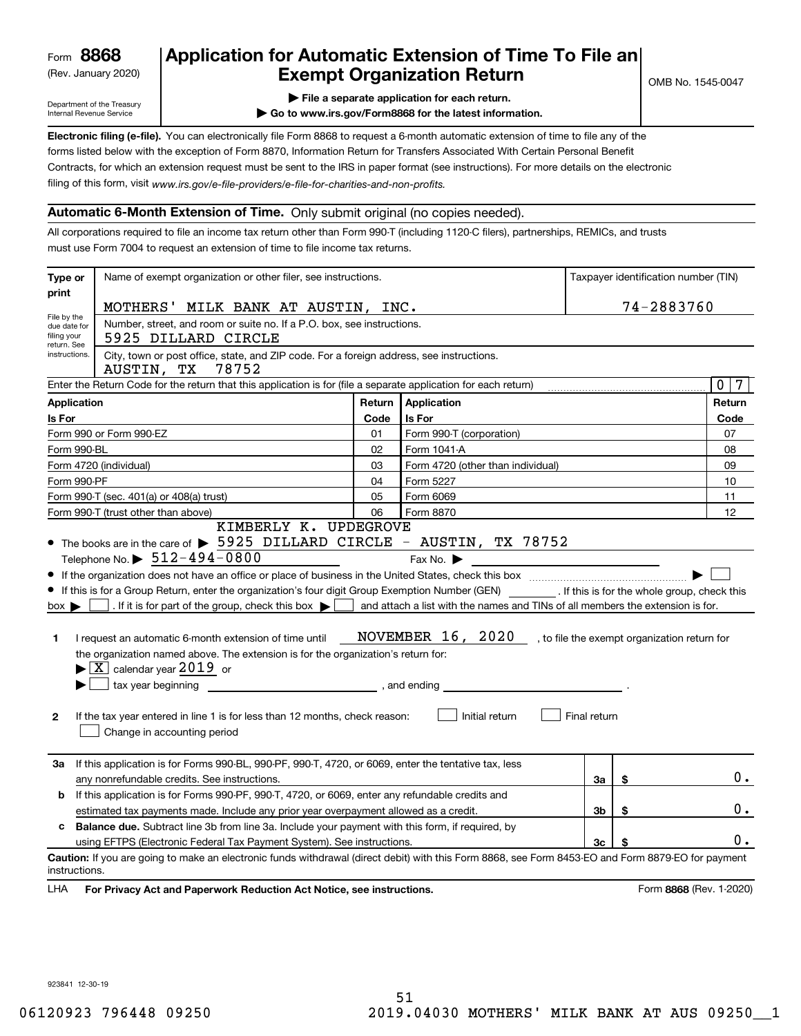Form **8868**
(Rev. January 2020)

Department of the Treasury
Internal Revenue Service

# Application for Automatic Extension of Time To File an Exempt Organization Return

OMB No. 1545-0047

▶ File a separate application for each return.

▶ Go to www.irs.gov/Form8868 for the latest information.

**Electronic filing (e-file).** You can electronically file Form 8868 to request a 6-month automatic extension of time to file any of the forms listed below with the exception of Form 8870, Information Return for Transfers Associated With Certain Personal Benefit Contracts, for which an extension request must be sent to the IRS in paper format (see instructions). For more details on the electronic filing of this form, visit *www.irs.gov/e-file-providers/e-file-for-charities-and-non-profits.*

## Automatic 6-Month Extension of Time. Only submit original (no copies needed).

All corporations required to file an income tax return other than Form 990-T (including 1120-C filers), partnerships, REMICs, and trusts must use Form 7004 to request an extension of time to file income tax returns.

**Type or print**

File by the due date for filing your return. See instructions.

Name of exempt organization or other filer, see instructions.: MOTHERS' MILK BANK AT AUSTIN, INC.

Taxpayer identification number (TIN): 74-2883760

Number, street, and room or suite no. If a P.O. box, see instructions.: 5925 DILLARD CIRCLE

City, town or post office, state, and ZIP code. For a foreign address, see instructions.: AUSTIN, TX 78752

Enter the Return Code for the return that this application is for (file a separate application for each return): 0 7

| Application Is For | Return Code | Application Is For | Return Code |
|---|---|---|---|
| Form 990 or Form 990-EZ | 01 | Form 990-T (corporation) | 07 |
| Form 990-BL | 02 | Form 1041-A | 08 |
| Form 4720 (individual) | 03 | Form 4720 (other than individual) | 09 |
| Form 990-PF | 04 | Form 5227 | 10 |
| Form 990-T (sec. 401(a) or 408(a) trust) | 05 | Form 6069 | 11 |
| Form 990-T (trust other than above) | 06 | Form 8870 | 12 |

- The books are in the care of ▶ KIMBERLY K. UPDEGROVE 5925 DILLARD CIRCLE - AUSTIN, TX 78752
  Telephone No. ▶ 512-494-0800 Fax No. ▶
- If the organization does not have an office or place of business in the United States, check this box ▶ ☐
- If this is for a Group Return, enter the organization's four digit Group Exemption Number (GEN) ______ . If this is for the whole group, check this box ▶ ☐ . If it is for part of the group, check this box ▶ ☐ and attach a list with the names and TINs of all members the extension is for.

**1** I request an automatic 6-month extension of time until NOVEMBER 16, 2020 , to file the exempt organization return for the organization named above. The extension is for the organization's return for:
▶ ☒ calendar year 2019 or
▶ ☐ tax year beginning ______ , and ending ______ .

**2** If the tax year entered in line 1 is for less than 12 months, check reason: ☐ Initial return ☐ Final return
☐ Change in accounting period

| | | | |
|---|---|---|---|
| **3a** | If this application is for Forms 990-BL, 990-PF, 990-T, 4720, or 6069, enter the tentative tax, less any nonrefundable credits. See instructions. | 3a | $ 0. |
| **b** | If this application is for Forms 990-PF, 990-T, 4720, or 6069, enter any refundable credits and estimated tax payments made. Include any prior year overpayment allowed as a credit. | 3b | $ 0. |
| **c** | **Balance due.** Subtract line 3b from line 3a. Include your payment with this form, if required, by using EFTPS (Electronic Federal Tax Payment System). See instructions. | 3c | $ 0. |

**Caution:** If you are going to make an electronic funds withdrawal (direct debit) with this Form 8868, see Form 8453-EO and Form 8879-EO for payment instructions.

LHA **For Privacy Act and Paperwork Reduction Act Notice, see instructions.** Form **8868** (Rev. 1-2020)

923841 12-30-19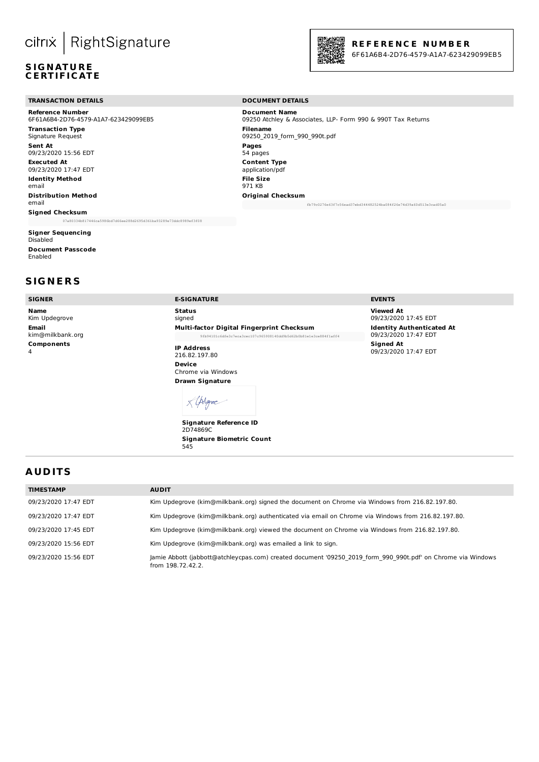citrix | RightSignature

**SIGNATURE CERTIFICATE**

**REFERENCE NUMBER**
6F61A6B4-2D76-4579-A1A7-623429099EB5

| TRANSACTION DETAILS | DOCUMENT DETAILS |
|---|---|
| **Reference Number**<br>6F61A6B4-2D76-4579-A1A7-623429099EB5 | **Document Name**<br>09250 Atchley & Associates, LLP- Form 990 & 990T Tax Returns |
| **Transaction Type**<br>Signature Request | **Filename**<br>09250_2019_form_990_990t.pdf |
| **Sent At**<br>09/23/2020 15:56 EDT | **Pages**<br>54 pages |
| **Executed At**<br>09/23/2020 17:47 EDT | **Content Type**<br>application/pdf |
| **Identity Method**<br>email | **File Size**<br>971 KB |
| **Distribution Method**<br>email | **Original Checksum**<br>fb79c0276e63f7c56ead37ebd344482524ba084f26e74d39a60d513e3cad05a0 |
| **Signed Checksum**<br>07a80334b817446ca5986bd7d66ee288d2695d361ba93289e73ddc8989ef3f08 | |
| **Signer Sequencing**<br>Disabled | |
| **Document Passcode**<br>Enabled | |

## SIGNERS

| SIGNER | E-SIGNATURE | EVENTS |
|---|---|---|
| **Name**<br>Kim Updegrove<br>**Email**<br>kim@milkbank.org<br>**Components**<br>4 | **Status**<br>signed<br>**Multi-factor Digital Fingerprint Checksum**<br>9fb94101c6dfe3c7eca3cec107c965908140dd9b5d62b0b81e1e3ce884f1aff4<br>**IP Address**<br>216.82.197.80<br>**Device**<br>Chrome via Windows<br>**Drawn Signature**<br>**Signature Reference ID**<br>2D74869C<br>**Signature Biometric Count**<br>545 | **Viewed At**<br>09/23/2020 17:45 EDT<br>**Identity Authenticated At**<br>09/23/2020 17:47 EDT<br>**Signed At**<br>09/23/2020 17:47 EDT |

## AUDITS

| TIMESTAMP | AUDIT |
|---|---|
| 09/23/2020 17:47 EDT | Kim Updegrove (kim@milkbank.org) signed the document on Chrome via Windows from 216.82.197.80. |
| 09/23/2020 17:47 EDT | Kim Updegrove (kim@milkbank.org) authenticated via email on Chrome via Windows from 216.82.197.80. |
| 09/23/2020 17:45 EDT | Kim Updegrove (kim@milkbank.org) viewed the document on Chrome via Windows from 216.82.197.80. |
| 09/23/2020 15:56 EDT | Kim Updegrove (kim@milkbank.org) was emailed a link to sign. |
| 09/23/2020 15:56 EDT | Jamie Abbott (jabbott@atchleycpas.com) created document '09250_2019_form_990_990t.pdf' on Chrome via Windows from 198.72.42.2. |